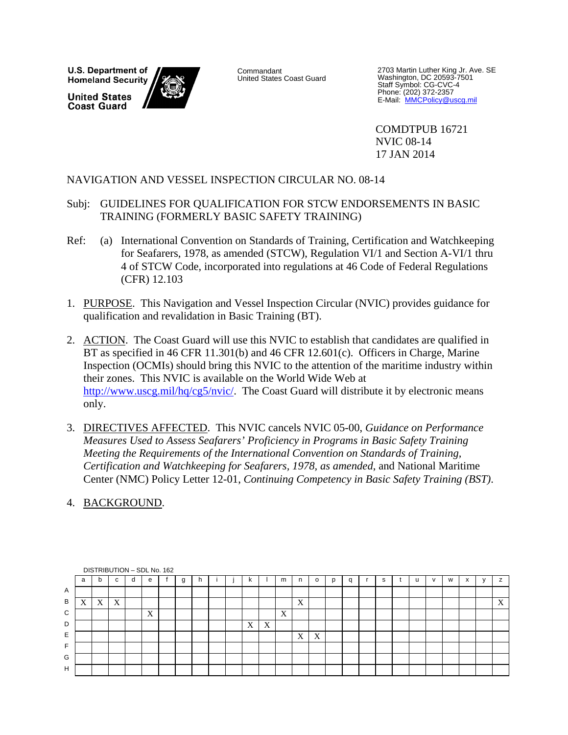U.S. Department of Homeland Security

United States Coast Guard

Commandant
United States Coast Guard

2703 Martin Luther King Jr. Ave. SE
Washington, DC 20593-7501
Staff Symbol: CG-CVC-4
Phone: (202) 372-2357
E-Mail: MMCPolicy@uscg.mil

COMDTPUB 16721
NVIC 08-14
17 JAN 2014

NAVIGATION AND VESSEL INSPECTION CIRCULAR NO. 08-14

Subj: GUIDELINES FOR QUALIFICATION FOR STCW ENDORSEMENTS IN BASIC TRAINING (FORMERLY BASIC SAFETY TRAINING)

Ref: (a) International Convention on Standards of Training, Certification and Watchkeeping for Seafarers, 1978, as amended (STCW), Regulation VI/1 and Section A-VI/1 thru 4 of STCW Code, incorporated into regulations at 46 Code of Federal Regulations (CFR) 12.103

1. <u>PURPOSE</u>. This Navigation and Vessel Inspection Circular (NVIC) provides guidance for qualification and revalidation in Basic Training (BT).

2. <u>ACTION</u>. The Coast Guard will use this NVIC to establish that candidates are qualified in BT as specified in 46 CFR 11.301(b) and 46 CFR 12.601(c). Officers in Charge, Marine Inspection (OCMIs) should bring this NVIC to the attention of the maritime industry within their zones. This NVIC is available on the World Wide Web at http://www.uscg.mil/hq/cg5/nvic/. The Coast Guard will distribute it by electronic means only.

3. <u>DIRECTIVES AFFECTED</u>. This NVIC cancels NVIC 05-00, *Guidance on Performance Measures Used to Assess Seafarers' Proficiency in Programs in Basic Safety Training Meeting the Requirements of the International Convention on Standards of Training, Certification and Watchkeeping for Seafarers, 1978, as amended*, and National Maritime Center (NMC) Policy Letter 12-01, *Continuing Competency in Basic Safety Training (BST)*.

4. <u>BACKGROUND</u>.

DISTRIBUTION – SDL No. 162

| | a | b | c | d | e | f | g | h | i | j | k | l | m | n | o | p | q | r | s | t | u | v | w | x | y | z |
|---|---|---|---|---|---|---|---|---|---|---|---|---|---|---|---|---|---|---|---|---|---|---|---|---|---|---|
| A | | | | | | | | | | | | | | | | | | | | | | | | | | |
| B | X | X | X | | | | | | | | | | | X | | | | | | | | | | | | X |
| C | | | | | X | | | | | | | | X | | | | | | | | | | | | | |
| D | | | | | | | | | | | X | X | | | | | | | | | | | | | | |
| E | | | | | | | | | | | | | | X | X | | | | | | | | | | | |
| F | | | | | | | | | | | | | | | | | | | | | | | | | | |
| G | | | | | | | | | | | | | | | | | | | | | | | | | | |
| H | | | | | | | | | | | | | | | | | | | | | | | | | | |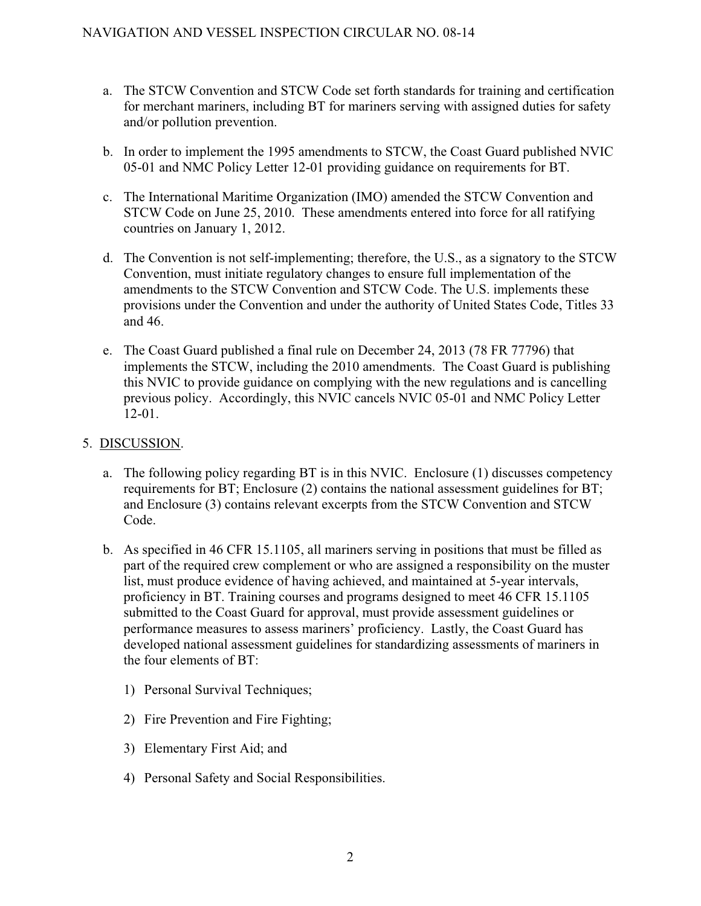a. The STCW Convention and STCW Code set forth standards for training and certification for merchant mariners, including BT for mariners serving with assigned duties for safety and/or pollution prevention.

b. In order to implement the 1995 amendments to STCW, the Coast Guard published NVIC 05-01 and NMC Policy Letter 12-01 providing guidance on requirements for BT.

c. The International Maritime Organization (IMO) amended the STCW Convention and STCW Code on June 25, 2010. These amendments entered into force for all ratifying countries on January 1, 2012.

d. The Convention is not self-implementing; therefore, the U.S., as a signatory to the STCW Convention, must initiate regulatory changes to ensure full implementation of the amendments to the STCW Convention and STCW Code. The U.S. implements these provisions under the Convention and under the authority of United States Code, Titles 33 and 46.

e. The Coast Guard published a final rule on December 24, 2013 (78 FR 77796) that implements the STCW, including the 2010 amendments. The Coast Guard is publishing this NVIC to provide guidance on complying with the new regulations and is cancelling previous policy. Accordingly, this NVIC cancels NVIC 05-01 and NMC Policy Letter 12-01.

5. <u>DISCUSSION</u>.

a. The following policy regarding BT is in this NVIC. Enclosure (1) discusses competency requirements for BT; Enclosure (2) contains the national assessment guidelines for BT; and Enclosure (3) contains relevant excerpts from the STCW Convention and STCW Code.

b. As specified in 46 CFR 15.1105, all mariners serving in positions that must be filled as part of the required crew complement or who are assigned a responsibility on the muster list, must produce evidence of having achieved, and maintained at 5-year intervals, proficiency in BT. Training courses and programs designed to meet 46 CFR 15.1105 submitted to the Coast Guard for approval, must provide assessment guidelines or performance measures to assess mariners' proficiency. Lastly, the Coast Guard has developed national assessment guidelines for standardizing assessments of mariners in the four elements of BT:

1) Personal Survival Techniques;

2) Fire Prevention and Fire Fighting;

3) Elementary First Aid; and

4) Personal Safety and Social Responsibilities.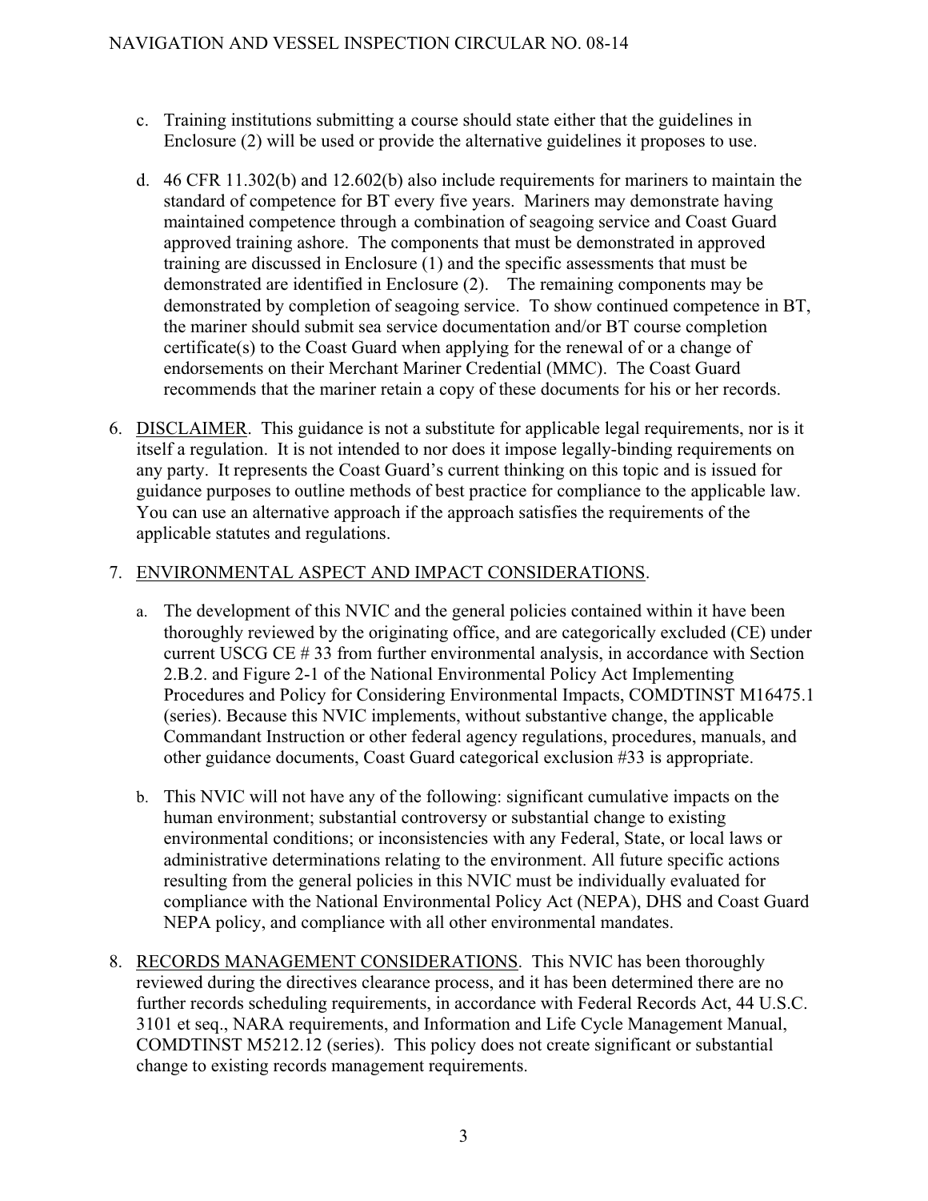c. Training institutions submitting a course should state either that the guidelines in Enclosure (2) will be used or provide the alternative guidelines it proposes to use.

d. 46 CFR 11.302(b) and 12.602(b) also include requirements for mariners to maintain the standard of competence for BT every five years. Mariners may demonstrate having maintained competence through a combination of seagoing service and Coast Guard approved training ashore. The components that must be demonstrated in approved training are discussed in Enclosure (1) and the specific assessments that must be demonstrated are identified in Enclosure (2). The remaining components may be demonstrated by completion of seagoing service. To show continued competence in BT, the mariner should submit sea service documentation and/or BT course completion certificate(s) to the Coast Guard when applying for the renewal of or a change of endorsements on their Merchant Mariner Credential (MMC). The Coast Guard recommends that the mariner retain a copy of these documents for his or her records.

6. <u>DISCLAIMER</u>. This guidance is not a substitute for applicable legal requirements, nor is it itself a regulation. It is not intended to nor does it impose legally-binding requirements on any party. It represents the Coast Guard's current thinking on this topic and is issued for guidance purposes to outline methods of best practice for compliance to the applicable law. You can use an alternative approach if the approach satisfies the requirements of the applicable statutes and regulations.

7. <u>ENVIRONMENTAL ASPECT AND IMPACT CONSIDERATIONS</u>.

   a. The development of this NVIC and the general policies contained within it have been thoroughly reviewed by the originating office, and are categorically excluded (CE) under current USCG CE # 33 from further environmental analysis, in accordance with Section 2.B.2. and Figure 2-1 of the National Environmental Policy Act Implementing Procedures and Policy for Considering Environmental Impacts, COMDTINST M16475.1 (series). Because this NVIC implements, without substantive change, the applicable Commandant Instruction or other federal agency regulations, procedures, manuals, and other guidance documents, Coast Guard categorical exclusion #33 is appropriate.

   b. This NVIC will not have any of the following: significant cumulative impacts on the human environment; substantial controversy or substantial change to existing environmental conditions; or inconsistencies with any Federal, State, or local laws or administrative determinations relating to the environment. All future specific actions resulting from the general policies in this NVIC must be individually evaluated for compliance with the National Environmental Policy Act (NEPA), DHS and Coast Guard NEPA policy, and compliance with all other environmental mandates.

8. <u>RECORDS MANAGEMENT CONSIDERATIONS</u>. This NVIC has been thoroughly reviewed during the directives clearance process, and it has been determined there are no further records scheduling requirements, in accordance with Federal Records Act, 44 U.S.C. 3101 et seq., NARA requirements, and Information and Life Cycle Management Manual, COMDTINST M5212.12 (series). This policy does not create significant or substantial change to existing records management requirements.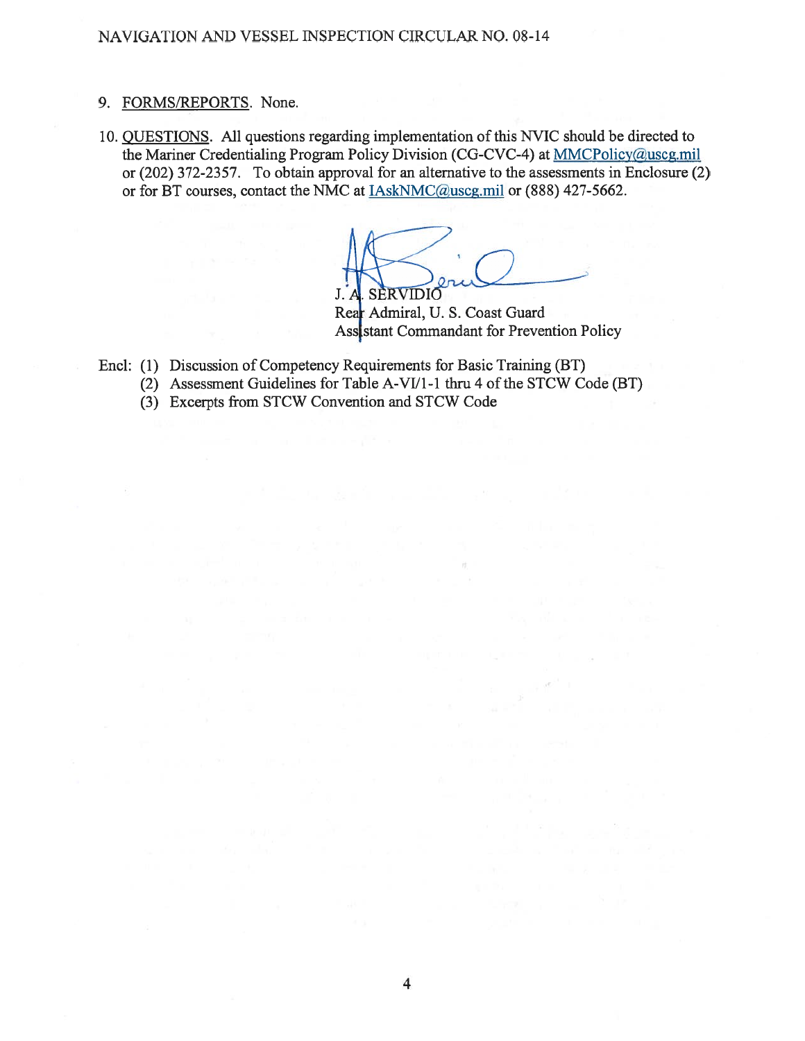9. FORMS/REPORTS. None.

10. QUESTIONS. All questions regarding implementation of this NVIC should be directed to the Mariner Credentialing Program Policy Division (CG-CVC-4) at MMCPolicy@uscg.mil or (202) 372-2357. To obtain approval for an alternative to the assessments in Enclosure (2) or for BT courses, contact the NMC at IAskNMC@uscg.mil or (888) 427-5662.

J. A. SERVIDIO
Rear Admiral, U. S. Coast Guard
Assistant Commandant for Prevention Policy

Encl: (1) Discussion of Competency Requirements for Basic Training (BT)
(2) Assessment Guidelines for Table A-VI/1-1 thru 4 of the STCW Code (BT)
(3) Excerpts from STCW Convention and STCW Code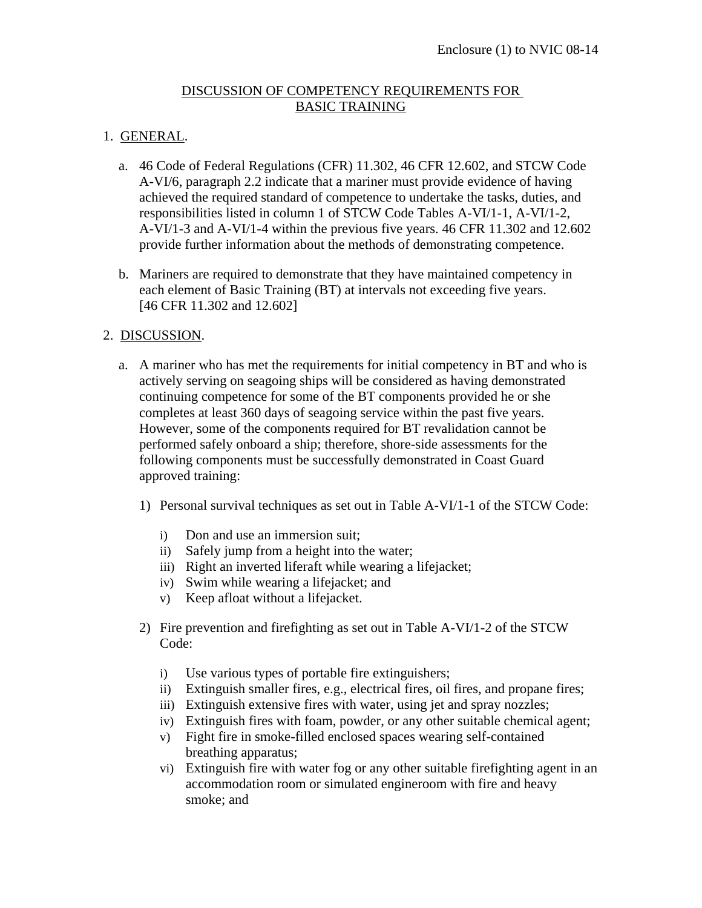Enclosure (1) to NVIC 08-14

# DISCUSSION OF COMPETENCY REQUIREMENTS FOR BASIC TRAINING

1. GENERAL.

   a. 46 Code of Federal Regulations (CFR) 11.302, 46 CFR 12.602, and STCW Code A-VI/6, paragraph 2.2 indicate that a mariner must provide evidence of having achieved the required standard of competence to undertake the tasks, duties, and responsibilities listed in column 1 of STCW Code Tables A-VI/1-1, A-VI/1-2, A-VI/1-3 and A-VI/1-4 within the previous five years. 46 CFR 11.302 and 12.602 provide further information about the methods of demonstrating competence.

   b. Mariners are required to demonstrate that they have maintained competency in each element of Basic Training (BT) at intervals not exceeding five years. [46 CFR 11.302 and 12.602]

2. DISCUSSION.

   a. A mariner who has met the requirements for initial competency in BT and who is actively serving on seagoing ships will be considered as having demonstrated continuing competence for some of the BT components provided he or she completes at least 360 days of seagoing service within the past five years. However, some of the components required for BT revalidation cannot be performed safely onboard a ship; therefore, shore-side assessments for the following components must be successfully demonstrated in Coast Guard approved training:

      1) Personal survival techniques as set out in Table A-VI/1-1 of the STCW Code:

         i) Don and use an immersion suit;
         ii) Safely jump from a height into the water;
         iii) Right an inverted liferaft while wearing a lifejacket;
         iv) Swim while wearing a lifejacket; and
         v) Keep afloat without a lifejacket.

      2) Fire prevention and firefighting as set out in Table A-VI/1-2 of the STCW Code:

         i) Use various types of portable fire extinguishers;
         ii) Extinguish smaller fires, e.g., electrical fires, oil fires, and propane fires;
         iii) Extinguish extensive fires with water, using jet and spray nozzles;
         iv) Extinguish fires with foam, powder, or any other suitable chemical agent;
         v) Fight fire in smoke-filled enclosed spaces wearing self-contained breathing apparatus;
         vi) Extinguish fire with water fog or any other suitable firefighting agent in an accommodation room or simulated engineroom with fire and heavy smoke; and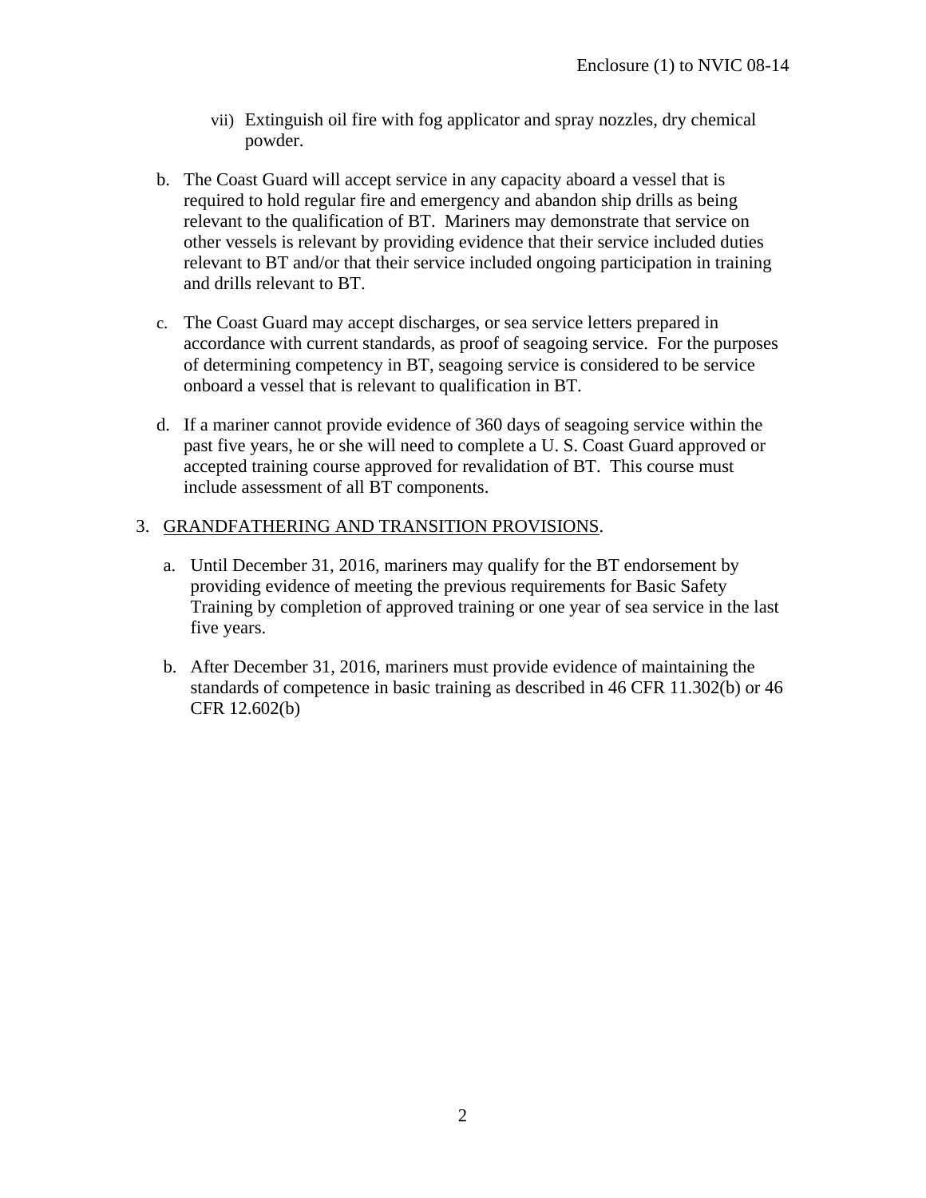vii) Extinguish oil fire with fog applicator and spray nozzles, dry chemical powder.

b. The Coast Guard will accept service in any capacity aboard a vessel that is required to hold regular fire and emergency and abandon ship drills as being relevant to the qualification of BT. Mariners may demonstrate that service on other vessels is relevant by providing evidence that their service included duties relevant to BT and/or that their service included ongoing participation in training and drills relevant to BT.

c. The Coast Guard may accept discharges, or sea service letters prepared in accordance with current standards, as proof of seagoing service. For the purposes of determining competency in BT, seagoing service is considered to be service onboard a vessel that is relevant to qualification in BT.

d. If a mariner cannot provide evidence of 360 days of seagoing service within the past five years, he or she will need to complete a U. S. Coast Guard approved or accepted training course approved for revalidation of BT. This course must include assessment of all BT components.

3. GRANDFATHERING AND TRANSITION PROVISIONS.

a. Until December 31, 2016, mariners may qualify for the BT endorsement by providing evidence of meeting the previous requirements for Basic Safety Training by completion of approved training or one year of sea service in the last five years.

b. After December 31, 2016, mariners must provide evidence of maintaining the standards of competence in basic training as described in 46 CFR 11.302(b) or 46 CFR 12.602(b)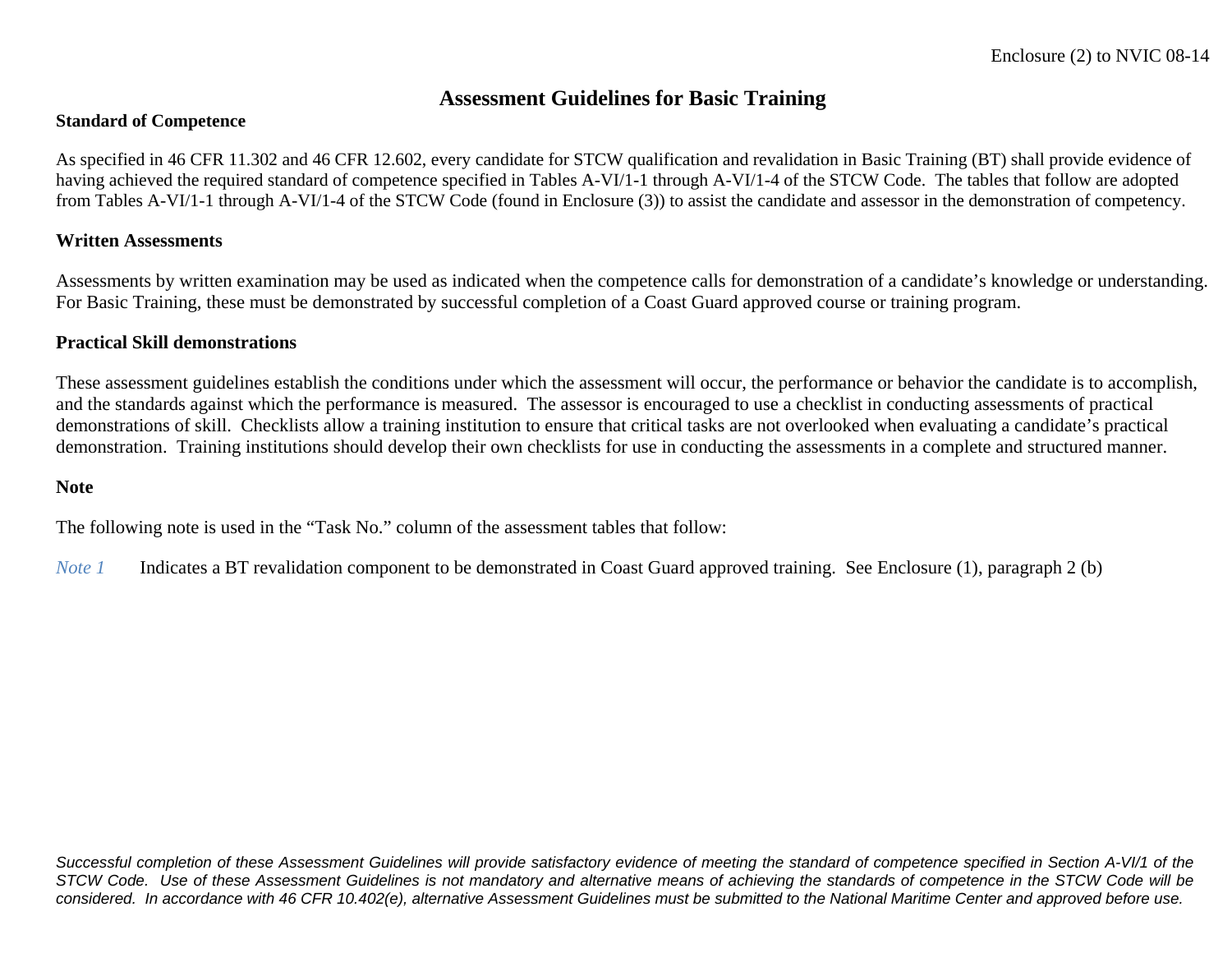# Assessment Guidelines for Basic Training

**Standard of Competence**

As specified in 46 CFR 11.302 and 46 CFR 12.602, every candidate for STCW qualification and revalidation in Basic Training (BT) shall provide evidence of having achieved the required standard of competence specified in Tables A-VI/1-1 through A-VI/1-4 of the STCW Code. The tables that follow are adopted from Tables A-VI/1-1 through A-VI/1-4 of the STCW Code (found in Enclosure (3)) to assist the candidate and assessor in the demonstration of competency.

**Written Assessments**

Assessments by written examination may be used as indicated when the competence calls for demonstration of a candidate's knowledge or understanding. For Basic Training, these must be demonstrated by successful completion of a Coast Guard approved course or training program.

**Practical Skill demonstrations**

These assessment guidelines establish the conditions under which the assessment will occur, the performance or behavior the candidate is to accomplish, and the standards against which the performance is measured. The assessor is encouraged to use a checklist in conducting assessments of practical demonstrations of skill. Checklists allow a training institution to ensure that critical tasks are not overlooked when evaluating a candidate's practical demonstration. Training institutions should develop their own checklists for use in conducting the assessments in a complete and structured manner.

**Note**

The following note is used in the "Task No." column of the assessment tables that follow:

*Note 1* Indicates a BT revalidation component to be demonstrated in Coast Guard approved training. See Enclosure (1), paragraph 2 (b)

*Successful completion of these Assessment Guidelines will provide satisfactory evidence of meeting the standard of competence specified in Section A-VI/1 of the STCW Code. Use of these Assessment Guidelines is not mandatory and alternative means of achieving the standards of competence in the STCW Code will be considered. In accordance with 46 CFR 10.402(e), alternative Assessment Guidelines must be submitted to the National Maritime Center and approved before use.*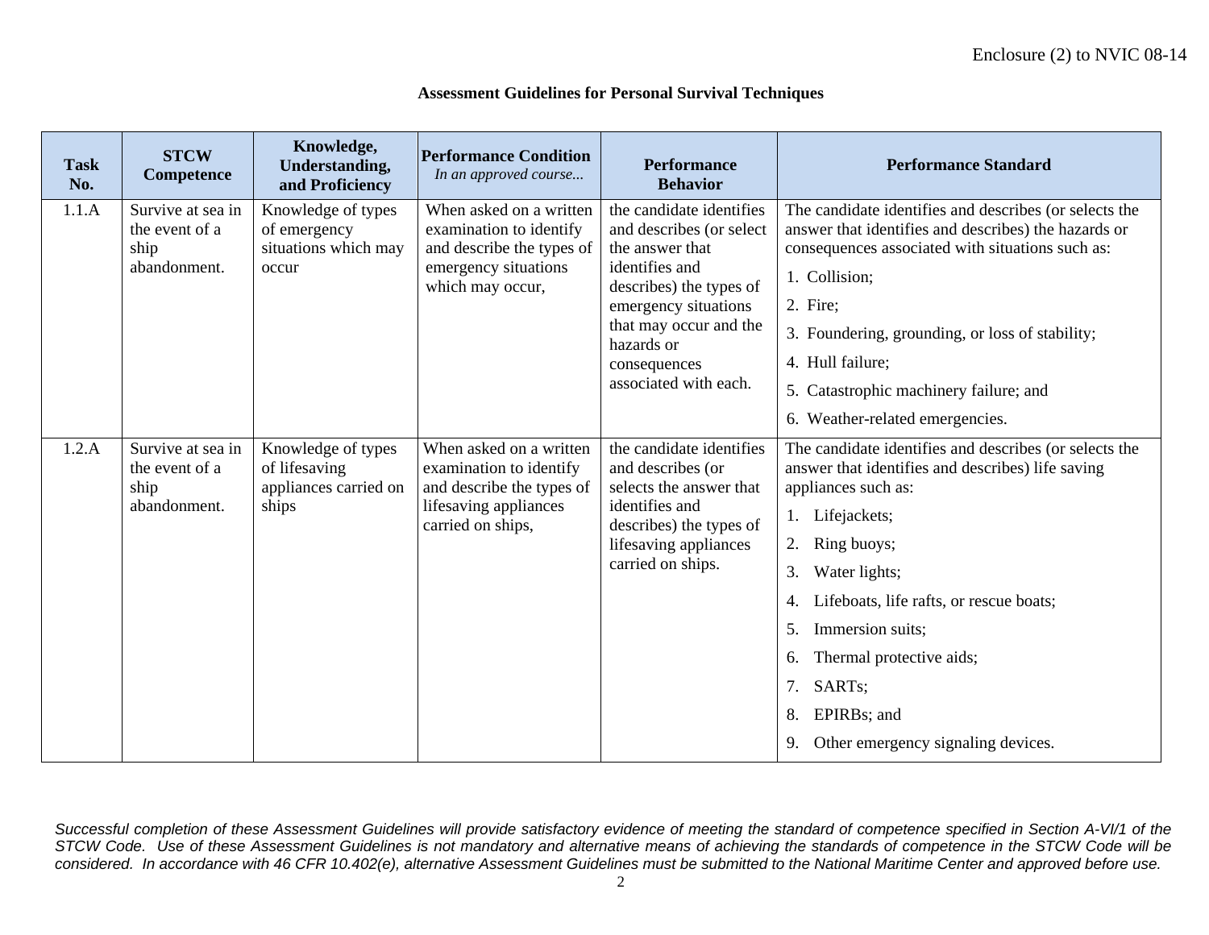**Assessment Guidelines for Personal Survival Techniques**

| Task No. | STCW Competence | Knowledge, Understanding, and Proficiency | Performance Condition *In an approved course...* | Performance Behavior | Performance Standard |
|---|---|---|---|---|---|
| 1.1.A | Survive at sea in the event of a ship abandonment. | Knowledge of types of emergency situations which may occur | When asked on a written examination to identify and describe the types of emergency situations which may occur, | the candidate identifies and describes (or select the answer that identifies and describes) the types of emergency situations that may occur and the hazards or consequences associated with each. | The candidate identifies and describes (or selects the answer that identifies and describes) the hazards or consequences associated with situations such as:<br>1. Collision;<br>2. Fire;<br>3. Foundering, grounding, or loss of stability;<br>4. Hull failure;<br>5. Catastrophic machinery failure; and<br>6. Weather-related emergencies. |
| 1.2.A | Survive at sea in the event of a ship abandonment. | Knowledge of types of lifesaving appliances carried on ships | When asked on a written examination to identify and describe the types of lifesaving appliances carried on ships, | the candidate identifies and describes (or selects the answer that identifies and describes) the types of lifesaving appliances carried on ships. | The candidate identifies and describes (or selects the answer that identifies and describes) life saving appliances such as:<br>1. Lifejackets;<br>2. Ring buoys;<br>3. Water lights;<br>4. Lifeboats, life rafts, or rescue boats;<br>5. Immersion suits;<br>6. Thermal protective aids;<br>7. SARTs;<br>8. EPIRBs; and<br>9. Other emergency signaling devices. |

*Successful completion of these Assessment Guidelines will provide satisfactory evidence of meeting the standard of competence specified in Section A-VI/1 of the STCW Code. Use of these Assessment Guidelines is not mandatory and alternative means of achieving the standards of competence in the STCW Code will be considered. In accordance with 46 CFR 10.402(e), alternative Assessment Guidelines must be submitted to the National Maritime Center and approved before use.*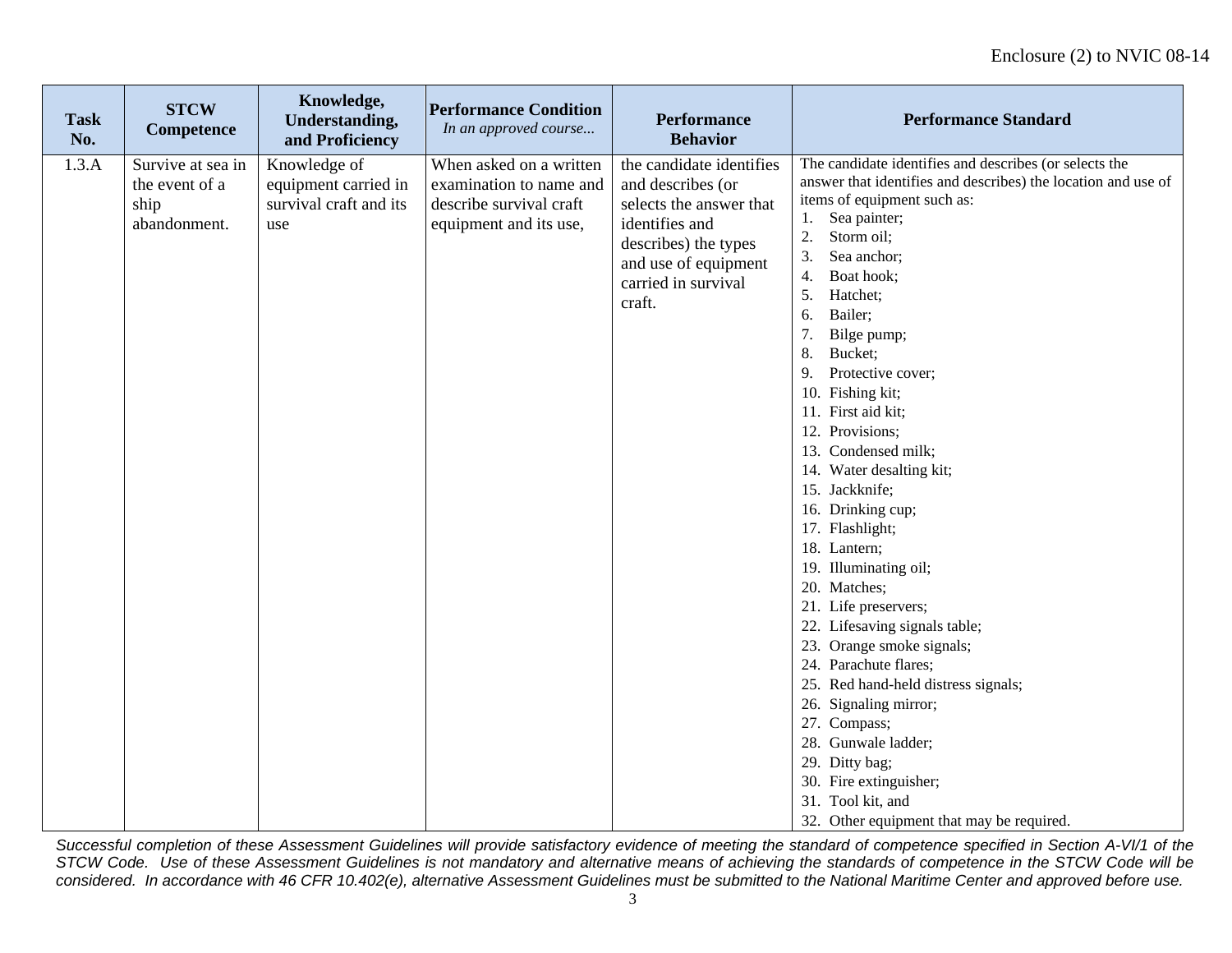| Task No. | STCW Competence | Knowledge, Understanding, and Proficiency | Performance Condition *In an approved course...* | Performance Behavior | Performance Standard |
|---|---|---|---|---|---|
| 1.3.A | Survive at sea in the event of a ship abandonment. | Knowledge of equipment carried in survival craft and its use | When asked on a written examination to name and describe survival craft equipment and its use, | the candidate identifies and describes (or selects the answer that identifies and describes) the types and use of equipment carried in survival craft. | The candidate identifies and describes (or selects the answer that identifies and describes) the location and use of items of equipment such as:<br>1. Sea painter;<br>2. Storm oil;<br>3. Sea anchor;<br>4. Boat hook;<br>5. Hatchet;<br>6. Bailer;<br>7. Bilge pump;<br>8. Bucket;<br>9. Protective cover;<br>10. Fishing kit;<br>11. First aid kit;<br>12. Provisions;<br>13. Condensed milk;<br>14. Water desalting kit;<br>15. Jackknife;<br>16. Drinking cup;<br>17. Flashlight;<br>18. Lantern;<br>19. Illuminating oil;<br>20. Matches;<br>21. Life preservers;<br>22. Lifesaving signals table;<br>23. Orange smoke signals;<br>24. Parachute flares;<br>25. Red hand-held distress signals;<br>26. Signaling mirror;<br>27. Compass;<br>28. Gunwale ladder;<br>29. Ditty bag;<br>30. Fire extinguisher;<br>31. Tool kit, and<br>32. Other equipment that may be required. |

*Successful completion of these Assessment Guidelines will provide satisfactory evidence of meeting the standard of competence specified in Section A-VI/1 of the STCW Code. Use of these Assessment Guidelines is not mandatory and alternative means of achieving the standards of competence in the STCW Code will be considered. In accordance with 46 CFR 10.402(e), alternative Assessment Guidelines must be submitted to the National Maritime Center and approved before use.*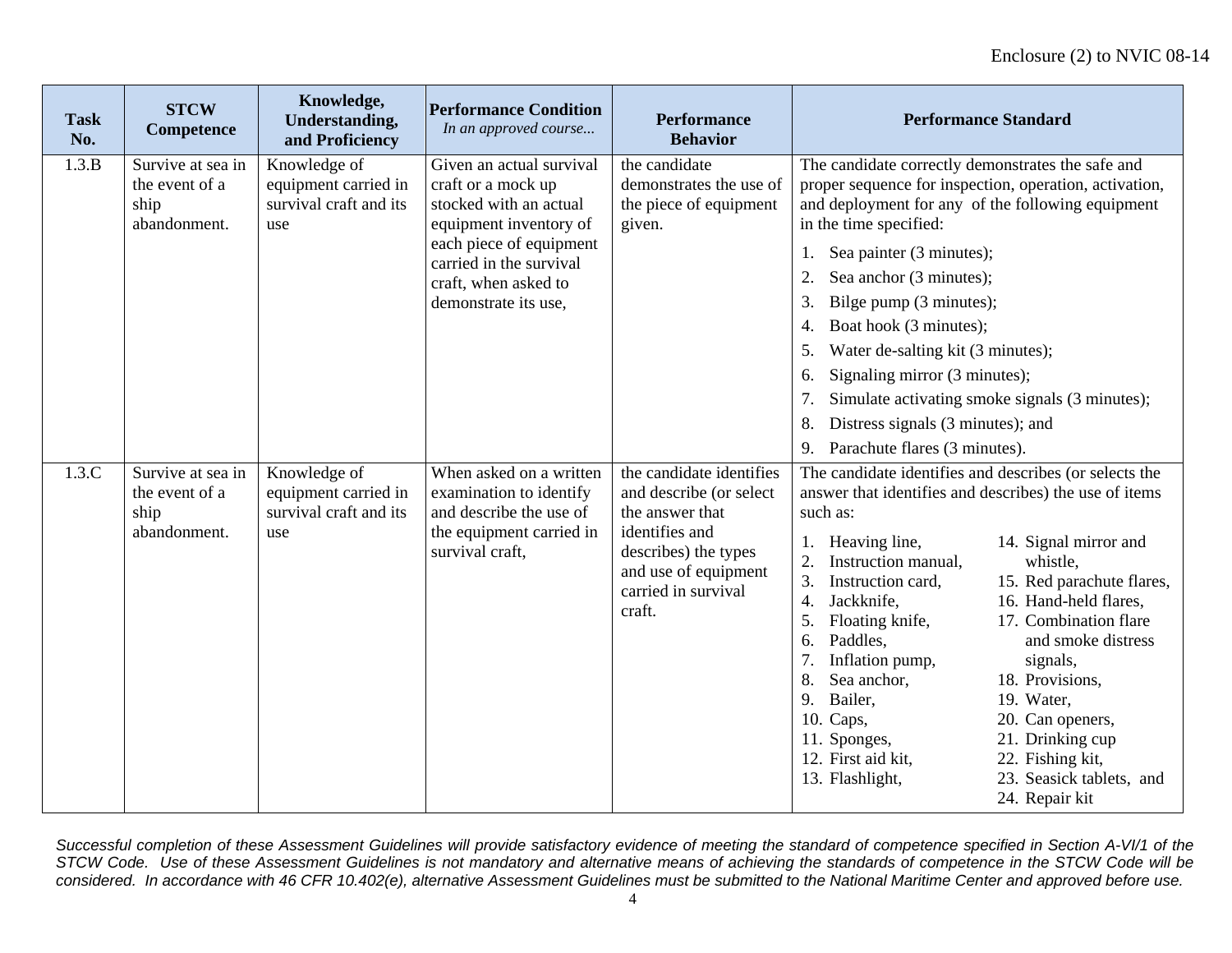| Task No. | STCW Competence | Knowledge, Understanding, and Proficiency | Performance Condition *In an approved course...* | Performance Behavior | Performance Standard |
|---|---|---|---|---|---|
| 1.3.B | Survive at sea in the event of a ship abandonment. | Knowledge of equipment carried in survival craft and its use | Given an actual survival craft or a mock up stocked with an actual equipment inventory of each piece of equipment carried in the survival craft, when asked to demonstrate its use, | the candidate demonstrates the use of the piece of equipment given. | The candidate correctly demonstrates the safe and proper sequence for inspection, operation, activation, and deployment for any of the following equipment in the time specified:<br>1. Sea painter (3 minutes);<br>2. Sea anchor (3 minutes);<br>3. Bilge pump (3 minutes);<br>4. Boat hook (3 minutes);<br>5. Water de-salting kit (3 minutes);<br>6. Signaling mirror (3 minutes);<br>7. Simulate activating smoke signals (3 minutes);<br>8. Distress signals (3 minutes); and<br>9. Parachute flares (3 minutes). |
| 1.3.C | Survive at sea in the event of a ship abandonment. | Knowledge of equipment carried in survival craft and its use | When asked on a written examination to identify and describe the use of the equipment carried in survival craft, | the candidate identifies and describe (or select the answer that identifies and describes) the types and use of equipment carried in survival craft. | The candidate identifies and describes (or selects the answer that identifies and describes) the use of items such as:<br>1. Heaving line,<br>2. Instruction manual,<br>3. Instruction card,<br>4. Jackknife,<br>5. Floating knife,<br>6. Paddles,<br>7. Inflation pump,<br>8. Sea anchor,<br>9. Bailer,<br>10. Caps,<br>11. Sponges,<br>12. First aid kit,<br>13. Flashlight,<br>14. Signal mirror and whistle,<br>15. Red parachute flares,<br>16. Hand-held flares,<br>17. Combination flare and smoke distress signals,<br>18. Provisions,<br>19. Water,<br>20. Can openers,<br>21. Drinking cup<br>22. Fishing kit,<br>23. Seasick tablets, and<br>24. Repair kit |

*Successful completion of these Assessment Guidelines will provide satisfactory evidence of meeting the standard of competence specified in Section A-VI/1 of the STCW Code. Use of these Assessment Guidelines is not mandatory and alternative means of achieving the standards of competence in the STCW Code will be considered. In accordance with 46 CFR 10.402(e), alternative Assessment Guidelines must be submitted to the National Maritime Center and approved before use.*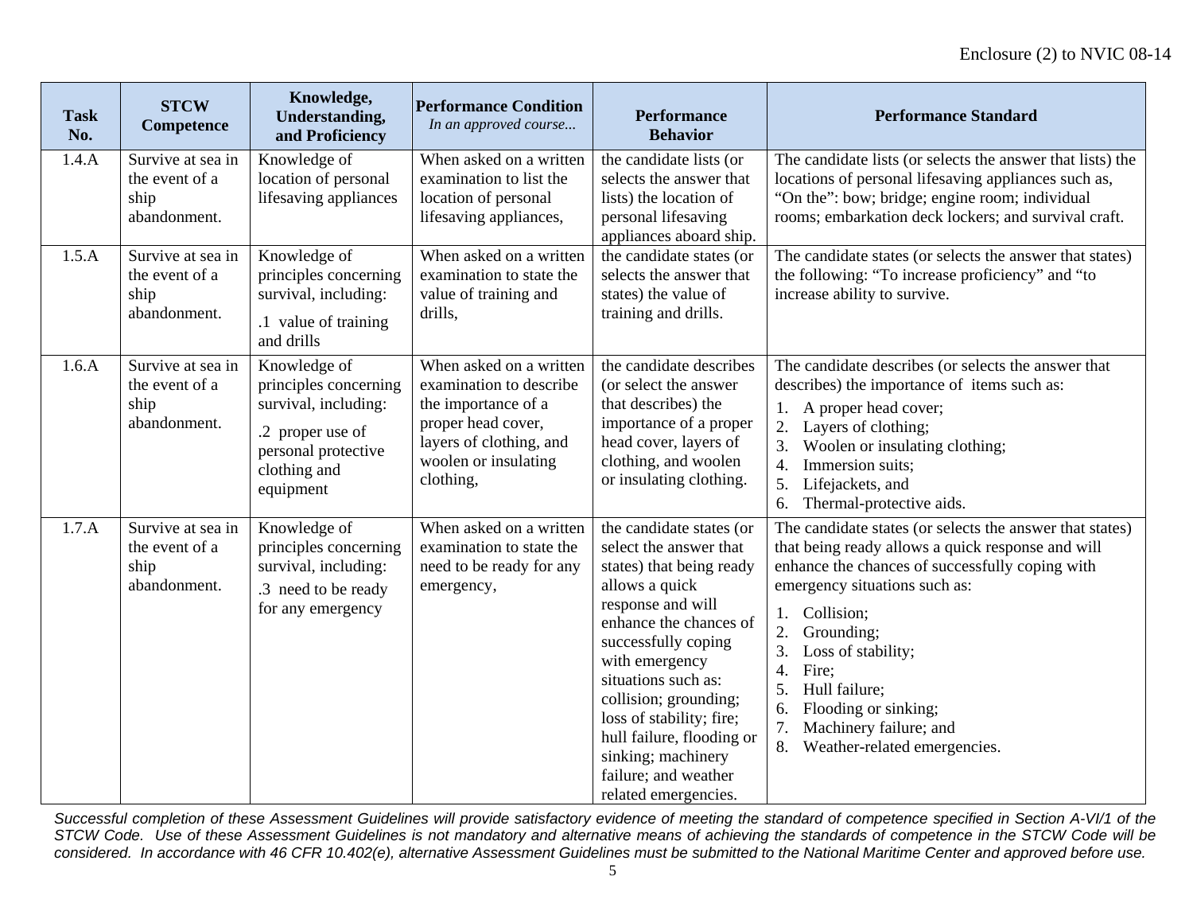| Task No. | STCW Competence | Knowledge, Understanding, and Proficiency | Performance Condition *In an approved course...* | Performance Behavior | Performance Standard |
|---|---|---|---|---|---|
| 1.4.A | Survive at sea in the event of a ship abandonment. | Knowledge of location of personal lifesaving appliances | When asked on a written examination to list the location of personal lifesaving appliances, | the candidate lists (or selects the answer that lists) the location of personal lifesaving appliances aboard ship. | The candidate lists (or selects the answer that lists) the locations of personal lifesaving appliances such as, "On the": bow; bridge; engine room; individual rooms; embarkation deck lockers; and survival craft. |
| 1.5.A | Survive at sea in the event of a ship abandonment. | Knowledge of principles concerning survival, including: .1 value of training and drills | When asked on a written examination to state the value of training and drills, | the candidate states (or selects the answer that states) the value of training and drills. | The candidate states (or selects the answer that states) the following: "To increase proficiency" and "to increase ability to survive. |
| 1.6.A | Survive at sea in the event of a ship abandonment. | Knowledge of principles concerning survival, including: .2 proper use of personal protective clothing and equipment | When asked on a written examination to describe the importance of a proper head cover, layers of clothing, and woolen or insulating clothing, | the candidate describes (or select the answer that describes) the importance of a proper head cover, layers of clothing, and woolen or insulating clothing. | The candidate describes (or selects the answer that describes) the importance of items such as: 1. A proper head cover; 2. Layers of clothing; 3. Woolen or insulating clothing; 4. Immersion suits; 5. Lifejackets, and 6. Thermal-protective aids. |
| 1.7.A | Survive at sea in the event of a ship abandonment. | Knowledge of principles concerning survival, including: .3 need to be ready for any emergency | When asked on a written examination to state the need to be ready for any emergency, | the candidate states (or select the answer that states) that being ready allows a quick response and will enhance the chances of successfully coping with emergency situations such as: collision; grounding; loss of stability; fire; hull failure, flooding or sinking; machinery failure; and weather related emergencies. | The candidate states (or selects the answer that states) that being ready allows a quick response and will enhance the chances of successfully coping with emergency situations such as: 1. Collision; 2. Grounding; 3. Loss of stability; 4. Fire; 5. Hull failure; 6. Flooding or sinking; 7. Machinery failure; and 8. Weather-related emergencies. |

*Successful completion of these Assessment Guidelines will provide satisfactory evidence of meeting the standard of competence specified in Section A-VI/1 of the STCW Code. Use of these Assessment Guidelines is not mandatory and alternative means of achieving the standards of competence in the STCW Code will be considered. In accordance with 46 CFR 10.402(e), alternative Assessment Guidelines must be submitted to the National Maritime Center and approved before use.*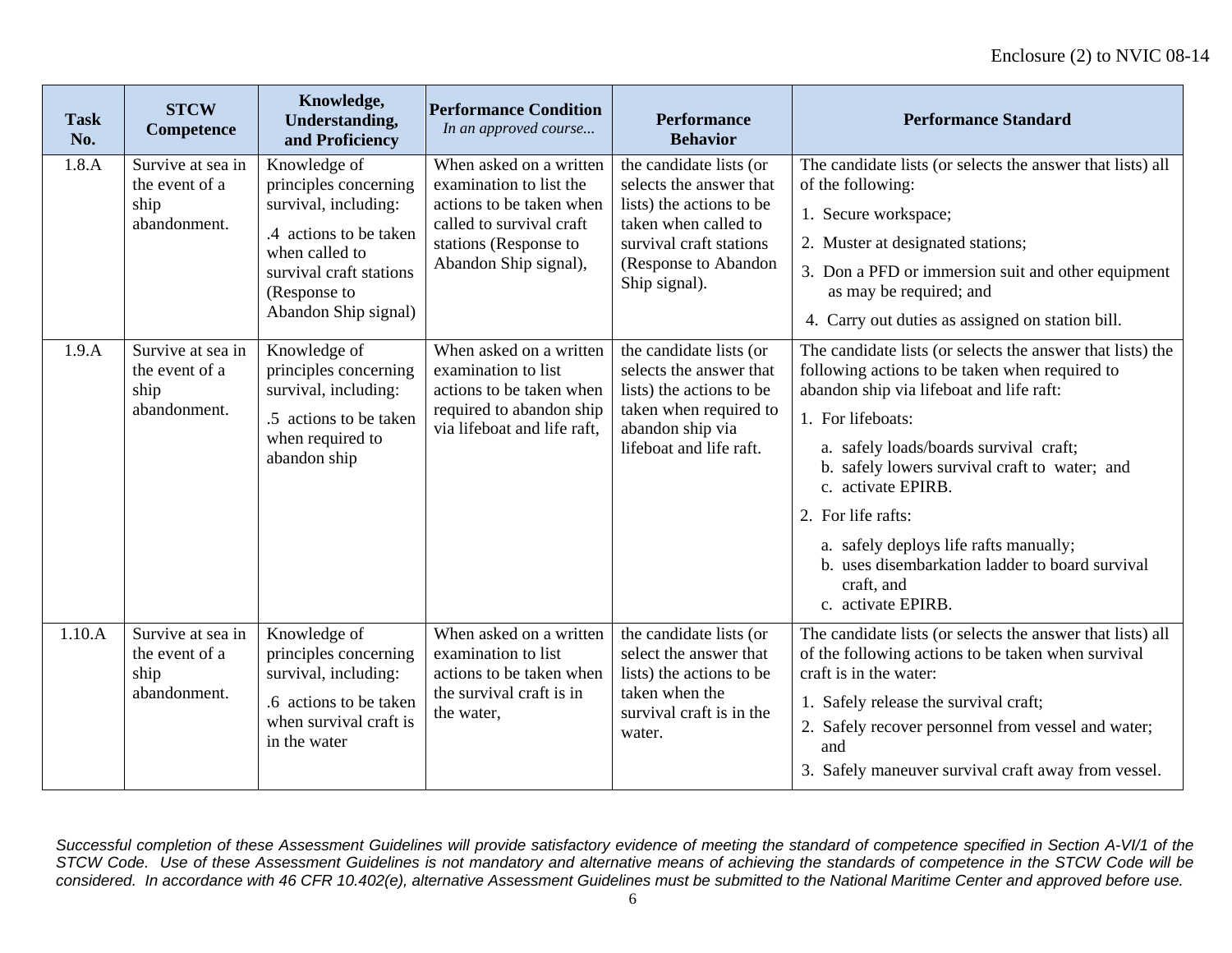| Task No. | STCW Competence | Knowledge, Understanding, and Proficiency | Performance Condition *In an approved course...* | Performance Behavior | Performance Standard |
|---|---|---|---|---|---|
| 1.8.A | Survive at sea in the event of a ship abandonment. | Knowledge of principles concerning survival, including: .4 actions to be taken when called to survival craft stations (Response to Abandon Ship signal) | When asked on a written examination to list the actions to be taken when called to survival craft stations (Response to Abandon Ship signal), | the candidate lists (or selects the answer that lists) the actions to be taken when called to survival craft stations (Response to Abandon Ship signal). | The candidate lists (or selects the answer that lists) all of the following: 1. Secure workspace; 2. Muster at designated stations; 3. Don a PFD or immersion suit and other equipment as may be required; and 4. Carry out duties as assigned on station bill. |
| 1.9.A | Survive at sea in the event of a ship abandonment. | Knowledge of principles concerning survival, including: .5 actions to be taken when required to abandon ship | When asked on a written examination to list actions to be taken when required to abandon ship via lifeboat and life raft, | the candidate lists (or selects the answer that lists) the actions to be taken when required to abandon ship via lifeboat and life raft. | The candidate lists (or selects the answer that lists) the following actions to be taken when required to abandon ship via lifeboat and life raft: 1. For lifeboats: a. safely loads/boards survival craft; b. safely lowers survival craft to water; and c. activate EPIRB. 2. For life rafts: a. safely deploys life rafts manually; b. uses disembarkation ladder to board survival craft, and c. activate EPIRB. |
| 1.10.A | Survive at sea in the event of a ship abandonment. | Knowledge of principles concerning survival, including: .6 actions to be taken when survival craft is in the water | When asked on a written examination to list actions to be taken when the survival craft is in the water, | the candidate lists (or select the answer that lists) the actions to be taken when the survival craft is in the water. | The candidate lists (or selects the answer that lists) all of the following actions to be taken when survival craft is in the water: 1. Safely release the survival craft; 2. Safely recover personnel from vessel and water; and 3. Safely maneuver survival craft away from vessel. |

*Successful completion of these Assessment Guidelines will provide satisfactory evidence of meeting the standard of competence specified in Section A-VI/1 of the STCW Code. Use of these Assessment Guidelines is not mandatory and alternative means of achieving the standards of competence in the STCW Code will be considered. In accordance with 46 CFR 10.402(e), alternative Assessment Guidelines must be submitted to the National Maritime Center and approved before use.*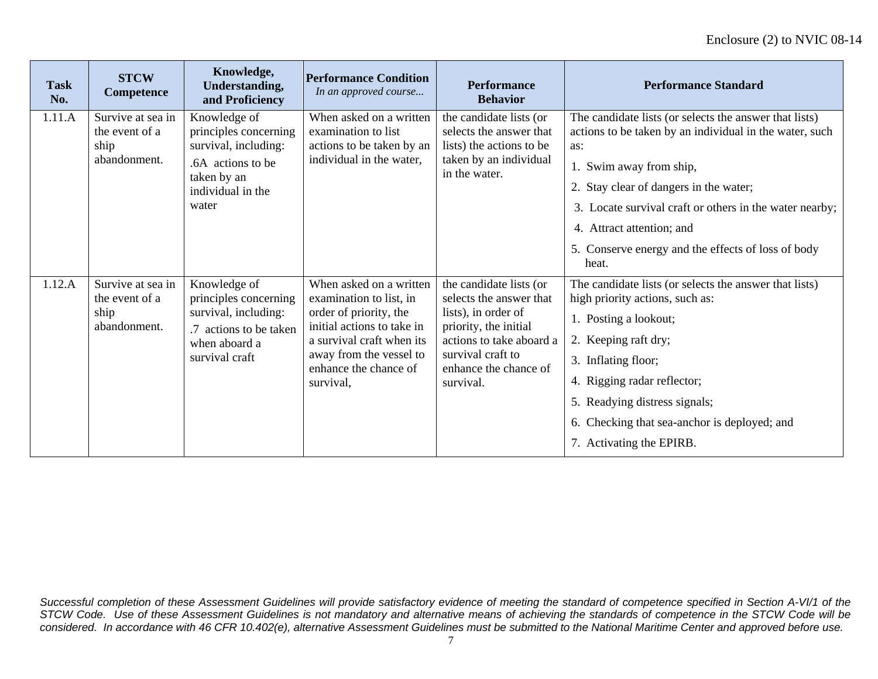| Task No. | STCW Competence | Knowledge, Understanding, and Proficiency | Performance Condition *In an approved course...* | Performance Behavior | Performance Standard |
|---|---|---|---|---|---|
| 1.11.A | Survive at sea in the event of a ship abandonment. | Knowledge of principles concerning survival, including: .6A actions to be taken by an individual in the water | When asked on a written examination to list actions to be taken by an individual in the water, | the candidate lists (or selects the answer that lists) the actions to be taken by an individual in the water. | The candidate lists (or selects the answer that lists) actions to be taken by an individual in the water, such as: 1. Swim away from ship, 2. Stay clear of dangers in the water; 3. Locate survival craft or others in the water nearby; 4. Attract attention; and 5. Conserve energy and the effects of loss of body heat. |
| 1.12.A | Survive at sea in the event of a ship abandonment. | Knowledge of principles concerning survival, including: .7 actions to be taken when aboard a survival craft | When asked on a written examination to list, in order of priority, the initial actions to take in a survival craft when its away from the vessel to enhance the chance of survival, | the candidate lists (or selects the answer that lists), in order of priority, the initial actions to take aboard a survival craft to enhance the chance of survival. | The candidate lists (or selects the answer that lists) high priority actions, such as: 1. Posting a lookout; 2. Keeping raft dry; 3. Inflating floor; 4. Rigging radar reflector; 5. Readying distress signals; 6. Checking that sea-anchor is deployed; and 7. Activating the EPIRB. |

*Successful completion of these Assessment Guidelines will provide satisfactory evidence of meeting the standard of competence specified in Section A-VI/1 of the STCW Code. Use of these Assessment Guidelines is not mandatory and alternative means of achieving the standards of competence in the STCW Code will be considered. In accordance with 46 CFR 10.402(e), alternative Assessment Guidelines must be submitted to the National Maritime Center and approved before use.*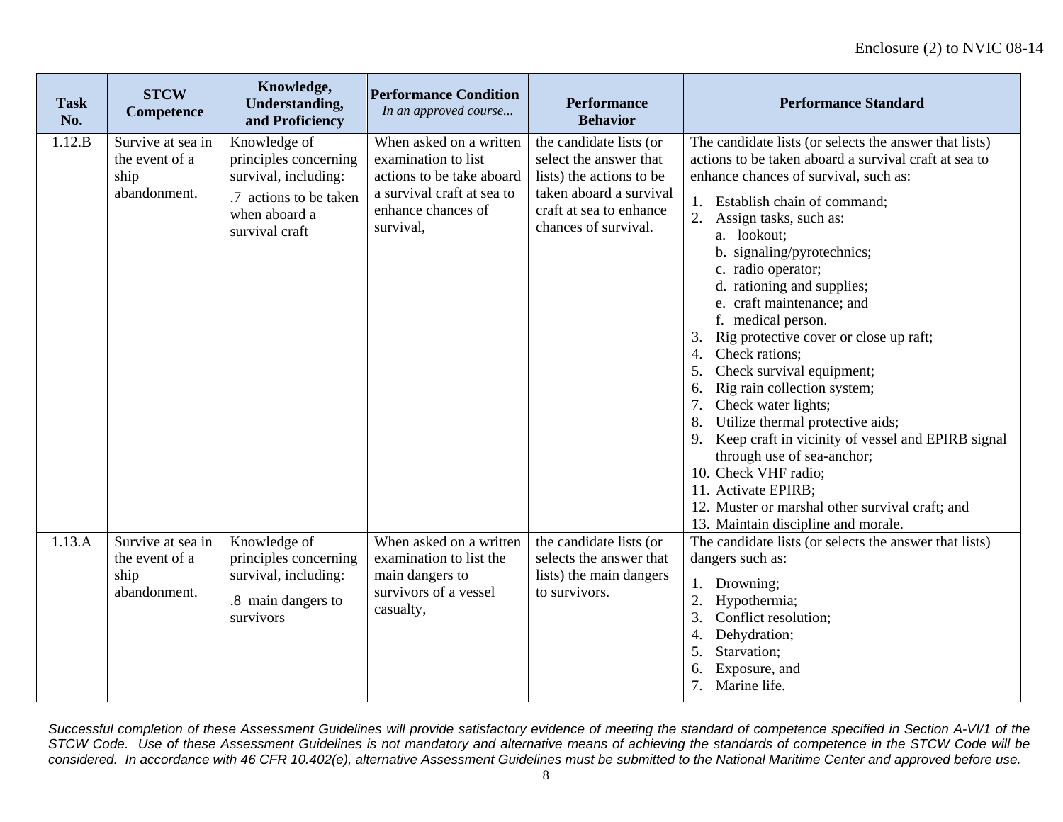| Task No. | STCW Competence | Knowledge, Understanding, and Proficiency | Performance Condition *In an approved course...* | Performance Behavior | Performance Standard |
|---|---|---|---|---|---|
| 1.12.B | Survive at sea in the event of a ship abandonment. | Knowledge of principles concerning survival, including: .7 actions to be taken when aboard a survival craft | When asked on a written examination to list actions to be take aboard a survival craft at sea to enhance chances of survival, | the candidate lists (or select the answer that lists) the actions to be taken aboard a survival craft at sea to enhance chances of survival. | The candidate lists (or selects the answer that lists) actions to be taken aboard a survival craft at sea to enhance chances of survival, such as: 1. Establish chain of command; 2. Assign tasks, such as: a. lookout; b. signaling/pyrotechnics; c. radio operator; d. rationing and supplies; e. craft maintenance; and f. medical person. 3. Rig protective cover or close up raft; 4. Check rations; 5. Check survival equipment; 6. Rig rain collection system; 7. Check water lights; 8. Utilize thermal protective aids; 9. Keep craft in vicinity of vessel and EPIRB signal through use of sea-anchor; 10. Check VHF radio; 11. Activate EPIRB; 12. Muster or marshal other survival craft; and 13. Maintain discipline and morale. |
| 1.13.A | Survive at sea in the event of a ship abandonment. | Knowledge of principles concerning survival, including: .8 main dangers to survivors | When asked on a written examination to list the main dangers to survivors of a vessel casualty, | the candidate lists (or selects the answer that lists) the main dangers to survivors. | The candidate lists (or selects the answer that lists) dangers such as: 1. Drowning; 2. Hypothermia; 3. Conflict resolution; 4. Dehydration; 5. Starvation; 6. Exposure, and 7. Marine life. |

*Successful completion of these Assessment Guidelines will provide satisfactory evidence of meeting the standard of competence specified in Section A-VI/1 of the STCW Code. Use of these Assessment Guidelines is not mandatory and alternative means of achieving the standards of competence in the STCW Code will be considered. In accordance with 46 CFR 10.402(e), alternative Assessment Guidelines must be submitted to the National Maritime Center and approved before use.*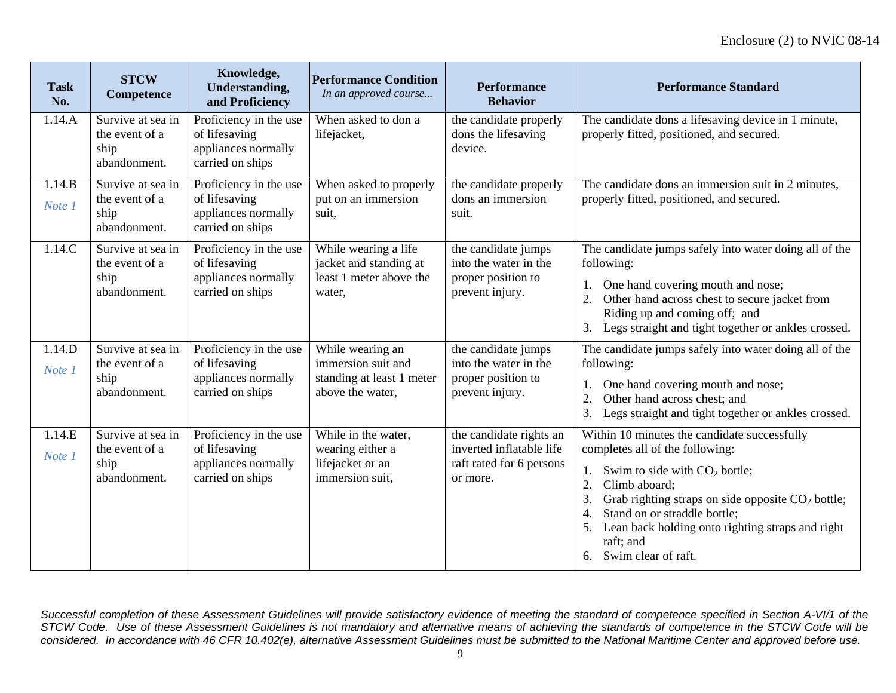| Task No. | STCW Competence | Knowledge, Understanding, and Proficiency | Performance Condition *In an approved course...* | Performance Behavior | Performance Standard |
|---|---|---|---|---|---|
| 1.14.A | Survive at sea in the event of a ship abandonment. | Proficiency in the use of lifesaving appliances normally carried on ships | When asked to don a lifejacket, | the candidate properly dons the lifesaving device. | The candidate dons a lifesaving device in 1 minute, properly fitted, positioned, and secured. |
| 1.14.B *Note 1* | Survive at sea in the event of a ship abandonment. | Proficiency in the use of lifesaving appliances normally carried on ships | When asked to properly put on an immersion suit, | the candidate properly dons an immersion suit. | The candidate dons an immersion suit in 2 minutes, properly fitted, positioned, and secured. |
| 1.14.C | Survive at sea in the event of a ship abandonment. | Proficiency in the use of lifesaving appliances normally carried on ships | While wearing a life jacket and standing at least 1 meter above the water, | the candidate jumps into the water in the proper position to prevent injury. | The candidate jumps safely into water doing all of the following: 1. One hand covering mouth and nose; 2. Other hand across chest to secure jacket from Riding up and coming off; and 3. Legs straight and tight together or ankles crossed. |
| 1.14.D *Note 1* | Survive at sea in the event of a ship abandonment. | Proficiency in the use of lifesaving appliances normally carried on ships | While wearing an immersion suit and standing at least 1 meter above the water, | the candidate jumps into the water in the proper position to prevent injury. | The candidate jumps safely into water doing all of the following: 1. One hand covering mouth and nose; 2. Other hand across chest; and 3. Legs straight and tight together or ankles crossed. |
| 1.14.E *Note 1* | Survive at sea in the event of a ship abandonment. | Proficiency in the use of lifesaving appliances normally carried on ships | While in the water, wearing either a lifejacket or an immersion suit, | the candidate rights an inverted inflatable life raft rated for 6 persons or more. | Within 10 minutes the candidate successfully completes all of the following: 1. Swim to side with $CO_2$ bottle; 2. Climb aboard; 3. Grab righting straps on side opposite $CO_2$ bottle; 4. Stand on or straddle bottle; 5. Lean back holding onto righting straps and right raft; and 6. Swim clear of raft. |

*Successful completion of these Assessment Guidelines will provide satisfactory evidence of meeting the standard of competence specified in Section A-VI/1 of the STCW Code. Use of these Assessment Guidelines is not mandatory and alternative means of achieving the standards of competence in the STCW Code will be considered. In accordance with 46 CFR 10.402(e), alternative Assessment Guidelines must be submitted to the National Maritime Center and approved before use.*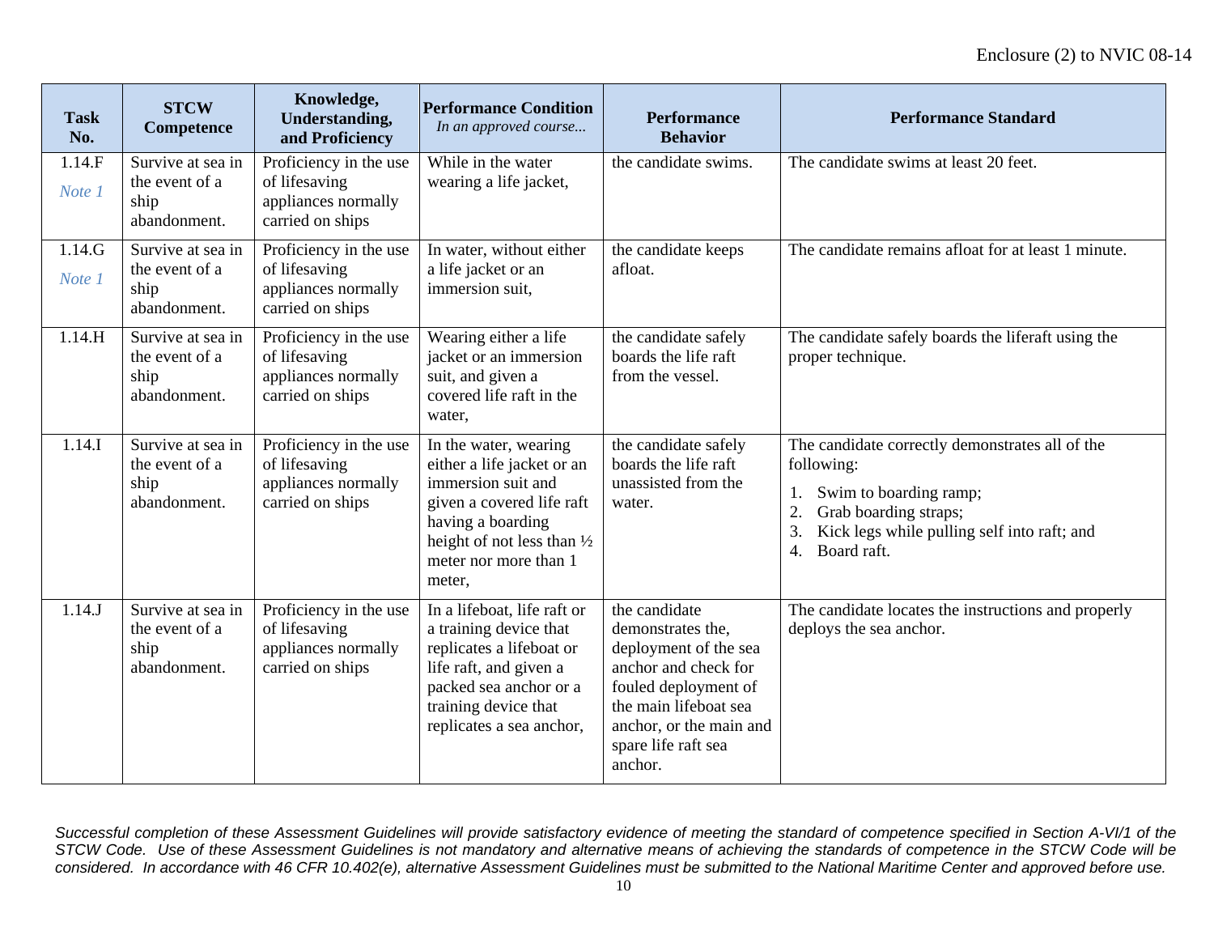| Task No. | STCW Competence | Knowledge, Understanding, and Proficiency | Performance Condition *In an approved course...* | Performance Behavior | Performance Standard |
|---|---|---|---|---|---|
| 1.14.F *Note 1* | Survive at sea in the event of a ship abandonment. | Proficiency in the use of lifesaving appliances normally carried on ships | While in the water wearing a life jacket, | the candidate swims. | The candidate swims at least 20 feet. |
| 1.14.G *Note 1* | Survive at sea in the event of a ship abandonment. | Proficiency in the use of lifesaving appliances normally carried on ships | In water, without either a life jacket or an immersion suit, | the candidate keeps afloat. | The candidate remains afloat for at least 1 minute. |
| 1.14.H | Survive at sea in the event of a ship abandonment. | Proficiency in the use of lifesaving appliances normally carried on ships | Wearing either a life jacket or an immersion suit, and given a covered life raft in the water, | the candidate safely boards the life raft from the vessel. | The candidate safely boards the liferaft using the proper technique. |
| 1.14.I | Survive at sea in the event of a ship abandonment. | Proficiency in the use of lifesaving appliances normally carried on ships | In the water, wearing either a life jacket or an immersion suit and given a covered life raft having a boarding height of not less than ½ meter nor more than 1 meter, | the candidate safely boards the life raft unassisted from the water. | The candidate correctly demonstrates all of the following: 1. Swim to boarding ramp; 2. Grab boarding straps; 3. Kick legs while pulling self into raft; and 4. Board raft. |
| 1.14.J | Survive at sea in the event of a ship abandonment. | Proficiency in the use of lifesaving appliances normally carried on ships | In a lifeboat, life raft or a training device that replicates a lifeboat or life raft, and given a packed sea anchor or a training device that replicates a sea anchor, | the candidate demonstrates the, deployment of the sea anchor and check for fouled deployment of the main lifeboat sea anchor, or the main and spare life raft sea anchor. | The candidate locates the instructions and properly deploys the sea anchor. |

*Successful completion of these Assessment Guidelines will provide satisfactory evidence of meeting the standard of competence specified in Section A-VI/1 of the STCW Code. Use of these Assessment Guidelines is not mandatory and alternative means of achieving the standards of competence in the STCW Code will be considered. In accordance with 46 CFR 10.402(e), alternative Assessment Guidelines must be submitted to the National Maritime Center and approved before use.*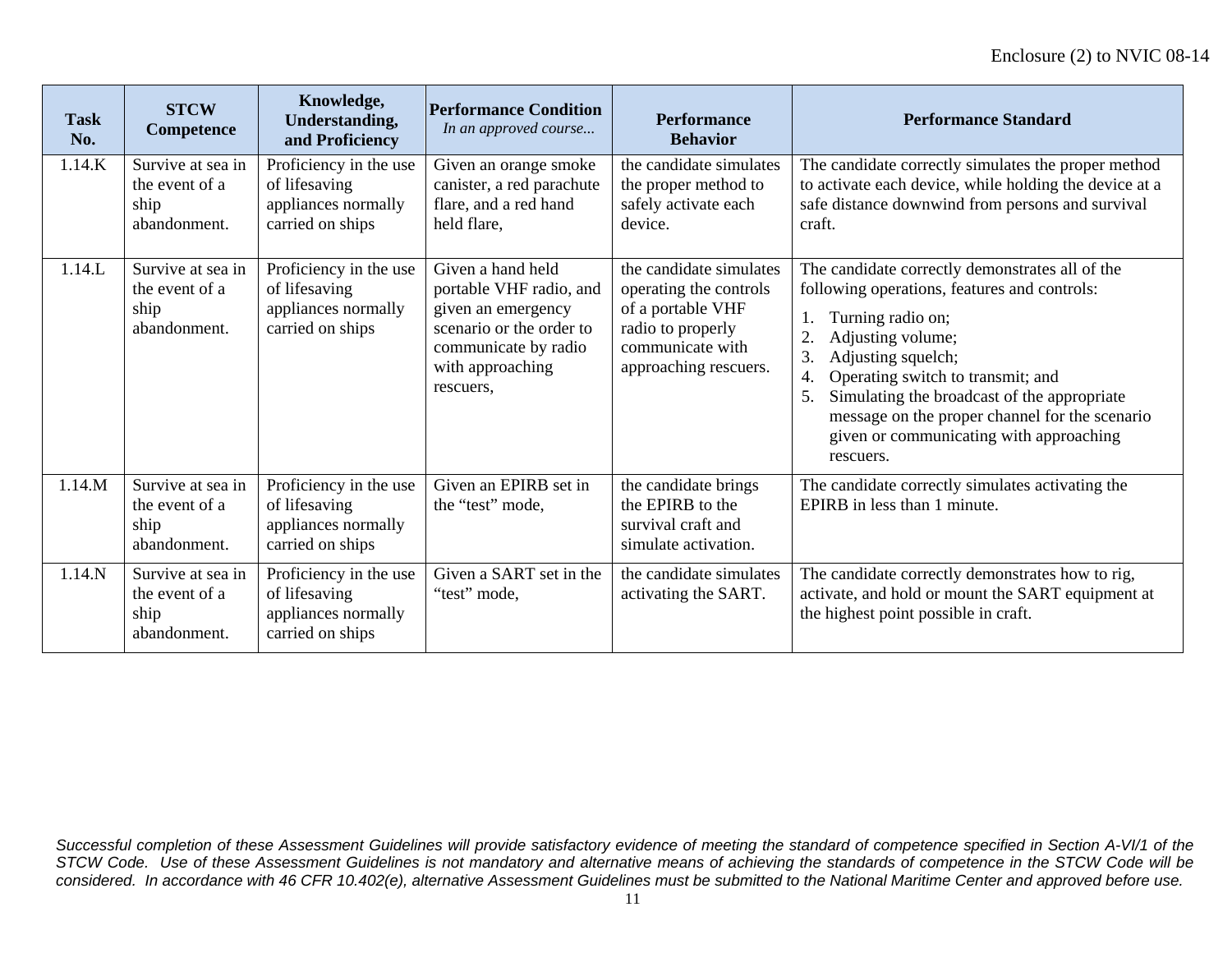| Task No. | STCW Competence | Knowledge, Understanding, and Proficiency | Performance Condition *In an approved course...* | Performance Behavior | Performance Standard |
|---|---|---|---|---|---|
| 1.14.K | Survive at sea in the event of a ship abandonment. | Proficiency in the use of lifesaving appliances normally carried on ships | Given an orange smoke canister, a red parachute flare, and a red hand held flare, | the candidate simulates the proper method to safely activate each device. | The candidate correctly simulates the proper method to activate each device, while holding the device at a safe distance downwind from persons and survival craft. |
| 1.14.L | Survive at sea in the event of a ship abandonment. | Proficiency in the use of lifesaving appliances normally carried on ships | Given a hand held portable VHF radio, and given an emergency scenario or the order to communicate by radio with approaching rescuers, | the candidate simulates operating the controls of a portable VHF radio to properly communicate with approaching rescuers. | The candidate correctly demonstrates all of the following operations, features and controls:<br>1. Turning radio on;<br>2. Adjusting volume;<br>3. Adjusting squelch;<br>4. Operating switch to transmit; and<br>5. Simulating the broadcast of the appropriate message on the proper channel for the scenario given or communicating with approaching rescuers. |
| 1.14.M | Survive at sea in the event of a ship abandonment. | Proficiency in the use of lifesaving appliances normally carried on ships | Given an EPIRB set in the “test” mode, | the candidate brings the EPIRB to the survival craft and simulate activation. | The candidate correctly simulates activating the EPIRB in less than 1 minute. |
| 1.14.N | Survive at sea in the event of a ship abandonment. | Proficiency in the use of lifesaving appliances normally carried on ships | Given a SART set in the “test” mode, | the candidate simulates activating the SART. | The candidate correctly demonstrates how to rig, activate, and hold or mount the SART equipment at the highest point possible in craft. |

*Successful completion of these Assessment Guidelines will provide satisfactory evidence of meeting the standard of competence specified in Section A-VI/1 of the STCW Code. Use of these Assessment Guidelines is not mandatory and alternative means of achieving the standards of competence in the STCW Code will be considered. In accordance with 46 CFR 10.402(e), alternative Assessment Guidelines must be submitted to the National Maritime Center and approved before use.*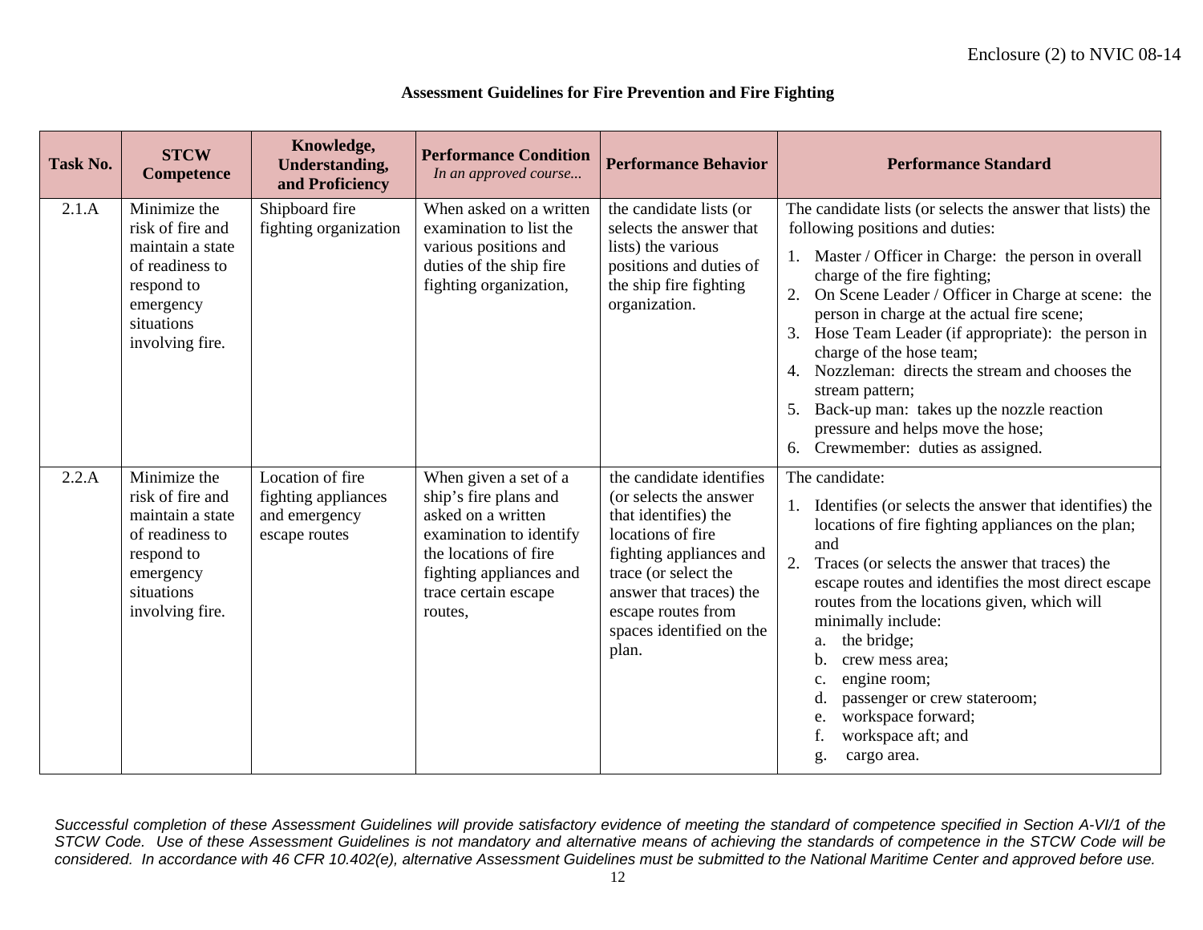**Assessment Guidelines for Fire Prevention and Fire Fighting**

| Task No. | STCW Competence | Knowledge, Understanding, and Proficiency | Performance Condition *In an approved course...* | Performance Behavior | Performance Standard |
|---|---|---|---|---|---|
| 2.1.A | Minimize the risk of fire and maintain a state of readiness to respond to emergency situations involving fire. | Shipboard fire fighting organization | When asked on a written examination to list the various positions and duties of the ship fire fighting organization, | the candidate lists (or selects the answer that lists) the various positions and duties of the ship fire fighting organization. | The candidate lists (or selects the answer that lists) the following positions and duties: 1. Master / Officer in Charge: the person in overall charge of the fire fighting; 2. On Scene Leader / Officer in Charge at scene: the person in charge at the actual fire scene; 3. Hose Team Leader (if appropriate): the person in charge of the hose team; 4. Nozzleman: directs the stream and chooses the stream pattern; 5. Back-up man: takes up the nozzle reaction pressure and helps move the hose; 6. Crewmember: duties as assigned. |
| 2.2.A | Minimize the risk of fire and maintain a state of readiness to respond to emergency situations involving fire. | Location of fire fighting appliances and emergency escape routes | When given a set of a ship's fire plans and asked on a written examination to identify the locations of fire fighting appliances and trace certain escape routes, | the candidate identifies (or selects the answer that identifies) the locations of fire fighting appliances and trace (or select the answer that traces) the escape routes from spaces identified on the plan. | The candidate: 1. Identifies (or selects the answer that identifies) the locations of fire fighting appliances on the plan; and 2. Traces (or selects the answer that traces) the escape routes and identifies the most direct escape routes from the locations given, which will minimally include: a. the bridge; b. crew mess area; c. engine room; d. passenger or crew stateroom; e. workspace forward; f. workspace aft; and g. cargo area. |

*Successful completion of these Assessment Guidelines will provide satisfactory evidence of meeting the standard of competence specified in Section A-VI/1 of the STCW Code. Use of these Assessment Guidelines is not mandatory and alternative means of achieving the standards of competence in the STCW Code will be considered. In accordance with 46 CFR 10.402(e), alternative Assessment Guidelines must be submitted to the National Maritime Center and approved before use.*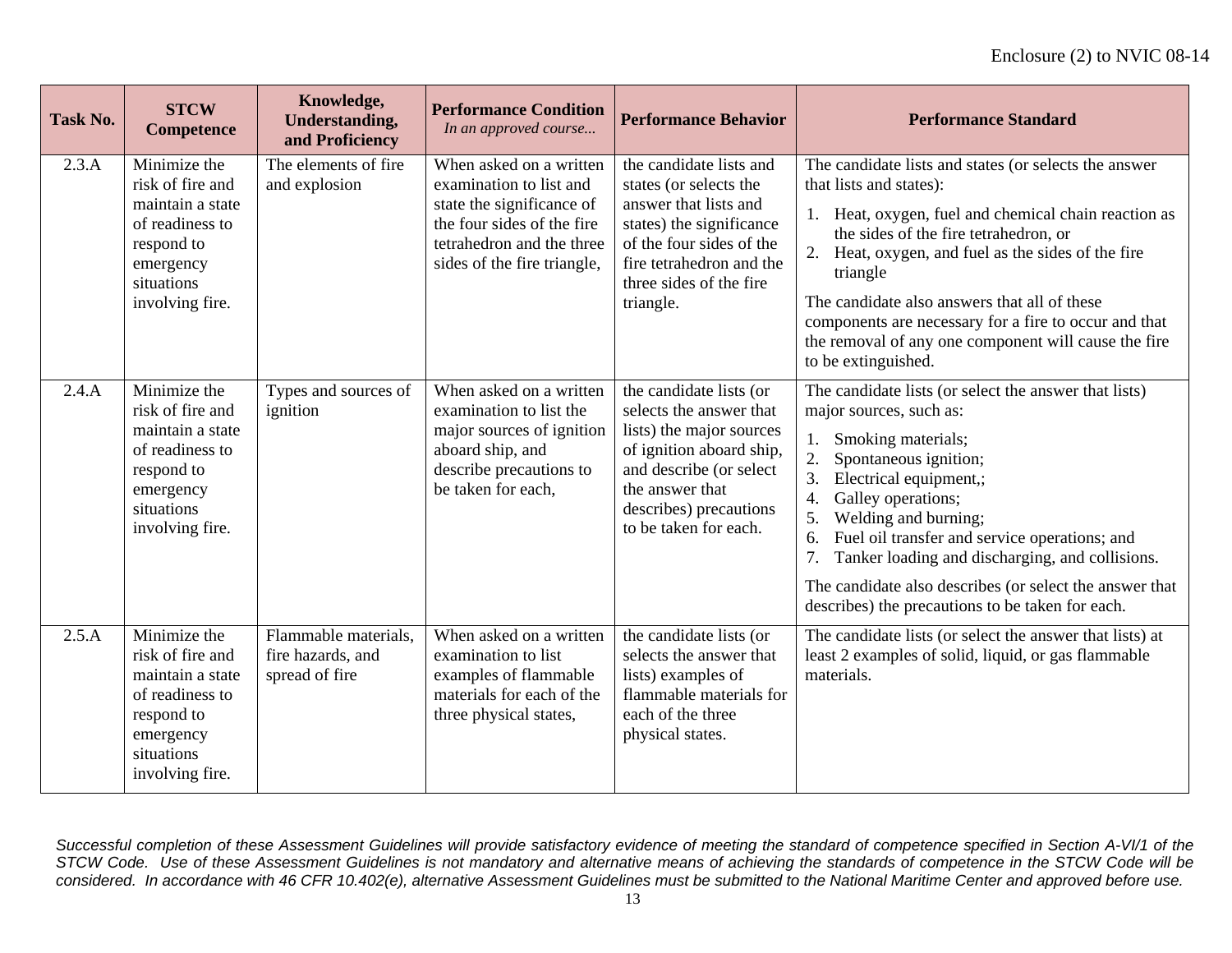| Task No. | STCW Competence | Knowledge, Understanding, and Proficiency | Performance Condition *In an approved course...* | Performance Behavior | Performance Standard |
|---|---|---|---|---|---|
| 2.3.A | Minimize the risk of fire and maintain a state of readiness to respond to emergency situations involving fire. | The elements of fire and explosion | When asked on a written examination to list and state the significance of the four sides of the fire tetrahedron and the three sides of the fire triangle, | the candidate lists and states (or selects the answer that lists and states) the significance of the four sides of the fire tetrahedron and the three sides of the fire triangle. | The candidate lists and states (or selects the answer that lists and states):<br>1. Heat, oxygen, fuel and chemical chain reaction as the sides of the fire tetrahedron, or<br>2. Heat, oxygen, and fuel as the sides of the fire triangle<br>The candidate also answers that all of these components are necessary for a fire to occur and that the removal of any one component will cause the fire to be extinguished. |
| 2.4.A | Minimize the risk of fire and maintain a state of readiness to respond to emergency situations involving fire. | Types and sources of ignition | When asked on a written examination to list the major sources of ignition aboard ship, and describe precautions to be taken for each, | the candidate lists (or selects the answer that lists) the major sources of ignition aboard ship, and describe (or select the answer that describes) precautions to be taken for each. | The candidate lists (or select the answer that lists) major sources, such as:<br>1. Smoking materials;<br>2. Spontaneous ignition;<br>3. Electrical equipment,;<br>4. Galley operations;<br>5. Welding and burning;<br>6. Fuel oil transfer and service operations; and<br>7. Tanker loading and discharging, and collisions.<br>The candidate also describes (or select the answer that describes) the precautions to be taken for each. |
| 2.5.A | Minimize the risk of fire and maintain a state of readiness to respond to emergency situations involving fire. | Flammable materials, fire hazards, and spread of fire | When asked on a written examination to list examples of flammable materials for each of the three physical states, | the candidate lists (or selects the answer that lists) examples of flammable materials for each of the three physical states. | The candidate lists (or select the answer that lists) at least 2 examples of solid, liquid, or gas flammable materials. |

*Successful completion of these Assessment Guidelines will provide satisfactory evidence of meeting the standard of competence specified in Section A-VI/1 of the STCW Code. Use of these Assessment Guidelines is not mandatory and alternative means of achieving the standards of competence in the STCW Code will be considered. In accordance with 46 CFR 10.402(e), alternative Assessment Guidelines must be submitted to the National Maritime Center and approved before use.*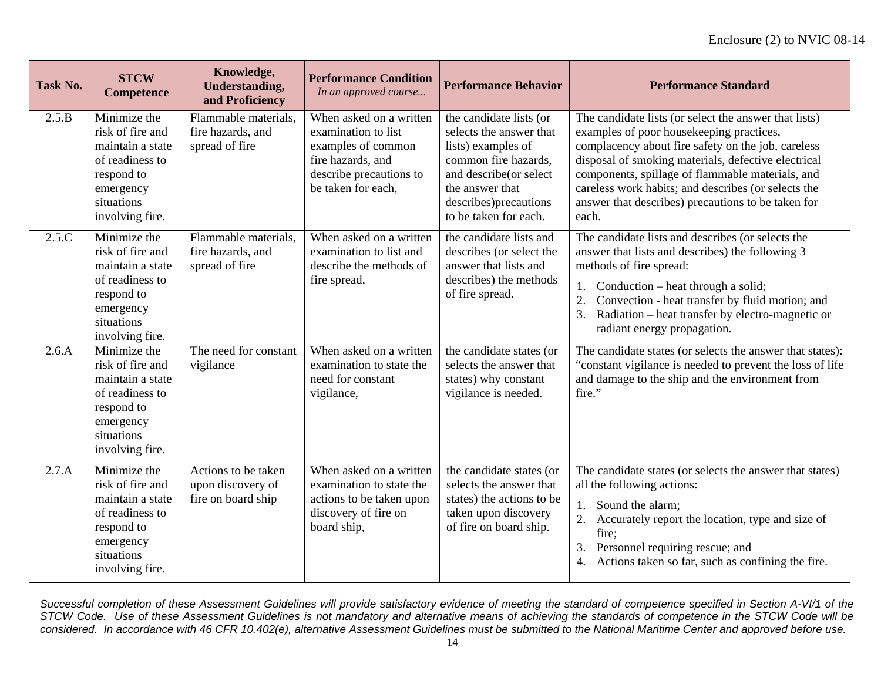| Task No. | STCW Competence | Knowledge, Understanding, and Proficiency | Performance Condition *In an approved course...* | Performance Behavior | Performance Standard |
|---|---|---|---|---|---|
| 2.5.B | Minimize the risk of fire and maintain a state of readiness to respond to emergency situations involving fire. | Flammable materials, fire hazards, and spread of fire | When asked on a written examination to list examples of common fire hazards, and describe precautions to be taken for each, | the candidate lists (or selects the answer that lists) examples of common fire hazards, and describe(or select the answer that describes)precautions to be taken for each. | The candidate lists (or select the answer that lists) examples of poor housekeeping practices, complacency about fire safety on the job, careless disposal of smoking materials, defective electrical components, spillage of flammable materials, and careless work habits; and describes (or selects the answer that describes) precautions to be taken for each. |
| 2.5.C | Minimize the risk of fire and maintain a state of readiness to respond to emergency situations involving fire. | Flammable materials, fire hazards, and spread of fire | When asked on a written examination to list and describe the methods of fire spread, | the candidate lists and describes (or select the answer that lists and describes) the methods of fire spread. | The candidate lists and describes (or selects the answer that lists and describes) the following 3 methods of fire spread:<br>1. Conduction – heat through a solid;<br>2. Convection - heat transfer by fluid motion; and<br>3. Radiation – heat transfer by electro-magnetic or radiant energy propagation. |
| 2.6.A | Minimize the risk of fire and maintain a state of readiness to respond to emergency situations involving fire. | The need for constant vigilance | When asked on a written examination to state the need for constant vigilance, | the candidate states (or selects the answer that states) why constant vigilance is needed. | The candidate states (or selects the answer that states): "constant vigilance is needed to prevent the loss of life and damage to the ship and the environment from fire." |
| 2.7.A | Minimize the risk of fire and maintain a state of readiness to respond to emergency situations involving fire. | Actions to be taken upon discovery of fire on board ship | When asked on a written examination to state the actions to be taken upon discovery of fire on board ship, | the candidate states (or selects the answer that states) the actions to be taken upon discovery of fire on board ship. | The candidate states (or selects the answer that states) all the following actions:<br>1. Sound the alarm;<br>2. Accurately report the location, type and size of fire;<br>3. Personnel requiring rescue; and<br>4. Actions taken so far, such as confining the fire. |

*Successful completion of these Assessment Guidelines will provide satisfactory evidence of meeting the standard of competence specified in Section A-VI/1 of the STCW Code. Use of these Assessment Guidelines is not mandatory and alternative means of achieving the standards of competence in the STCW Code will be considered. In accordance with 46 CFR 10.402(e), alternative Assessment Guidelines must be submitted to the National Maritime Center and approved before use.*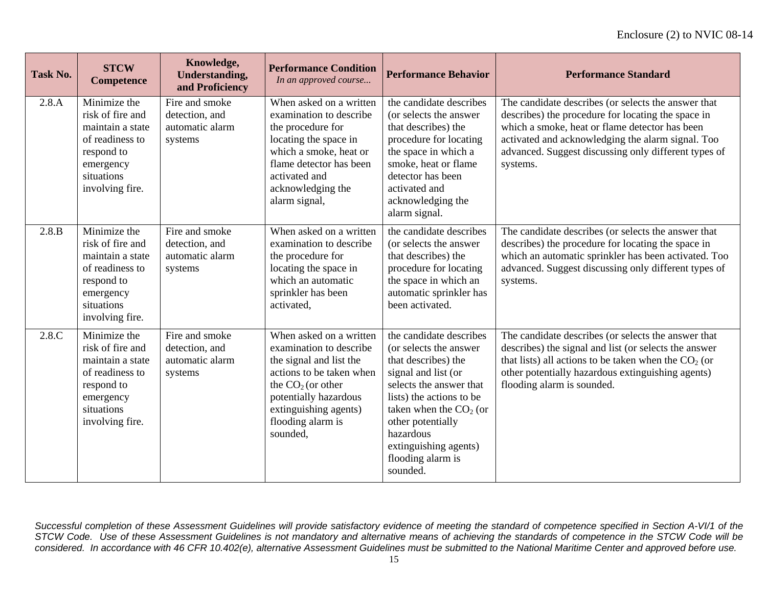| Task No. | STCW Competence | Knowledge, Understanding, and Proficiency | Performance Condition *In an approved course...* | Performance Behavior | Performance Standard |
|---|---|---|---|---|---|
| 2.8.A | Minimize the risk of fire and maintain a state of readiness to respond to emergency situations involving fire. | Fire and smoke detection, and automatic alarm systems | When asked on a written examination to describe the procedure for locating the space in which a smoke, heat or flame detector has been activated and acknowledging the alarm signal, | the candidate describes (or selects the answer that describes) the procedure for locating the space in which a smoke, heat or flame detector has been activated and acknowledging the alarm signal. | The candidate describes (or selects the answer that describes) the procedure for locating the space in which a smoke, heat or flame detector has been activated and acknowledging the alarm signal. Too advanced. Suggest discussing only different types of systems. |
| 2.8.B | Minimize the risk of fire and maintain a state of readiness to respond to emergency situations involving fire. | Fire and smoke detection, and automatic alarm systems | When asked on a written examination to describe the procedure for locating the space in which an automatic sprinkler has been activated, | the candidate describes (or selects the answer that describes) the procedure for locating the space in which an automatic sprinkler has been activated. | The candidate describes (or selects the answer that describes) the procedure for locating the space in which an automatic sprinkler has been activated. Too advanced. Suggest discussing only different types of systems. |
| 2.8.C | Minimize the risk of fire and maintain a state of readiness to respond to emergency situations involving fire. | Fire and smoke detection, and automatic alarm systems | When asked on a written examination to describe the signal and list the actions to be taken when the $CO_2$ (or other potentially hazardous extinguishing agents) flooding alarm is sounded, | the candidate describes (or selects the answer that describes) the signal and list (or selects the answer that lists) the actions to be taken when the $CO_2$ (or other potentially hazardous extinguishing agents) flooding alarm is sounded. | The candidate describes (or selects the answer that describes) the signal and list (or selects the answer that lists) all actions to be taken when the $CO_2$ (or other potentially hazardous extinguishing agents) flooding alarm is sounded. |

*Successful completion of these Assessment Guidelines will provide satisfactory evidence of meeting the standard of competence specified in Section A-VI/1 of the STCW Code. Use of these Assessment Guidelines is not mandatory and alternative means of achieving the standards of competence in the STCW Code will be considered. In accordance with 46 CFR 10.402(e), alternative Assessment Guidelines must be submitted to the National Maritime Center and approved before use.*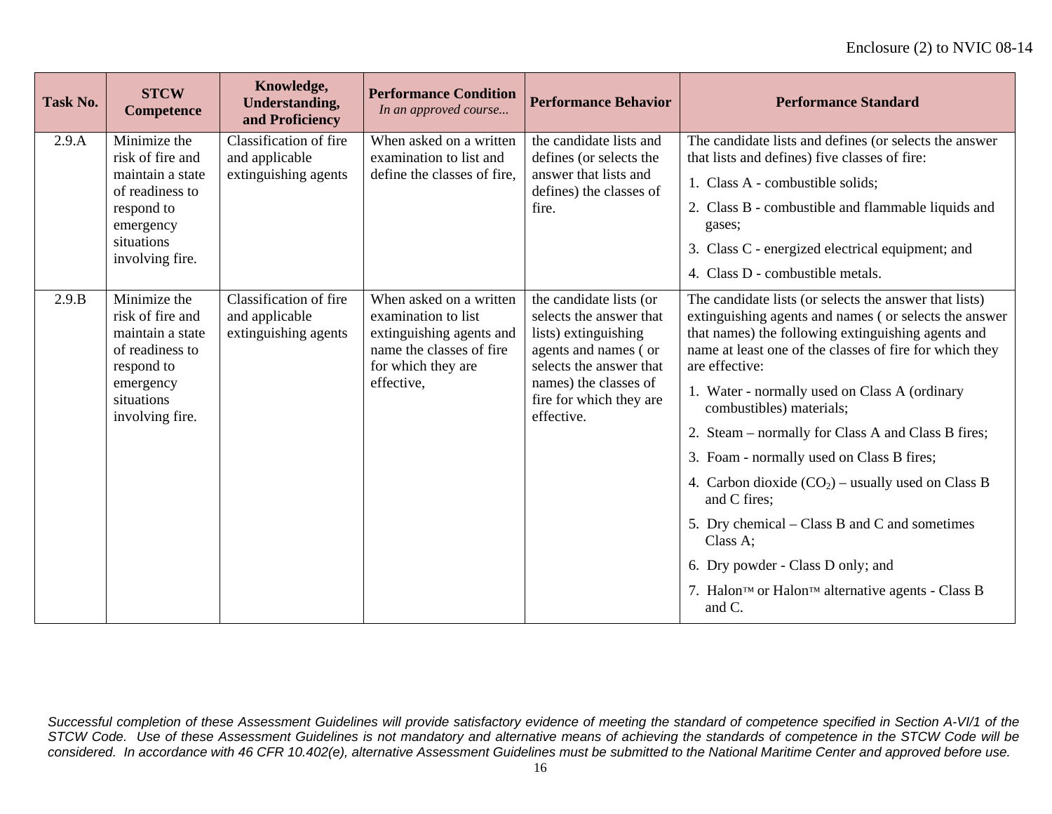| Task No. | STCW Competence | Knowledge, Understanding, and Proficiency | Performance Condition *In an approved course...* | Performance Behavior | Performance Standard |
|---|---|---|---|---|---|
| 2.9.A | Minimize the risk of fire and maintain a state of readiness to respond to emergency situations involving fire. | Classification of fire and applicable extinguishing agents | When asked on a written examination to list and define the classes of fire, | the candidate lists and defines (or selects the answer that lists and defines) the classes of fire. | The candidate lists and defines (or selects the answer that lists and defines) five classes of fire: 1. Class A - combustible solids; 2. Class B - combustible and flammable liquids and gases; 3. Class C - energized electrical equipment; and 4. Class D - combustible metals. |
| 2.9.B | Minimize the risk of fire and maintain a state of readiness to respond to emergency situations involving fire. | Classification of fire and applicable extinguishing agents | When asked on a written examination to list extinguishing agents and name the classes of fire for which they are effective, | the candidate lists (or selects the answer that lists) extinguishing agents and names ( or selects the answer that names) the classes of fire for which they are effective. | The candidate lists (or selects the answer that lists) extinguishing agents and names ( or selects the answer that names) the following extinguishing agents and name at least one of the classes of fire for which they are effective: 1. Water - normally used on Class A (ordinary combustibles) materials; 2. Steam – normally for Class A and Class B fires; 3. Foam - normally used on Class B fires; 4. Carbon dioxide ($CO_2$) – usually used on Class B and C fires; 5. Dry chemical – Class B and C and sometimes Class A; 6. Dry powder - Class D only; and 7. Halon™ or Halon™ alternative agents - Class B and C. |

*Successful completion of these Assessment Guidelines will provide satisfactory evidence of meeting the standard of competence specified in Section A-VI/1 of the STCW Code. Use of these Assessment Guidelines is not mandatory and alternative means of achieving the standards of competence in the STCW Code will be considered. In accordance with 46 CFR 10.402(e), alternative Assessment Guidelines must be submitted to the National Maritime Center and approved before use.*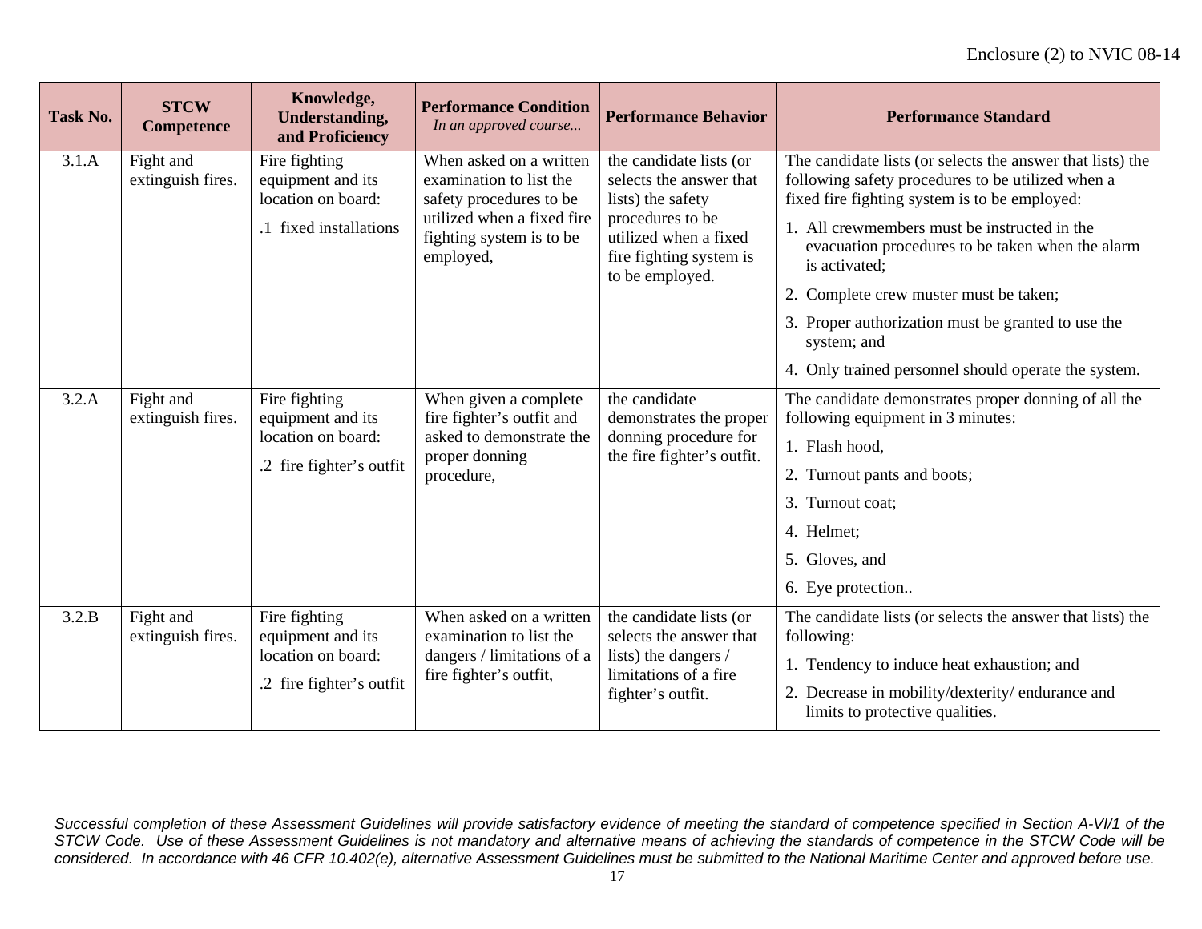| Task No. | STCW Competence | Knowledge, Understanding, and Proficiency | Performance Condition *In an approved course...* | Performance Behavior | Performance Standard |
|---|---|---|---|---|---|
| 3.1.A | Fight and extinguish fires. | Fire fighting equipment and its location on board: .1 fixed installations | When asked on a written examination to list the safety procedures to be utilized when a fixed fire fighting system is to be employed, | the candidate lists (or selects the answer that lists) the safety procedures to be utilized when a fixed fire fighting system is to be employed. | The candidate lists (or selects the answer that lists) the following safety procedures to be utilized when a fixed fire fighting system is to be employed: 1. All crewmembers must be instructed in the evacuation procedures to be taken when the alarm is activated; 2. Complete crew muster must be taken; 3. Proper authorization must be granted to use the system; and 4. Only trained personnel should operate the system. |
| 3.2.A | Fight and extinguish fires. | Fire fighting equipment and its location on board: .2 fire fighter's outfit | When given a complete fire fighter's outfit and asked to demonstrate the proper donning procedure, | the candidate demonstrates the proper donning procedure for the fire fighter's outfit. | The candidate demonstrates proper donning of all the following equipment in 3 minutes: 1. Flash hood, 2. Turnout pants and boots; 3. Turnout coat; 4. Helmet; 5. Gloves, and 6. Eye protection.. |
| 3.2.B | Fight and extinguish fires. | Fire fighting equipment and its location on board: .2 fire fighter's outfit | When asked on a written examination to list the dangers / limitations of a fire fighter's outfit, | the candidate lists (or selects the answer that lists) the dangers / limitations of a fire fighter's outfit. | The candidate lists (or selects the answer that lists) the following: 1. Tendency to induce heat exhaustion; and 2. Decrease in mobility/dexterity/ endurance and limits to protective qualities. |

*Successful completion of these Assessment Guidelines will provide satisfactory evidence of meeting the standard of competence specified in Section A-VI/1 of the STCW Code. Use of these Assessment Guidelines is not mandatory and alternative means of achieving the standards of competence in the STCW Code will be considered. In accordance with 46 CFR 10.402(e), alternative Assessment Guidelines must be submitted to the National Maritime Center and approved before use.*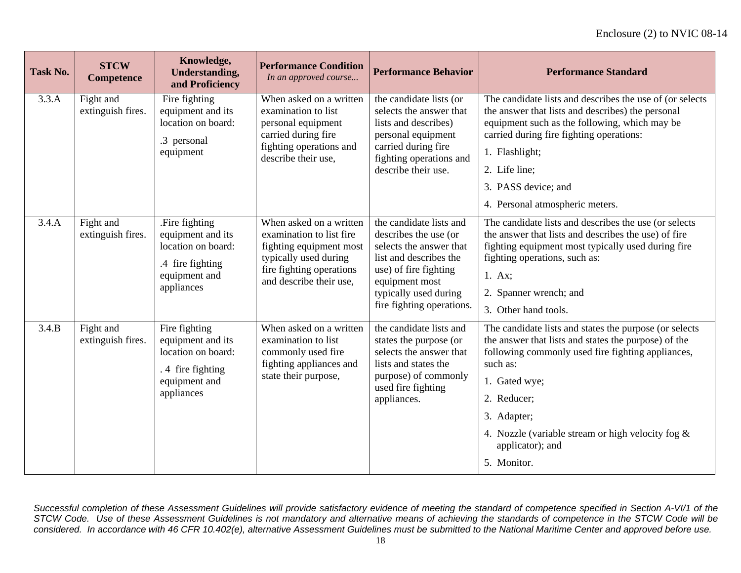| Task No. | STCW Competence | Knowledge, Understanding, and Proficiency | Performance Condition *In an approved course...* | Performance Behavior | Performance Standard |
|---|---|---|---|---|---|
| 3.3.A | Fight and extinguish fires. | Fire fighting equipment and its location on board:<br>.3 personal equipment | When asked on a written examination to list personal equipment carried during fire fighting operations and describe their use, | the candidate lists (or selects the answer that lists and describes) personal equipment carried during fire fighting operations and describe their use. | The candidate lists and describes the use of (or selects the answer that lists and describes) the personal equipment such as the following, which may be carried during fire fighting operations:<br>1. Flashlight;<br>2. Life line;<br>3. PASS device; and<br>4. Personal atmospheric meters. |
| 3.4.A | Fight and extinguish fires. | .Fire fighting equipment and its location on board:<br>.4 fire fighting equipment and appliances | When asked on a written examination to list fire fighting equipment most typically used during fire fighting operations and describe their use, | the candidate lists and describes the use (or selects the answer that list and describes the use) of fire fighting equipment most typically used during fire fighting operations. | The candidate lists and describes the use (or selects the answer that lists and describes the use) of fire fighting equipment most typically used during fire fighting operations, such as:<br>1. Ax;<br>2. Spanner wrench; and<br>3. Other hand tools. |
| 3.4.B | Fight and extinguish fires. | Fire fighting equipment and its location on board:<br>. 4 fire fighting equipment and appliances | When asked on a written examination to list commonly used fire fighting appliances and state their purpose, | the candidate lists and states the purpose (or selects the answer that lists and states the purpose) of commonly used fire fighting appliances. | The candidate lists and states the purpose (or selects the answer that lists and states the purpose) of the following commonly used fire fighting appliances, such as:<br>1. Gated wye;<br>2. Reducer;<br>3. Adapter;<br>4. Nozzle (variable stream or high velocity fog & applicator); and<br>5. Monitor. |

*Successful completion of these Assessment Guidelines will provide satisfactory evidence of meeting the standard of competence specified in Section A-VI/1 of the STCW Code. Use of these Assessment Guidelines is not mandatory and alternative means of achieving the standards of competence in the STCW Code will be considered. In accordance with 46 CFR 10.402(e), alternative Assessment Guidelines must be submitted to the National Maritime Center and approved before use.*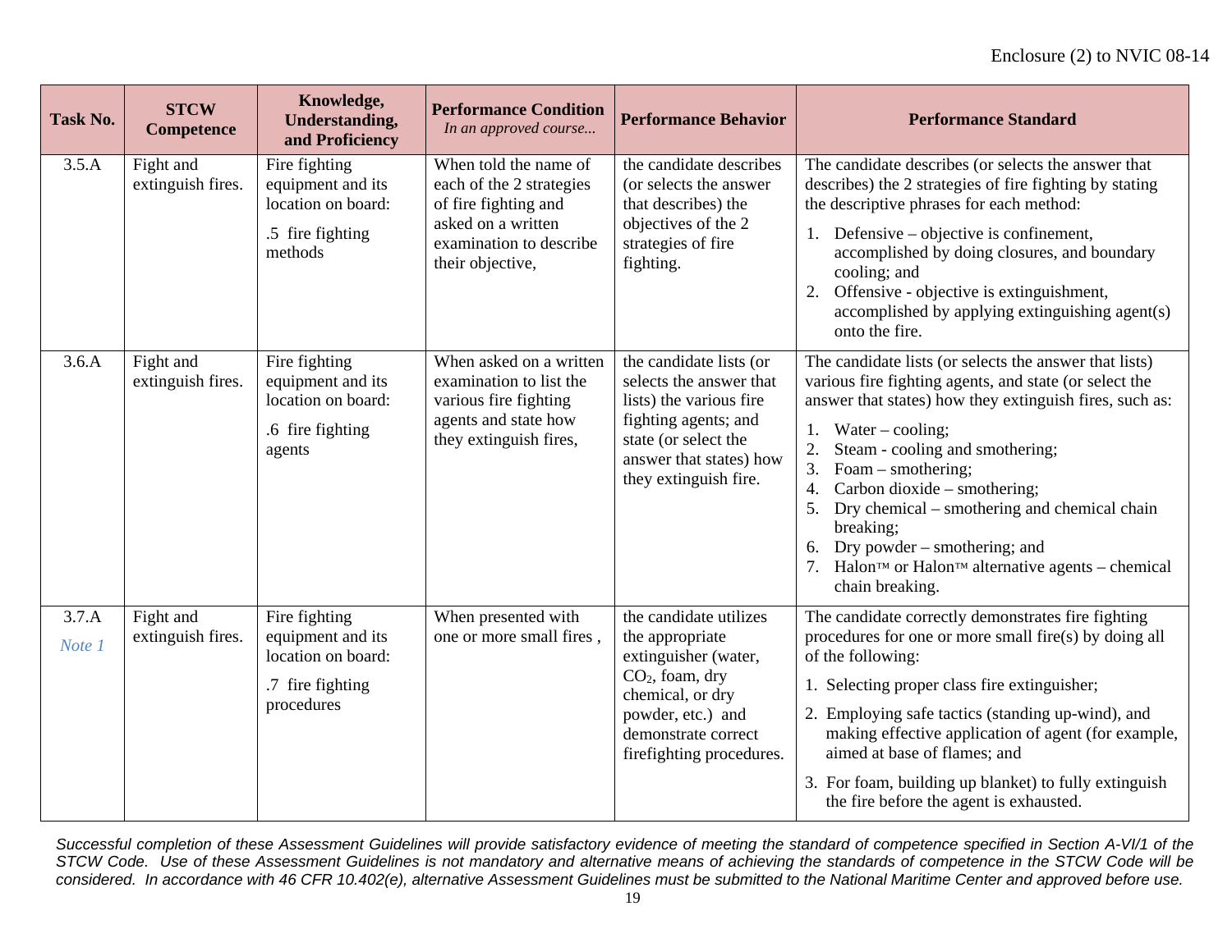| Task No. | STCW Competence | Knowledge, Understanding, and Proficiency | Performance Condition *In an approved course...* | Performance Behavior | Performance Standard |
|---|---|---|---|---|---|
| 3.5.A | Fight and extinguish fires. | Fire fighting equipment and its location on board: .5 fire fighting methods | When told the name of each of the 2 strategies of fire fighting and asked on a written examination to describe their objective, | the candidate describes (or selects the answer that describes) the objectives of the 2 strategies of fire fighting. | The candidate describes (or selects the answer that describes) the 2 strategies of fire fighting by stating the descriptive phrases for each method: 1. Defensive – objective is confinement, accomplished by doing closures, and boundary cooling; and 2. Offensive - objective is extinguishment, accomplished by applying extinguishing agent(s) onto the fire. |
| 3.6.A | Fight and extinguish fires. | Fire fighting equipment and its location on board: .6 fire fighting agents | When asked on a written examination to list the various fire fighting agents and state how they extinguish fires, | the candidate lists (or selects the answer that lists) the various fire fighting agents; and state (or select the answer that states) how they extinguish fire. | The candidate lists (or selects the answer that lists) various fire fighting agents, and state (or select the answer that states) how they extinguish fires, such as: 1. Water – cooling; 2. Steam - cooling and smothering; 3. Foam – smothering; 4. Carbon dioxide – smothering; 5. Dry chemical – smothering and chemical chain breaking; 6. Dry powder – smothering; and 7. Halon™ or Halon™ alternative agents – chemical chain breaking. |
| 3.7.A *Note 1* | Fight and extinguish fires. | Fire fighting equipment and its location on board: .7 fire fighting procedures | When presented with one or more small fires , | the candidate utilizes the appropriate extinguisher (water, $CO_2$, foam, dry chemical, or dry powder, etc.) and demonstrate correct firefighting procedures. | The candidate correctly demonstrates fire fighting procedures for one or more small fire(s) by doing all of the following: 1. Selecting proper class fire extinguisher; 2. Employing safe tactics (standing up-wind), and making effective application of agent (for example, aimed at base of flames; and 3. For foam, building up blanket) to fully extinguish the fire before the agent is exhausted. |

*Successful completion of these Assessment Guidelines will provide satisfactory evidence of meeting the standard of competence specified in Section A-VI/1 of the STCW Code. Use of these Assessment Guidelines is not mandatory and alternative means of achieving the standards of competence in the STCW Code will be considered. In accordance with 46 CFR 10.402(e), alternative Assessment Guidelines must be submitted to the National Maritime Center and approved before use.*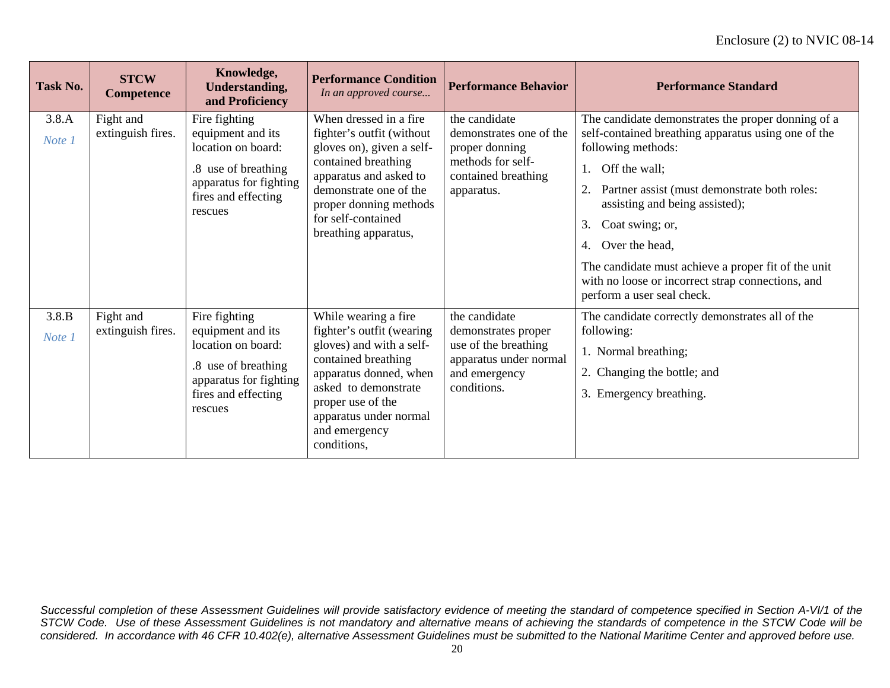| Task No. | STCW Competence | Knowledge, Understanding, and Proficiency | Performance Condition *In an approved course...* | Performance Behavior | Performance Standard |
|---|---|---|---|---|---|
| 3.8.A *Note 1* | Fight and extinguish fires. | Fire fighting equipment and its location on board: .8 use of breathing apparatus for fighting fires and effecting rescues | When dressed in a fire fighter's outfit (without gloves on), given a self-contained breathing apparatus and asked to demonstrate one of the proper donning methods for self-contained breathing apparatus, | the candidate demonstrates one of the proper donning methods for self-contained breathing apparatus. | The candidate demonstrates the proper donning of a self-contained breathing apparatus using one of the following methods: 1. Off the wall; 2. Partner assist (must demonstrate both roles: assisting and being assisted); 3. Coat swing; or, 4. Over the head, The candidate must achieve a proper fit of the unit with no loose or incorrect strap connections, and perform a user seal check. |
| 3.8.B *Note 1* | Fight and extinguish fires. | Fire fighting equipment and its location on board: .8 use of breathing apparatus for fighting fires and effecting rescues | While wearing a fire fighter's outfit (wearing gloves) and with a self-contained breathing apparatus donned, when asked to demonstrate proper use of the apparatus under normal and emergency conditions, | the candidate demonstrates proper use of the breathing apparatus under normal and emergency conditions. | The candidate correctly demonstrates all of the following: 1. Normal breathing; 2. Changing the bottle; and 3. Emergency breathing. |

*Successful completion of these Assessment Guidelines will provide satisfactory evidence of meeting the standard of competence specified in Section A-VI/1 of the STCW Code. Use of these Assessment Guidelines is not mandatory and alternative means of achieving the standards of competence in the STCW Code will be considered. In accordance with 46 CFR 10.402(e), alternative Assessment Guidelines must be submitted to the National Maritime Center and approved before use.*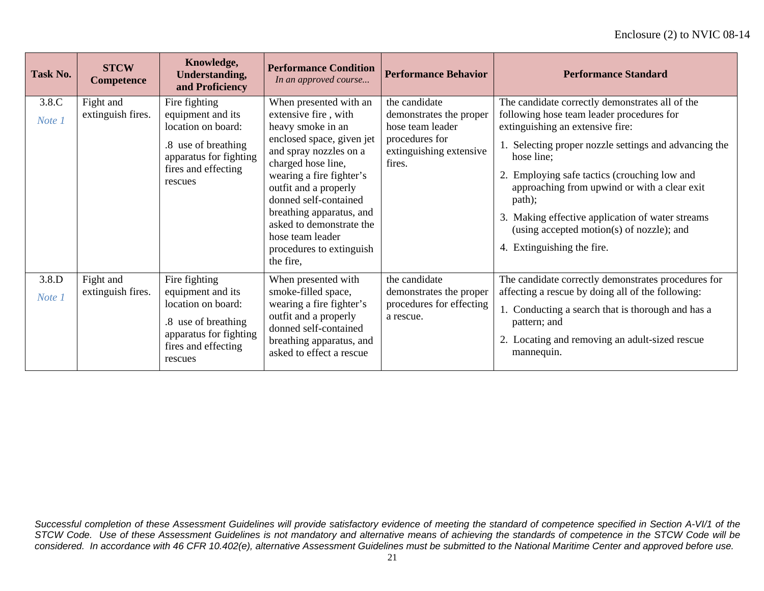| Task No. | STCW Competence | Knowledge, Understanding, and Proficiency | Performance Condition *In an approved course...* | Performance Behavior | Performance Standard |
|---|---|---|---|---|---|
| 3.8.C *Note 1* | Fight and extinguish fires. | Fire fighting equipment and its location on board: .8 use of breathing apparatus for fighting fires and effecting rescues | When presented with an extensive fire , with heavy smoke in an enclosed space, given jet and spray nozzles on a charged hose line, wearing a fire fighter's outfit and a properly donned self-contained breathing apparatus, and asked to demonstrate the hose team leader procedures to extinguish the fire, | the candidate demonstrates the proper hose team leader procedures for extinguishing extensive fires. | The candidate correctly demonstrates all of the following hose team leader procedures for extinguishing an extensive fire: 1. Selecting proper nozzle settings and advancing the hose line; 2. Employing safe tactics (crouching low and approaching from upwind or with a clear exit path); 3. Making effective application of water streams (using accepted motion(s) of nozzle); and 4. Extinguishing the fire. |
| 3.8.D *Note 1* | Fight and extinguish fires. | Fire fighting equipment and its location on board: .8 use of breathing apparatus for fighting fires and effecting rescues | When presented with smoke-filled space, wearing a fire fighter's outfit and a properly donned self-contained breathing apparatus, and asked to effect a rescue | the candidate demonstrates the proper procedures for effecting a rescue. | The candidate correctly demonstrates procedures for affecting a rescue by doing all of the following: 1. Conducting a search that is thorough and has a pattern; and 2. Locating and removing an adult-sized rescue mannequin. |

*Successful completion of these Assessment Guidelines will provide satisfactory evidence of meeting the standard of competence specified in Section A-VI/1 of the STCW Code. Use of these Assessment Guidelines is not mandatory and alternative means of achieving the standards of competence in the STCW Code will be considered. In accordance with 46 CFR 10.402(e), alternative Assessment Guidelines must be submitted to the National Maritime Center and approved before use.*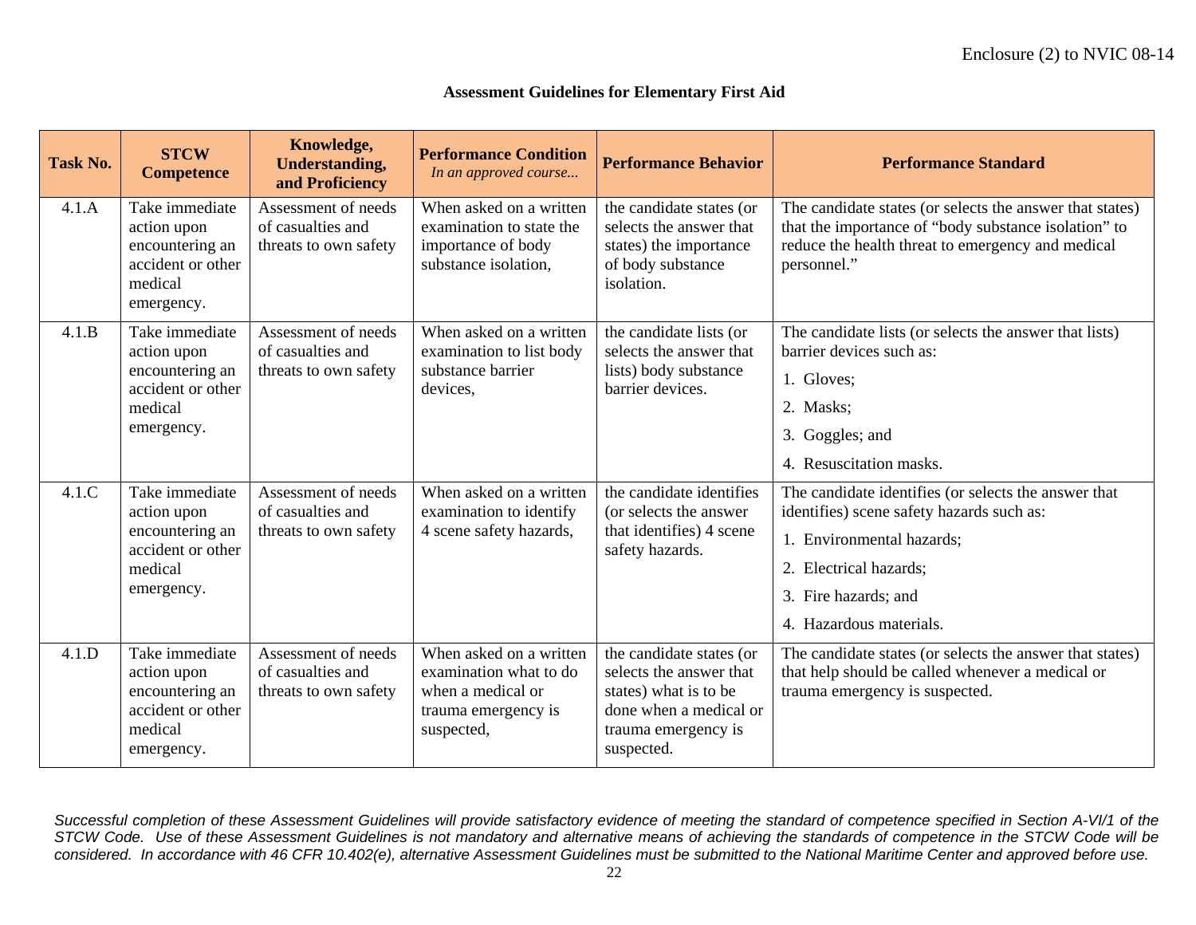Enclosure (2) to NVIC 08-14

**Assessment Guidelines for Elementary First Aid**

| Task No. | STCW Competence | Knowledge, Understanding, and Proficiency | Performance Condition *In an approved course...* | Performance Behavior | Performance Standard |
|---|---|---|---|---|---|
| 4.1.A | Take immediate action upon encountering an accident or other medical emergency. | Assessment of needs of casualties and threats to own safety | When asked on a written examination to state the importance of body substance isolation, | the candidate states (or selects the answer that states) the importance of body substance isolation. | The candidate states (or selects the answer that states) that the importance of "body substance isolation" to reduce the health threat to emergency and medical personnel." |
| 4.1.B | Take immediate action upon encountering an accident or other medical emergency. | Assessment of needs of casualties and threats to own safety | When asked on a written examination to list body substance barrier devices, | the candidate lists (or selects the answer that lists) body substance barrier devices. | The candidate lists (or selects the answer that lists) barrier devices such as: 1. Gloves; 2. Masks; 3. Goggles; and 4. Resuscitation masks. |
| 4.1.C | Take immediate action upon encountering an accident or other medical emergency. | Assessment of needs of casualties and threats to own safety | When asked on a written examination to identify 4 scene safety hazards, | the candidate identifies (or selects the answer that identifies) 4 scene safety hazards. | The candidate identifies (or selects the answer that identifies) scene safety hazards such as: 1. Environmental hazards; 2. Electrical hazards; 3. Fire hazards; and 4. Hazardous materials. |
| 4.1.D | Take immediate action upon encountering an accident or other medical emergency. | Assessment of needs of casualties and threats to own safety | When asked on a written examination what to do when a medical or trauma emergency is suspected, | the candidate states (or selects the answer that states) what is to be done when a medical or trauma emergency is suspected. | The candidate states (or selects the answer that states) that help should be called whenever a medical or trauma emergency is suspected. |

*Successful completion of these Assessment Guidelines will provide satisfactory evidence of meeting the standard of competence specified in Section A-VI/1 of the STCW Code. Use of these Assessment Guidelines is not mandatory and alternative means of achieving the standards of competence in the STCW Code will be considered. In accordance with 46 CFR 10.402(e), alternative Assessment Guidelines must be submitted to the National Maritime Center and approved before use.*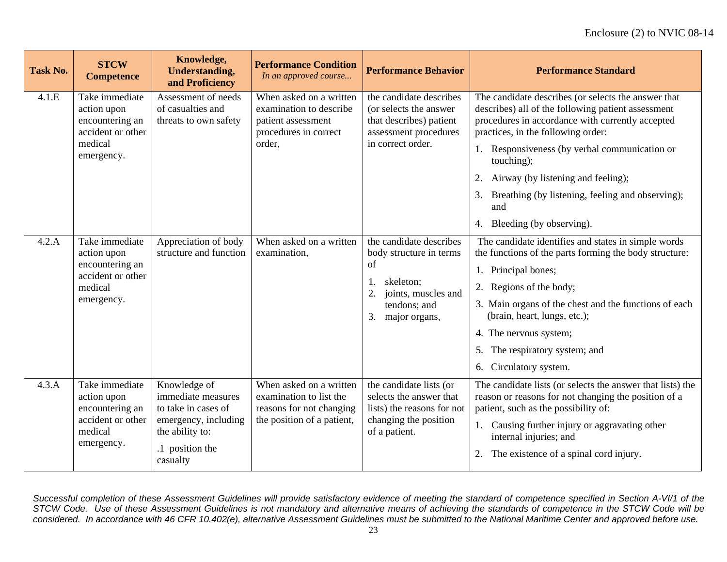| Task No. | STCW Competence | Knowledge, Understanding, and Proficiency | Performance Condition *In an approved course...* | Performance Behavior | Performance Standard |
|---|---|---|---|---|---|
| 4.1.E | Take immediate action upon encountering an accident or other medical emergency. | Assessment of needs of casualties and threats to own safety | When asked on a written examination to describe patient assessment procedures in correct order, | the candidate describes (or selects the answer that describes) patient assessment procedures in correct order. | The candidate describes (or selects the answer that describes) all of the following patient assessment procedures in accordance with currently accepted practices, in the following order:<br>1. Responsiveness (by verbal communication or touching);<br>2. Airway (by listening and feeling);<br>3. Breathing (by listening, feeling and observing); and<br>4. Bleeding (by observing). |
| 4.2.A | Take immediate action upon encountering an accident or other medical emergency. | Appreciation of body structure and function | When asked on a written examination, | the candidate describes body structure in terms of<br>1. skeleton;<br>2. joints, muscles and tendons; and<br>3. major organs, | The candidate identifies and states in simple words the functions of the parts forming the body structure:<br>1. Principal bones;<br>2. Regions of the body;<br>3. Main organs of the chest and the functions of each (brain, heart, lungs, etc.);<br>4. The nervous system;<br>5. The respiratory system; and<br>6. Circulatory system. |
| 4.3.A | Take immediate action upon encountering an accident or other medical emergency. | Knowledge of immediate measures to take in cases of emergency, including the ability to:<br>.1 position the casualty | When asked on a written examination to list the reasons for not changing the position of a patient, | the candidate lists (or selects the answer that lists) the reasons for not changing the position of a patient. | The candidate lists (or selects the answer that lists) the reason or reasons for not changing the position of a patient, such as the possibility of:<br>1. Causing further injury or aggravating other internal injuries; and<br>2. The existence of a spinal cord injury. |

*Successful completion of these Assessment Guidelines will provide satisfactory evidence of meeting the standard of competence specified in Section A-VI/1 of the STCW Code. Use of these Assessment Guidelines is not mandatory and alternative means of achieving the standards of competence in the STCW Code will be considered. In accordance with 46 CFR 10.402(e), alternative Assessment Guidelines must be submitted to the National Maritime Center and approved before use.*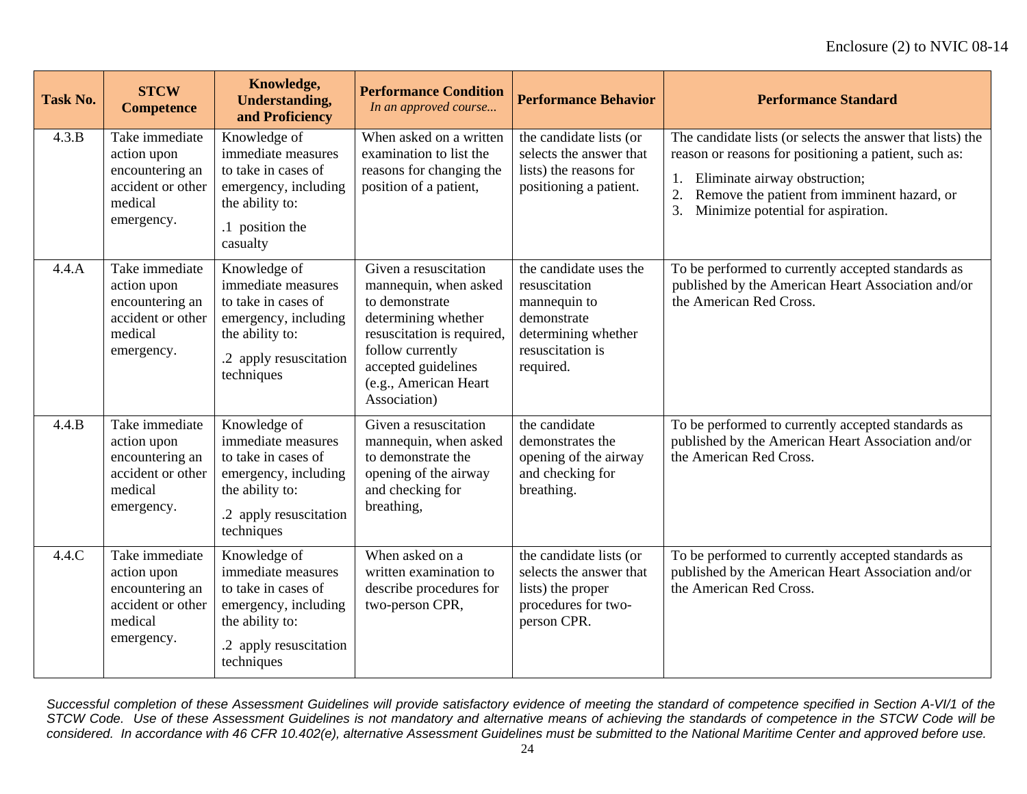| Task No. | STCW Competence | Knowledge, Understanding, and Proficiency | Performance Condition *In an approved course...* | Performance Behavior | Performance Standard |
|---|---|---|---|---|---|
| 4.3.B | Take immediate action upon encountering an accident or other medical emergency. | Knowledge of immediate measures to take in cases of emergency, including the ability to: .1 position the casualty | When asked on a written examination to list the reasons for changing the position of a patient, | the candidate lists (or selects the answer that lists) the reasons for positioning a patient. | The candidate lists (or selects the answer that lists) the reason or reasons for positioning a patient, such as: 1. Eliminate airway obstruction; 2. Remove the patient from imminent hazard, or 3. Minimize potential for aspiration. |
| 4.4.A | Take immediate action upon encountering an accident or other medical emergency. | Knowledge of immediate measures to take in cases of emergency, including the ability to: .2 apply resuscitation techniques | Given a resuscitation mannequin, when asked to demonstrate determining whether resuscitation is required, follow currently accepted guidelines (e.g., American Heart Association) | the candidate uses the resuscitation mannequin to demonstrate determining whether resuscitation is required. | To be performed to currently accepted standards as published by the American Heart Association and/or the American Red Cross. |
| 4.4.B | Take immediate action upon encountering an accident or other medical emergency. | Knowledge of immediate measures to take in cases of emergency, including the ability to: .2 apply resuscitation techniques | Given a resuscitation mannequin, when asked to demonstrate the opening of the airway and checking for breathing, | the candidate demonstrates the opening of the airway and checking for breathing. | To be performed to currently accepted standards as published by the American Heart Association and/or the American Red Cross. |
| 4.4.C | Take immediate action upon encountering an accident or other medical emergency. | Knowledge of immediate measures to take in cases of emergency, including the ability to: .2 apply resuscitation techniques | When asked on a written examination to describe procedures for two-person CPR, | the candidate lists (or selects the answer that lists) the proper procedures for two-person CPR. | To be performed to currently accepted standards as published by the American Heart Association and/or the American Red Cross. |

*Successful completion of these Assessment Guidelines will provide satisfactory evidence of meeting the standard of competence specified in Section A-VI/1 of the STCW Code. Use of these Assessment Guidelines is not mandatory and alternative means of achieving the standards of competence in the STCW Code will be considered. In accordance with 46 CFR 10.402(e), alternative Assessment Guidelines must be submitted to the National Maritime Center and approved before use.*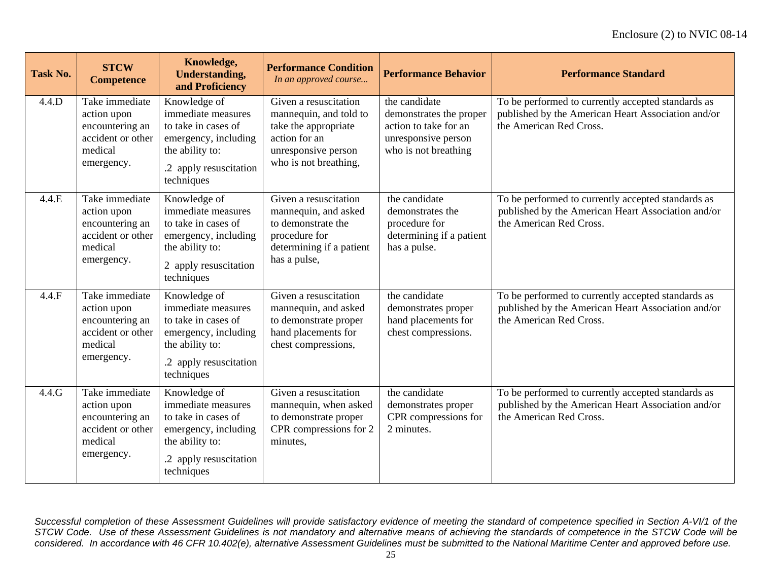| Task No. | STCW Competence | Knowledge, Understanding, and Proficiency | Performance Condition *In an approved course...* | Performance Behavior | Performance Standard |
|---|---|---|---|---|---|
| 4.4.D | Take immediate action upon encountering an accident or other medical emergency. | Knowledge of immediate measures to take in cases of emergency, including the ability to: .2 apply resuscitation techniques | Given a resuscitation mannequin, and told to take the appropriate action for an unresponsive person who is not breathing, | the candidate demonstrates the proper action to take for an unresponsive person who is not breathing | To be performed to currently accepted standards as published by the American Heart Association and/or the American Red Cross. |
| 4.4.E | Take immediate action upon encountering an accident or other medical emergency. | Knowledge of immediate measures to take in cases of emergency, including the ability to: 2 apply resuscitation techniques | Given a resuscitation mannequin, and asked to demonstrate the procedure for determining if a patient has a pulse, | the candidate demonstrates the procedure for determining if a patient has a pulse. | To be performed to currently accepted standards as published by the American Heart Association and/or the American Red Cross. |
| 4.4.F | Take immediate action upon encountering an accident or other medical emergency. | Knowledge of immediate measures to take in cases of emergency, including the ability to: .2 apply resuscitation techniques | Given a resuscitation mannequin, and asked to demonstrate proper hand placements for chest compressions, | the candidate demonstrates proper hand placements for chest compressions. | To be performed to currently accepted standards as published by the American Heart Association and/or the American Red Cross. |
| 4.4.G | Take immediate action upon encountering an accident or other medical emergency. | Knowledge of immediate measures to take in cases of emergency, including the ability to: .2 apply resuscitation techniques | Given a resuscitation mannequin, when asked to demonstrate proper CPR compressions for 2 minutes, | the candidate demonstrates proper CPR compressions for 2 minutes. | To be performed to currently accepted standards as published by the American Heart Association and/or the American Red Cross. |

*Successful completion of these Assessment Guidelines will provide satisfactory evidence of meeting the standard of competence specified in Section A-VI/1 of the STCW Code. Use of these Assessment Guidelines is not mandatory and alternative means of achieving the standards of competence in the STCW Code will be considered. In accordance with 46 CFR 10.402(e), alternative Assessment Guidelines must be submitted to the National Maritime Center and approved before use.*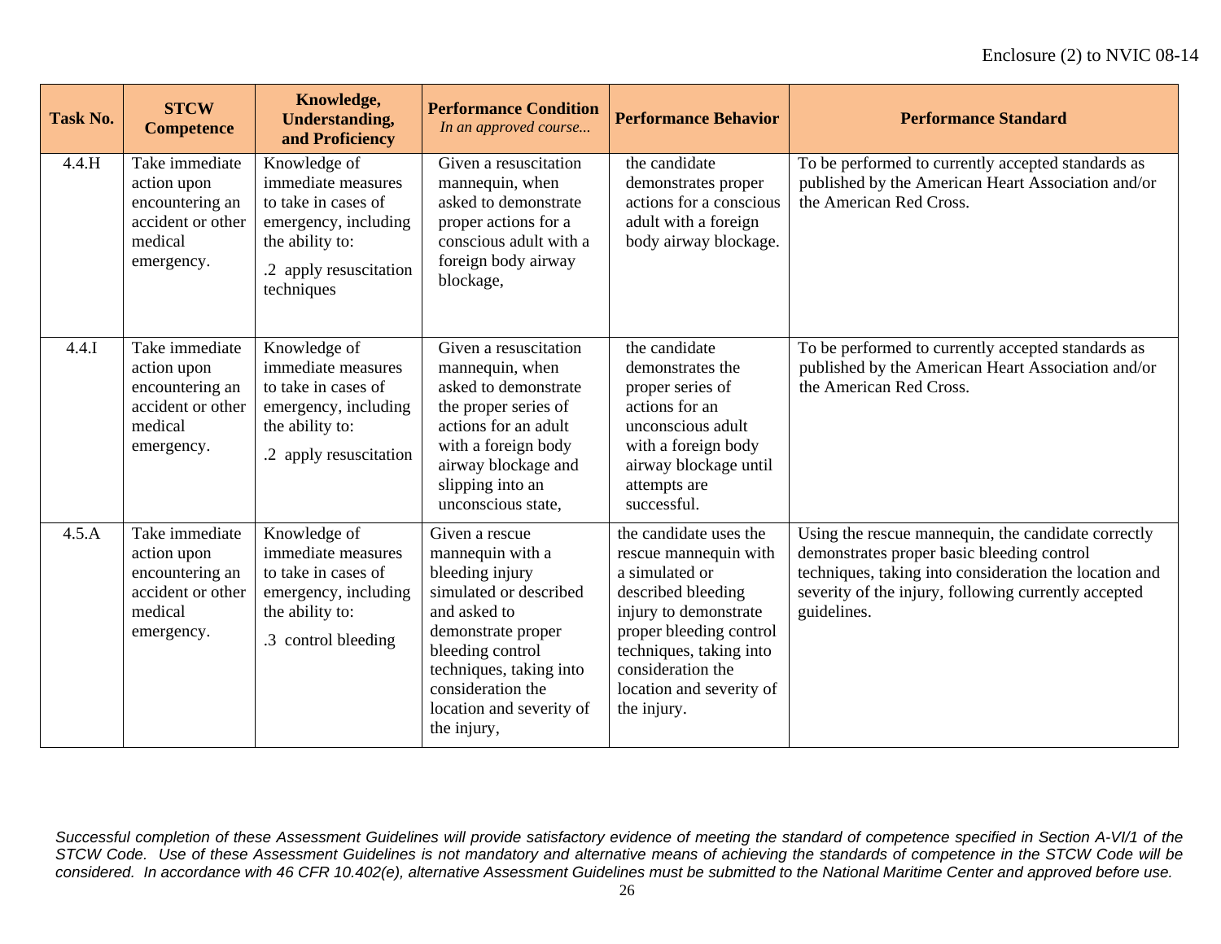| Task No. | STCW Competence | Knowledge, Understanding, and Proficiency | Performance Condition *In an approved course...* | Performance Behavior | Performance Standard |
|---|---|---|---|---|---|
| 4.4.H | Take immediate action upon encountering an accident or other medical emergency. | Knowledge of immediate measures to take in cases of emergency, including the ability to: .2 apply resuscitation techniques | Given a resuscitation mannequin, when asked to demonstrate proper actions for a conscious adult with a foreign body airway blockage, | the candidate demonstrates proper actions for a conscious adult with a foreign body airway blockage. | To be performed to currently accepted standards as published by the American Heart Association and/or the American Red Cross. |
| 4.4.I | Take immediate action upon encountering an accident or other medical emergency. | Knowledge of immediate measures to take in cases of emergency, including the ability to: .2 apply resuscitation | Given a resuscitation mannequin, when asked to demonstrate the proper series of actions for an adult with a foreign body airway blockage and slipping into an unconscious state, | the candidate demonstrates the proper series of actions for an unconscious adult with a foreign body airway blockage until attempts are successful. | To be performed to currently accepted standards as published by the American Heart Association and/or the American Red Cross. |
| 4.5.A | Take immediate action upon encountering an accident or other medical emergency. | Knowledge of immediate measures to take in cases of emergency, including the ability to: .3 control bleeding | Given a rescue mannequin with a bleeding injury simulated or described and asked to demonstrate proper bleeding control techniques, taking into consideration the location and severity of the injury, | the candidate uses the rescue mannequin with a simulated or described bleeding injury to demonstrate proper bleeding control techniques, taking into consideration the location and severity of the injury. | Using the rescue mannequin, the candidate correctly demonstrates proper basic bleeding control techniques, taking into consideration the location and severity of the injury, following currently accepted guidelines. |

*Successful completion of these Assessment Guidelines will provide satisfactory evidence of meeting the standard of competence specified in Section A-VI/1 of the STCW Code. Use of these Assessment Guidelines is not mandatory and alternative means of achieving the standards of competence in the STCW Code will be considered. In accordance with 46 CFR 10.402(e), alternative Assessment Guidelines must be submitted to the National Maritime Center and approved before use.*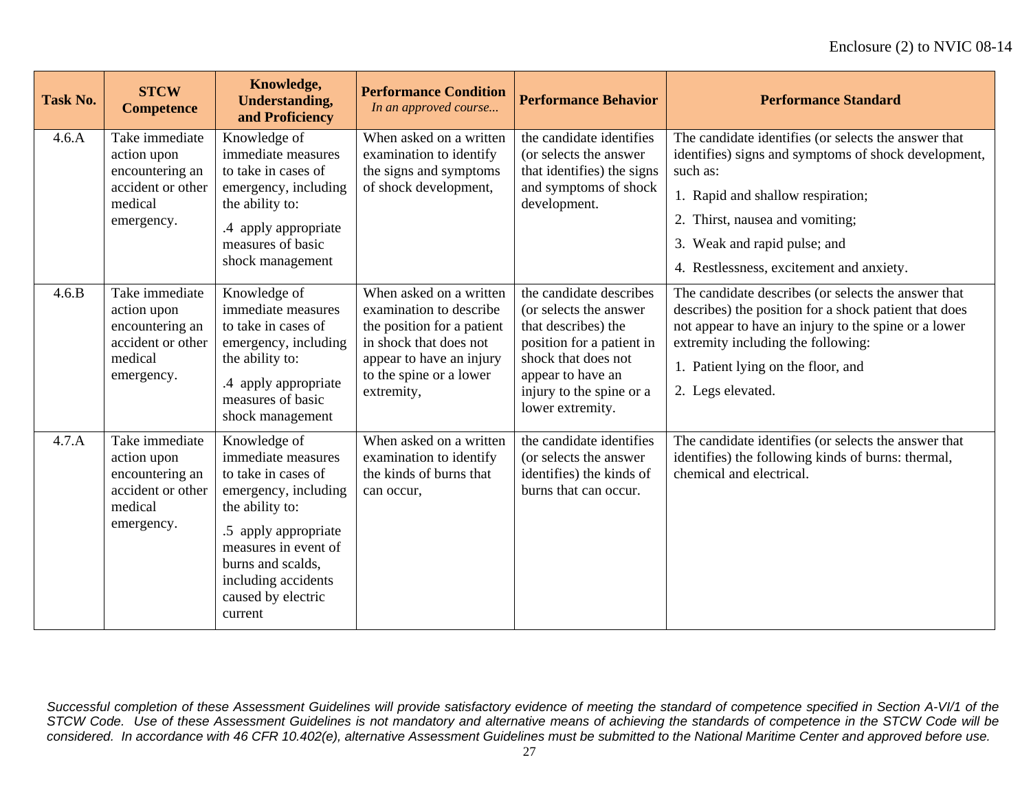| Task No. | STCW Competence | Knowledge, Understanding, and Proficiency | Performance Condition *In an approved course...* | Performance Behavior | Performance Standard |
|---|---|---|---|---|---|
| 4.6.A | Take immediate action upon encountering an accident or other medical emergency. | Knowledge of immediate measures to take in cases of emergency, including the ability to: .4 apply appropriate measures of basic shock management | When asked on a written examination to identify the signs and symptoms of shock development, | the candidate identifies (or selects the answer that identifies) the signs and symptoms of shock development. | The candidate identifies (or selects the answer that identifies) signs and symptoms of shock development, such as: 1. Rapid and shallow respiration; 2. Thirst, nausea and vomiting; 3. Weak and rapid pulse; and 4. Restlessness, excitement and anxiety. |
| 4.6.B | Take immediate action upon encountering an accident or other medical emergency. | Knowledge of immediate measures to take in cases of emergency, including the ability to: .4 apply appropriate measures of basic shock management | When asked on a written examination to describe the position for a patient in shock that does not appear to have an injury to the spine or a lower extremity, | the candidate describes (or selects the answer that describes) the position for a patient in shock that does not appear to have an injury to the spine or a lower extremity. | The candidate describes (or selects the answer that describes) the position for a shock patient that does not appear to have an injury to the spine or a lower extremity including the following: 1. Patient lying on the floor, and 2. Legs elevated. |
| 4.7.A | Take immediate action upon encountering an accident or other medical emergency. | Knowledge of immediate measures to take in cases of emergency, including the ability to: .5 apply appropriate measures in event of burns and scalds, including accidents caused by electric current | When asked on a written examination to identify the kinds of burns that can occur, | the candidate identifies (or selects the answer identifies) the kinds of burns that can occur. | The candidate identifies (or selects the answer that identifies) the following kinds of burns: thermal, chemical and electrical. |

*Successful completion of these Assessment Guidelines will provide satisfactory evidence of meeting the standard of competence specified in Section A-VI/1 of the STCW Code. Use of these Assessment Guidelines is not mandatory and alternative means of achieving the standards of competence in the STCW Code will be considered. In accordance with 46 CFR 10.402(e), alternative Assessment Guidelines must be submitted to the National Maritime Center and approved before use.*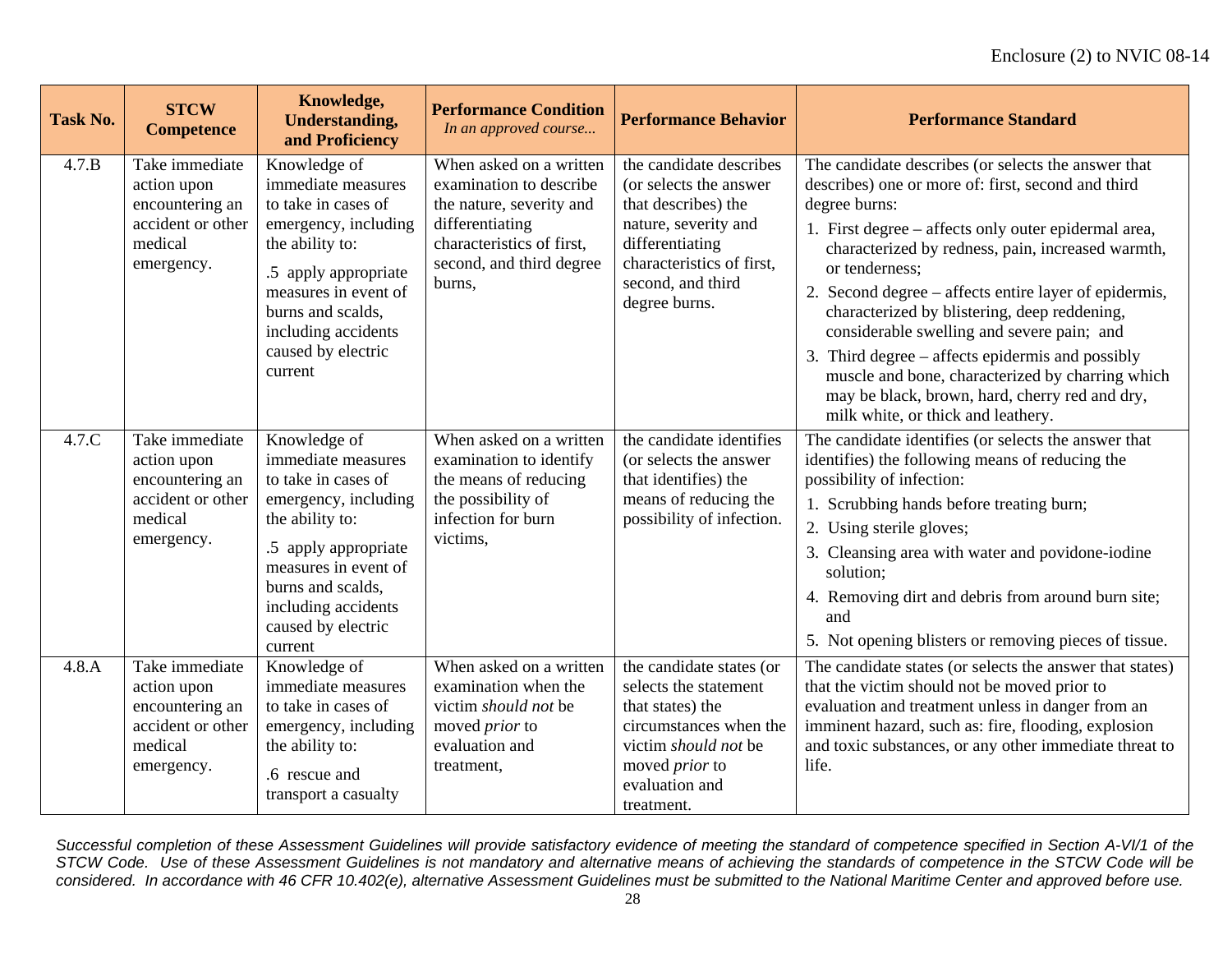| Task No. | STCW Competence | Knowledge, Understanding, and Proficiency | Performance Condition *In an approved course...* | Performance Behavior | Performance Standard |
|---|---|---|---|---|---|
| 4.7.B | Take immediate action upon encountering an accident or other medical emergency. | Knowledge of immediate measures to take in cases of emergency, including the ability to: .5 apply appropriate measures in event of burns and scalds, including accidents caused by electric current | When asked on a written examination to describe the nature, severity and differentiating characteristics of first, second, and third degree burns, | the candidate describes (or selects the answer that describes) the nature, severity and differentiating characteristics of first, second, and third degree burns. | The candidate describes (or selects the answer that describes) one or more of: first, second and third degree burns: 1. First degree – affects only outer epidermal area, characterized by redness, pain, increased warmth, or tenderness; 2. Second degree – affects entire layer of epidermis, characterized by blistering, deep reddening, considerable swelling and severe pain; and 3. Third degree – affects epidermis and possibly muscle and bone, characterized by charring which may be black, brown, hard, cherry red and dry, milk white, or thick and leathery. |
| 4.7.C | Take immediate action upon encountering an accident or other medical emergency. | Knowledge of immediate measures to take in cases of emergency, including the ability to: .5 apply appropriate measures in event of burns and scalds, including accidents caused by electric current | When asked on a written examination to identify the means of reducing the possibility of infection for burn victims, | the candidate identifies (or selects the answer that identifies) the means of reducing the possibility of infection. | The candidate identifies (or selects the answer that identifies) the following means of reducing the possibility of infection: 1. Scrubbing hands before treating burn; 2. Using sterile gloves; 3. Cleansing area with water and povidone-iodine solution; 4. Removing dirt and debris from around burn site; and 5. Not opening blisters or removing pieces of tissue. |
| 4.8.A | Take immediate action upon encountering an accident or other medical emergency. | Knowledge of immediate measures to take in cases of emergency, including the ability to: .6 rescue and transport a casualty | When asked on a written examination when the victim *should not* be moved *prior* to evaluation and treatment, | the candidate states (or selects the statement that states) the circumstances when the victim *should not* be moved *prior* to evaluation and treatment. | The candidate states (or selects the answer that states) that the victim should not be moved prior to evaluation and treatment unless in danger from an imminent hazard, such as: fire, flooding, explosion and toxic substances, or any other immediate threat to life. |

*Successful completion of these Assessment Guidelines will provide satisfactory evidence of meeting the standard of competence specified in Section A-VI/1 of the STCW Code. Use of these Assessment Guidelines is not mandatory and alternative means of achieving the standards of competence in the STCW Code will be considered. In accordance with 46 CFR 10.402(e), alternative Assessment Guidelines must be submitted to the National Maritime Center and approved before use.*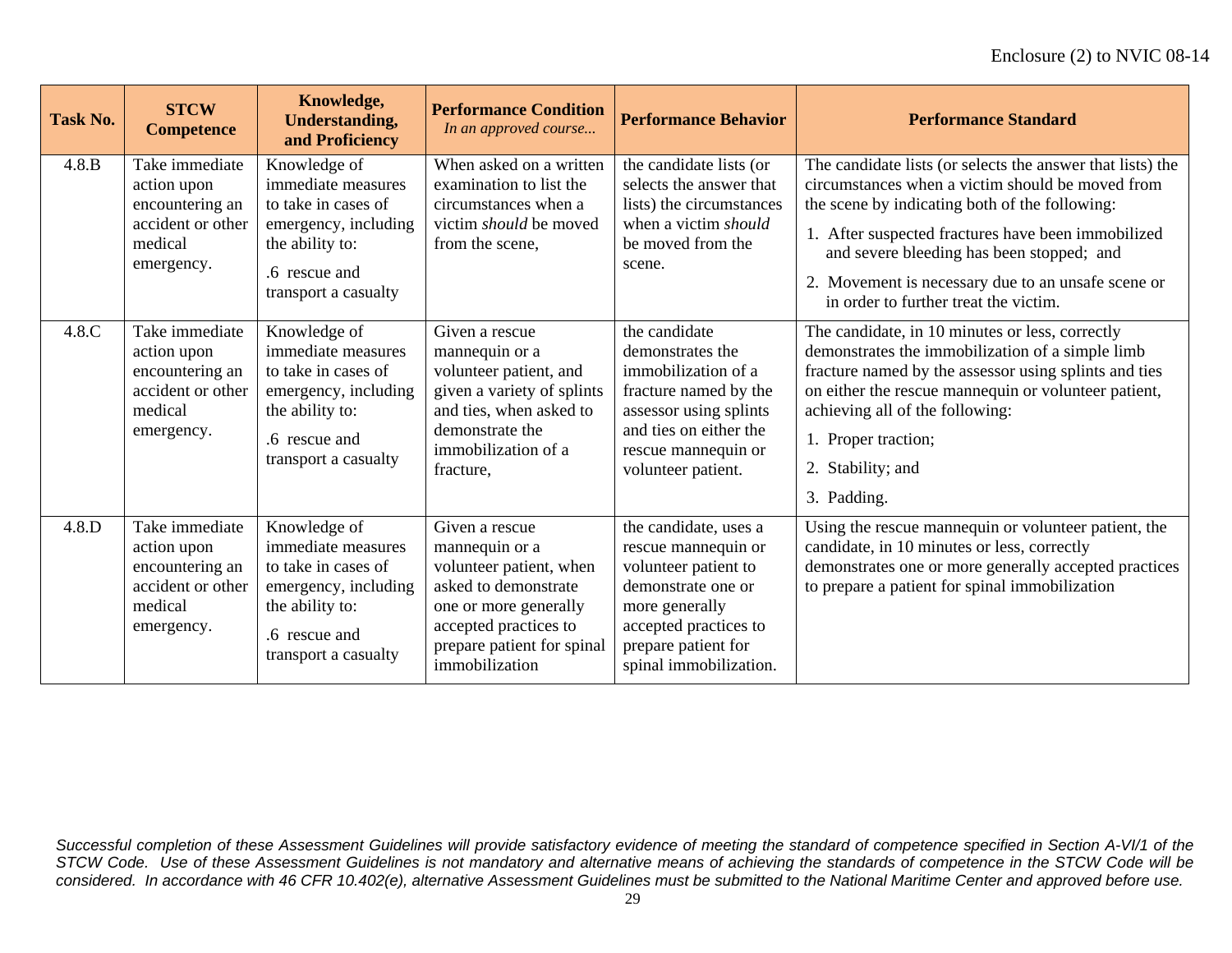| Task No. | STCW Competence | Knowledge, Understanding, and Proficiency | Performance Condition *In an approved course...* | Performance Behavior | Performance Standard |
|---|---|---|---|---|---|
| 4.8.B | Take immediate action upon encountering an accident or other medical emergency. | Knowledge of immediate measures to take in cases of emergency, including the ability to: .6 rescue and transport a casualty | When asked on a written examination to list the circumstances when a victim *should* be moved from the scene, | the candidate lists (or selects the answer that lists) the circumstances when a victim *should* be moved from the scene. | The candidate lists (or selects the answer that lists) the circumstances when a victim should be moved from the scene by indicating both of the following: 1. After suspected fractures have been immobilized and severe bleeding has been stopped; and 2. Movement is necessary due to an unsafe scene or in order to further treat the victim. |
| 4.8.C | Take immediate action upon encountering an accident or other medical emergency. | Knowledge of immediate measures to take in cases of emergency, including the ability to: .6 rescue and transport a casualty | Given a rescue mannequin or a volunteer patient, and given a variety of splints and ties, when asked to demonstrate the immobilization of a fracture, | the candidate demonstrates the immobilization of a fracture named by the assessor using splints and ties on either the rescue mannequin or volunteer patient. | The candidate, in 10 minutes or less, correctly demonstrates the immobilization of a simple limb fracture named by the assessor using splints and ties on either the rescue mannequin or volunteer patient, achieving all of the following: 1. Proper traction; 2. Stability; and 3. Padding. |
| 4.8.D | Take immediate action upon encountering an accident or other medical emergency. | Knowledge of immediate measures to take in cases of emergency, including the ability to: .6 rescue and transport a casualty | Given a rescue mannequin or a volunteer patient, when asked to demonstrate one or more generally accepted practices to prepare patient for spinal immobilization | the candidate, uses a rescue mannequin or volunteer patient to demonstrate one or more generally accepted practices to prepare patient for spinal immobilization. | Using the rescue mannequin or volunteer patient, the candidate, in 10 minutes or less, correctly demonstrates one or more generally accepted practices to prepare a patient for spinal immobilization |

*Successful completion of these Assessment Guidelines will provide satisfactory evidence of meeting the standard of competence specified in Section A-VI/1 of the STCW Code. Use of these Assessment Guidelines is not mandatory and alternative means of achieving the standards of competence in the STCW Code will be considered. In accordance with 46 CFR 10.402(e), alternative Assessment Guidelines must be submitted to the National Maritime Center and approved before use.*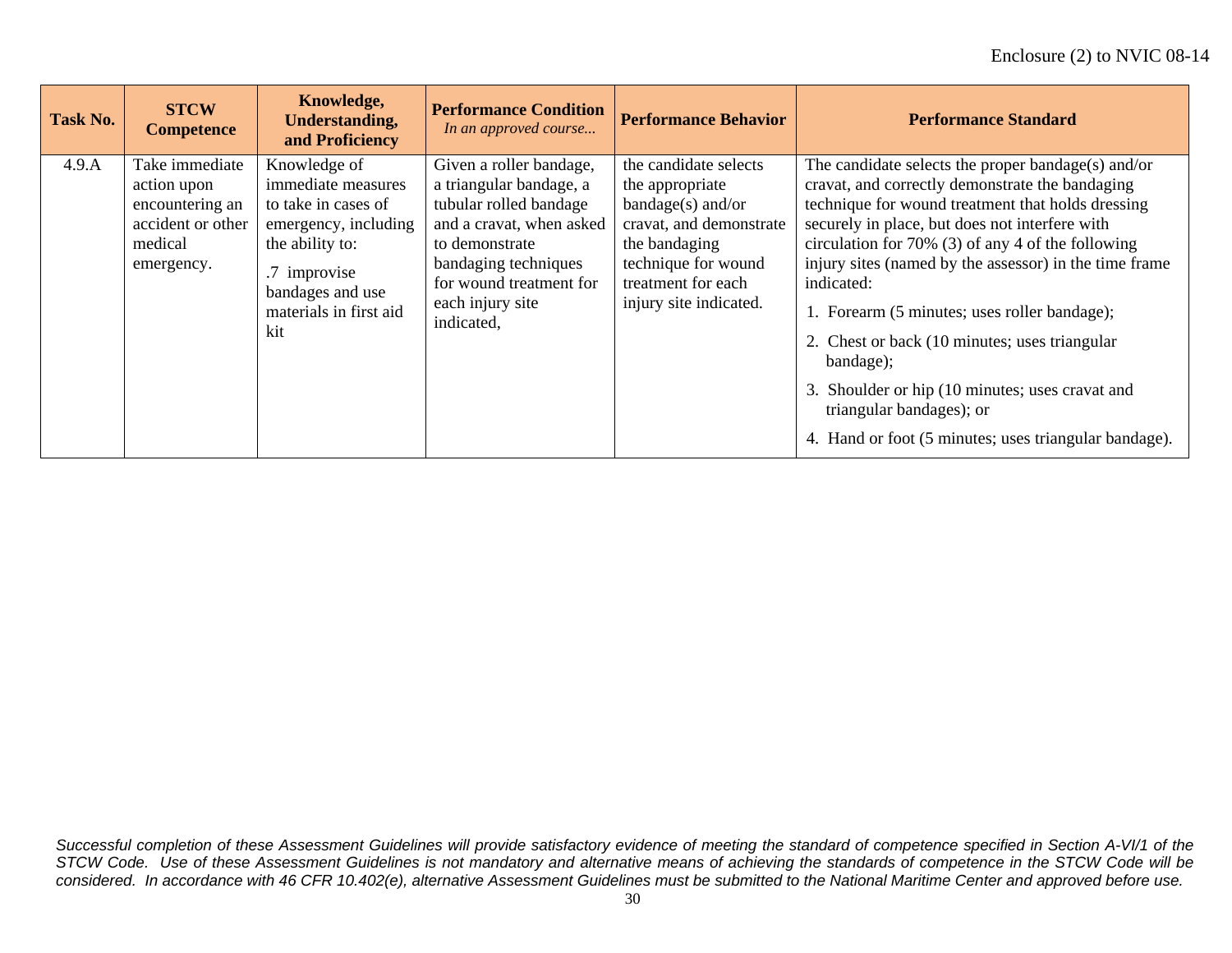| Task No. | STCW Competence | Knowledge, Understanding, and Proficiency | Performance Condition *In an approved course...* | Performance Behavior | Performance Standard |
|---|---|---|---|---|---|
| 4.9.A | Take immediate action upon encountering an accident or other medical emergency. | Knowledge of immediate measures to take in cases of emergency, including the ability to:<br><br>.7 improvise bandages and use materials in first aid kit | Given a roller bandage, a triangular bandage, a tubular rolled bandage and a cravat, when asked to demonstrate bandaging techniques for wound treatment for each injury site indicated, | the candidate selects the appropriate bandage(s) and/or cravat, and demonstrate the bandaging technique for wound treatment for each injury site indicated. | The candidate selects the proper bandage(s) and/or cravat, and correctly demonstrate the bandaging technique for wound treatment that holds dressing securely in place, but does not interfere with circulation for 70% (3) of any 4 of the following injury sites (named by the assessor) in the time frame indicated:<br><br>1. Forearm (5 minutes; uses roller bandage);<br><br>2. Chest or back (10 minutes; uses triangular bandage);<br><br>3. Shoulder or hip (10 minutes; uses cravat and triangular bandages); or<br><br>4. Hand or foot (5 minutes; uses triangular bandage). |

*Successful completion of these Assessment Guidelines will provide satisfactory evidence of meeting the standard of competence specified in Section A-VI/1 of the STCW Code. Use of these Assessment Guidelines is not mandatory and alternative means of achieving the standards of competence in the STCW Code will be considered. In accordance with 46 CFR 10.402(e), alternative Assessment Guidelines must be submitted to the National Maritime Center and approved before use.*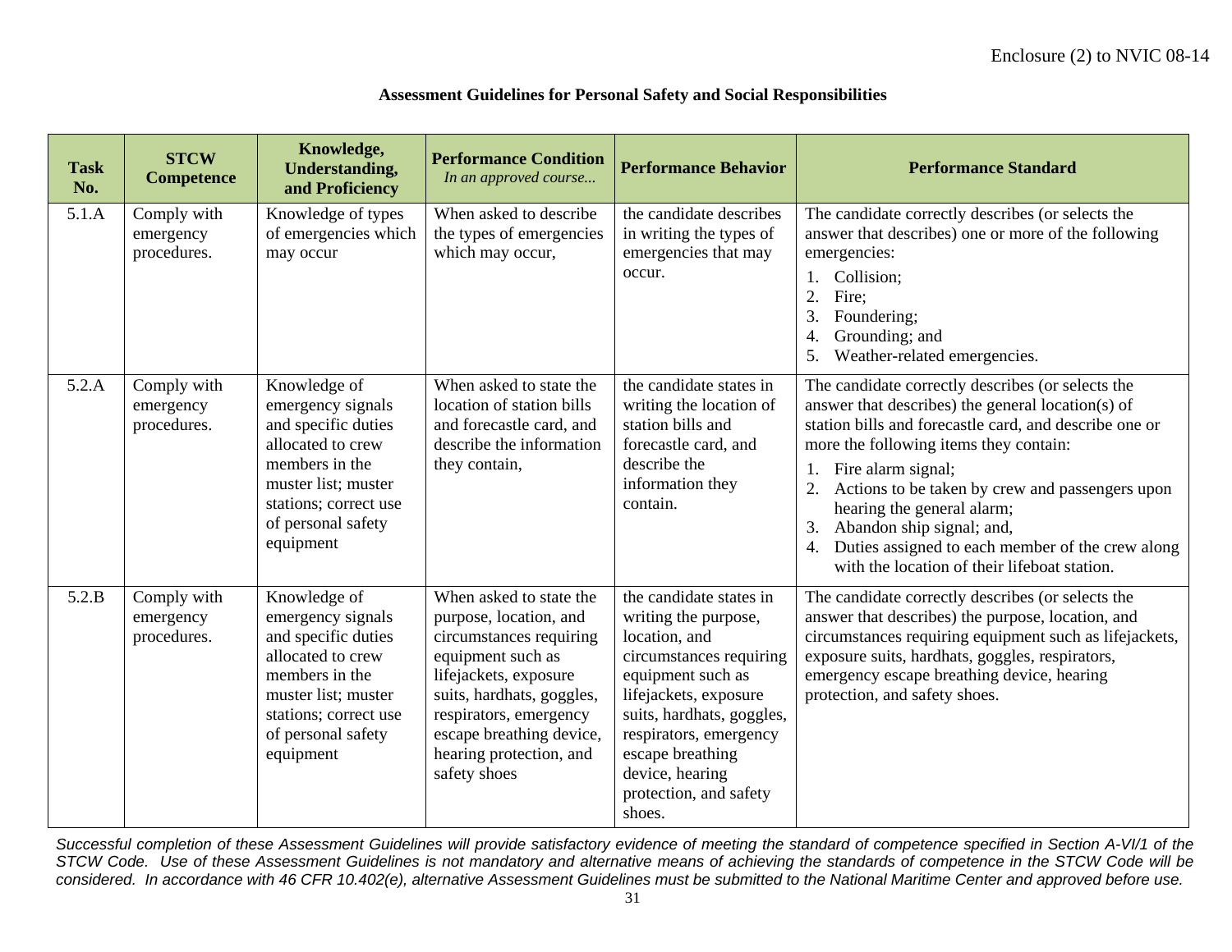Enclosure (2) to NVIC 08-14

**Assessment Guidelines for Personal Safety and Social Responsibilities**

| Task No. | STCW Competence | Knowledge, Understanding, and Proficiency | Performance Condition *In an approved course...* | Performance Behavior | Performance Standard |
|---|---|---|---|---|---|
| 5.1.A | Comply with emergency procedures. | Knowledge of types of emergencies which may occur | When asked to describe the types of emergencies which may occur, | the candidate describes in writing the types of emergencies that may occur. | The candidate correctly describes (or selects the answer that describes) one or more of the following emergencies: <br>1. Collision; <br>2. Fire; <br>3. Foundering; <br>4. Grounding; and <br>5. Weather-related emergencies. |
| 5.2.A | Comply with emergency procedures. | Knowledge of emergency signals and specific duties allocated to crew members in the muster list; muster stations; correct use of personal safety equipment | When asked to state the location of station bills and forecastle card, and describe the information they contain, | the candidate states in writing the location of station bills and forecastle card, and describe the information they contain. | The candidate correctly describes (or selects the answer that describes) the general location(s) of station bills and forecastle card, and describe one or more the following items they contain: <br>1. Fire alarm signal; <br>2. Actions to be taken by crew and passengers upon hearing the general alarm; <br>3. Abandon ship signal; and, <br>4. Duties assigned to each member of the crew along with the location of their lifeboat station. |
| 5.2.B | Comply with emergency procedures. | Knowledge of emergency signals and specific duties allocated to crew members in the muster list; muster stations; correct use of personal safety equipment | When asked to state the purpose, location, and circumstances requiring equipment such as lifejackets, exposure suits, hardhats, goggles, respirators, emergency escape breathing device, hearing protection, and safety shoes | the candidate states in writing the purpose, location, and circumstances requiring equipment such as lifejackets, exposure suits, hardhats, goggles, respirators, emergency escape breathing device, hearing protection, and safety shoes. | The candidate correctly describes (or selects the answer that describes) the purpose, location, and circumstances requiring equipment such as lifejackets, exposure suits, hardhats, goggles, respirators, emergency escape breathing device, hearing protection, and safety shoes. |

*Successful completion of these Assessment Guidelines will provide satisfactory evidence of meeting the standard of competence specified in Section A-VI/1 of the STCW Code. Use of these Assessment Guidelines is not mandatory and alternative means of achieving the standards of competence in the STCW Code will be considered. In accordance with 46 CFR 10.402(e), alternative Assessment Guidelines must be submitted to the National Maritime Center and approved before use.*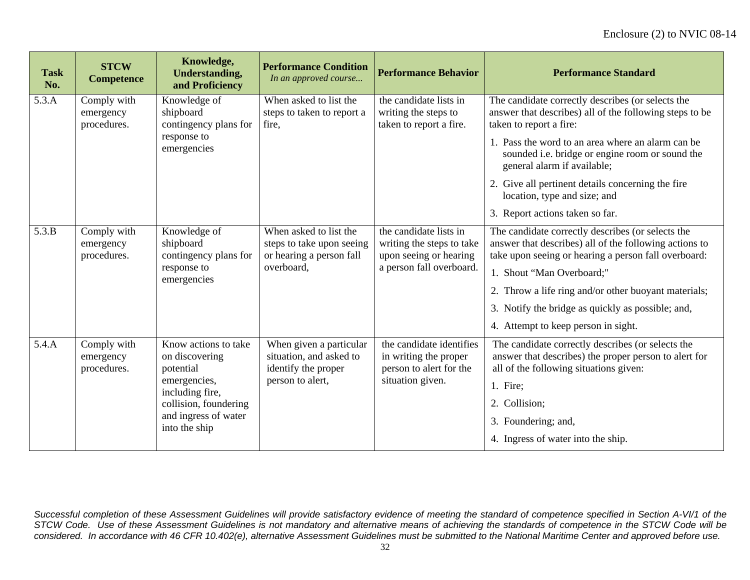| Task No. | STCW Competence | Knowledge, Understanding, and Proficiency | Performance Condition *In an approved course...* | Performance Behavior | Performance Standard |
|---|---|---|---|---|---|
| 5.3.A | Comply with emergency procedures. | Knowledge of shipboard contingency plans for response to emergencies | When asked to list the steps to taken to report a fire, | the candidate lists in writing the steps to taken to report a fire. | The candidate correctly describes (or selects the answer that describes) all of the following steps to be taken to report a fire:<br>1. Pass the word to an area where an alarm can be sounded i.e. bridge or engine room or sound the general alarm if available;<br>2. Give all pertinent details concerning the fire location, type and size; and<br>3. Report actions taken so far. |
| 5.3.B | Comply with emergency procedures. | Knowledge of shipboard contingency plans for response to emergencies | When asked to list the steps to take upon seeing or hearing a person fall overboard, | the candidate lists in writing the steps to take upon seeing or hearing a person fall overboard. | The candidate correctly describes (or selects the answer that describes) all of the following actions to take upon seeing or hearing a person fall overboard:<br>1. Shout "Man Overboard;"<br>2. Throw a life ring and/or other buoyant materials;<br>3. Notify the bridge as quickly as possible; and,<br>4. Attempt to keep person in sight. |
| 5.4.A | Comply with emergency procedures. | Know actions to take on discovering potential emergencies, including fire, collision, foundering and ingress of water into the ship | When given a particular situation, and asked to identify the proper person to alert, | the candidate identifies in writing the proper person to alert for the situation given. | The candidate correctly describes (or selects the answer that describes) the proper person to alert for all of the following situations given:<br>1. Fire;<br>2. Collision;<br>3. Foundering; and,<br>4. Ingress of water into the ship. |

*Successful completion of these Assessment Guidelines will provide satisfactory evidence of meeting the standard of competence specified in Section A-VI/1 of the STCW Code. Use of these Assessment Guidelines is not mandatory and alternative means of achieving the standards of competence in the STCW Code will be considered. In accordance with 46 CFR 10.402(e), alternative Assessment Guidelines must be submitted to the National Maritime Center and approved before use.*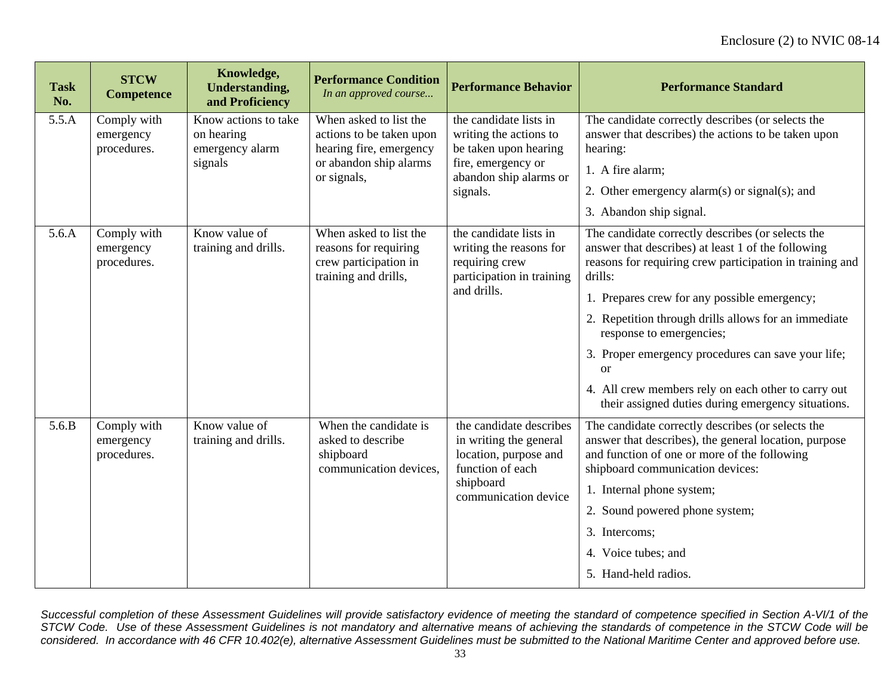| Task No. | STCW Competence | Knowledge, Understanding, and Proficiency | Performance Condition *In an approved course...* | Performance Behavior | Performance Standard |
|---|---|---|---|---|---|
| 5.5.A | Comply with emergency procedures. | Know actions to take on hearing emergency alarm signals | When asked to list the actions to be taken upon hearing fire, emergency or abandon ship alarms or signals, | the candidate lists in writing the actions to be taken upon hearing fire, emergency or abandon ship alarms or signals. | The candidate correctly describes (or selects the answer that describes) the actions to be taken upon hearing:<br>1. A fire alarm;<br>2. Other emergency alarm(s) or signal(s); and<br>3. Abandon ship signal. |
| 5.6.A | Comply with emergency procedures. | Know value of training and drills. | When asked to list the reasons for requiring crew participation in training and drills, | the candidate lists in writing the reasons for requiring crew participation in training and drills. | The candidate correctly describes (or selects the answer that describes) at least 1 of the following reasons for requiring crew participation in training and drills:<br>1. Prepares crew for any possible emergency;<br>2. Repetition through drills allows for an immediate response to emergencies;<br>3. Proper emergency procedures can save your life; or<br>4. All crew members rely on each other to carry out their assigned duties during emergency situations. |
| 5.6.B | Comply with emergency procedures. | Know value of training and drills. | When the candidate is asked to describe shipboard communication devices, | the candidate describes in writing the general location, purpose and function of each shipboard communication device | The candidate correctly describes (or selects the answer that describes), the general location, purpose and function of one or more of the following shipboard communication devices:<br>1. Internal phone system;<br>2. Sound powered phone system;<br>3. Intercoms;<br>4. Voice tubes; and<br>5. Hand-held radios. |

*Successful completion of these Assessment Guidelines will provide satisfactory evidence of meeting the standard of competence specified in Section A-VI/1 of the STCW Code. Use of these Assessment Guidelines is not mandatory and alternative means of achieving the standards of competence in the STCW Code will be considered. In accordance with 46 CFR 10.402(e), alternative Assessment Guidelines must be submitted to the National Maritime Center and approved before use.*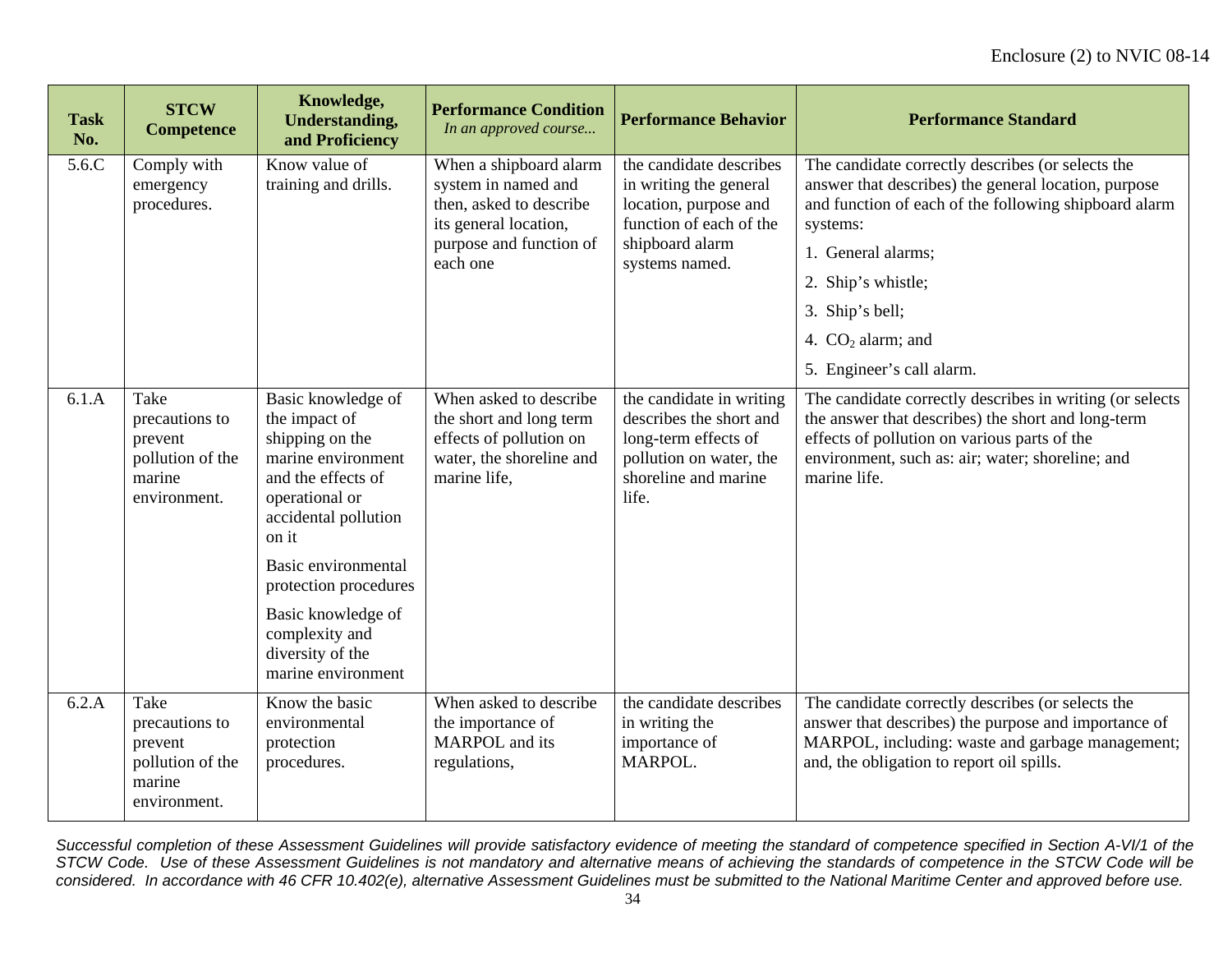| Task No. | STCW Competence | Knowledge, Understanding, and Proficiency | Performance Condition *In an approved course...* | Performance Behavior | Performance Standard |
|---|---|---|---|---|---|
| 5.6.C | Comply with emergency procedures. | Know value of training and drills. | When a shipboard alarm system in named and then, asked to describe its general location, purpose and function of each one | the candidate describes in writing the general location, purpose and function of each of the shipboard alarm systems named. | The candidate correctly describes (or selects the answer that describes) the general location, purpose and function of each of the following shipboard alarm systems:<br>1. General alarms;<br>2. Ship's whistle;<br>3. Ship's bell;<br>4. $CO_2$ alarm; and<br>5. Engineer's call alarm. |
| 6.1.A | Take precautions to prevent pollution of the marine environment. | Basic knowledge of the impact of shipping on the marine environment and the effects of operational or accidental pollution on it<br>Basic environmental protection procedures<br>Basic knowledge of complexity and diversity of the marine environment | When asked to describe the short and long term effects of pollution on water, the shoreline and marine life, | the candidate in writing describes the short and long-term effects of pollution on water, the shoreline and marine life. | The candidate correctly describes in writing (or selects the answer that describes) the short and long-term effects of pollution on various parts of the environment, such as: air; water; shoreline; and marine life. |
| 6.2.A | Take precautions to prevent pollution of the marine environment. | Know the basic environmental protection procedures. | When asked to describe the importance of MARPOL and its regulations, | the candidate describes in writing the importance of MARPOL. | The candidate correctly describes (or selects the answer that describes) the purpose and importance of MARPOL, including: waste and garbage management; and, the obligation to report oil spills. |

*Successful completion of these Assessment Guidelines will provide satisfactory evidence of meeting the standard of competence specified in Section A-VI/1 of the STCW Code. Use of these Assessment Guidelines is not mandatory and alternative means of achieving the standards of competence in the STCW Code will be considered. In accordance with 46 CFR 10.402(e), alternative Assessment Guidelines must be submitted to the National Maritime Center and approved before use.*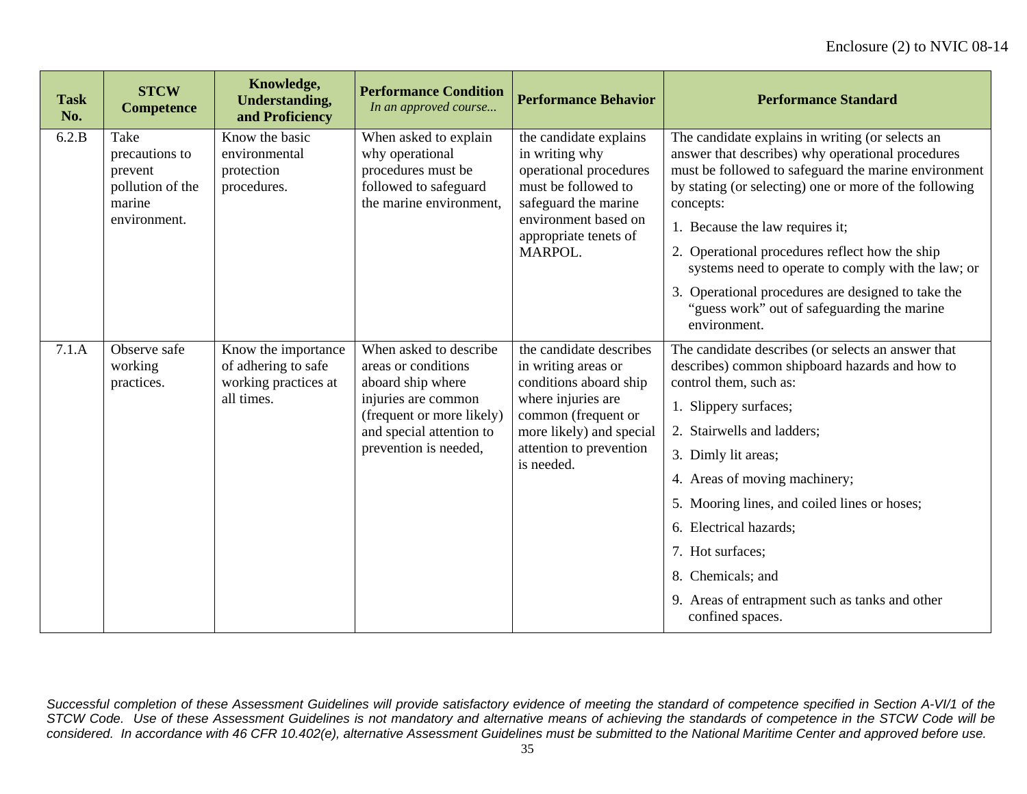| Task No. | STCW Competence | Knowledge, Understanding, and Proficiency | Performance Condition *In an approved course...* | Performance Behavior | Performance Standard |
|---|---|---|---|---|---|
| 6.2.B | Take precautions to prevent pollution of the marine environment. | Know the basic environmental protection procedures. | When asked to explain why operational procedures must be followed to safeguard the marine environment, | the candidate explains in writing why operational procedures must be followed to safeguard the marine environment based on appropriate tenets of MARPOL. | The candidate explains in writing (or selects an answer that describes) why operational procedures must be followed to safeguard the marine environment by stating (or selecting) one or more of the following concepts:<br>1. Because the law requires it;<br>2. Operational procedures reflect how the ship systems need to operate to comply with the law; or<br>3. Operational procedures are designed to take the "guess work" out of safeguarding the marine environment. |
| 7.1.A | Observe safe working practices. | Know the importance of adhering to safe working practices at all times. | When asked to describe areas or conditions aboard ship where injuries are common (frequent or more likely) and special attention to prevention is needed, | the candidate describes in writing areas or conditions aboard ship where injuries are common (frequent or more likely) and special attention to prevention is needed. | The candidate describes (or selects an answer that describes) common shipboard hazards and how to control them, such as:<br>1. Slippery surfaces;<br>2. Stairwells and ladders;<br>3. Dimly lit areas;<br>4. Areas of moving machinery;<br>5. Mooring lines, and coiled lines or hoses;<br>6. Electrical hazards;<br>7. Hot surfaces;<br>8. Chemicals; and<br>9. Areas of entrapment such as tanks and other confined spaces. |

*Successful completion of these Assessment Guidelines will provide satisfactory evidence of meeting the standard of competence specified in Section A-VI/1 of the STCW Code. Use of these Assessment Guidelines is not mandatory and alternative means of achieving the standards of competence in the STCW Code will be considered. In accordance with 46 CFR 10.402(e), alternative Assessment Guidelines must be submitted to the National Maritime Center and approved before use.*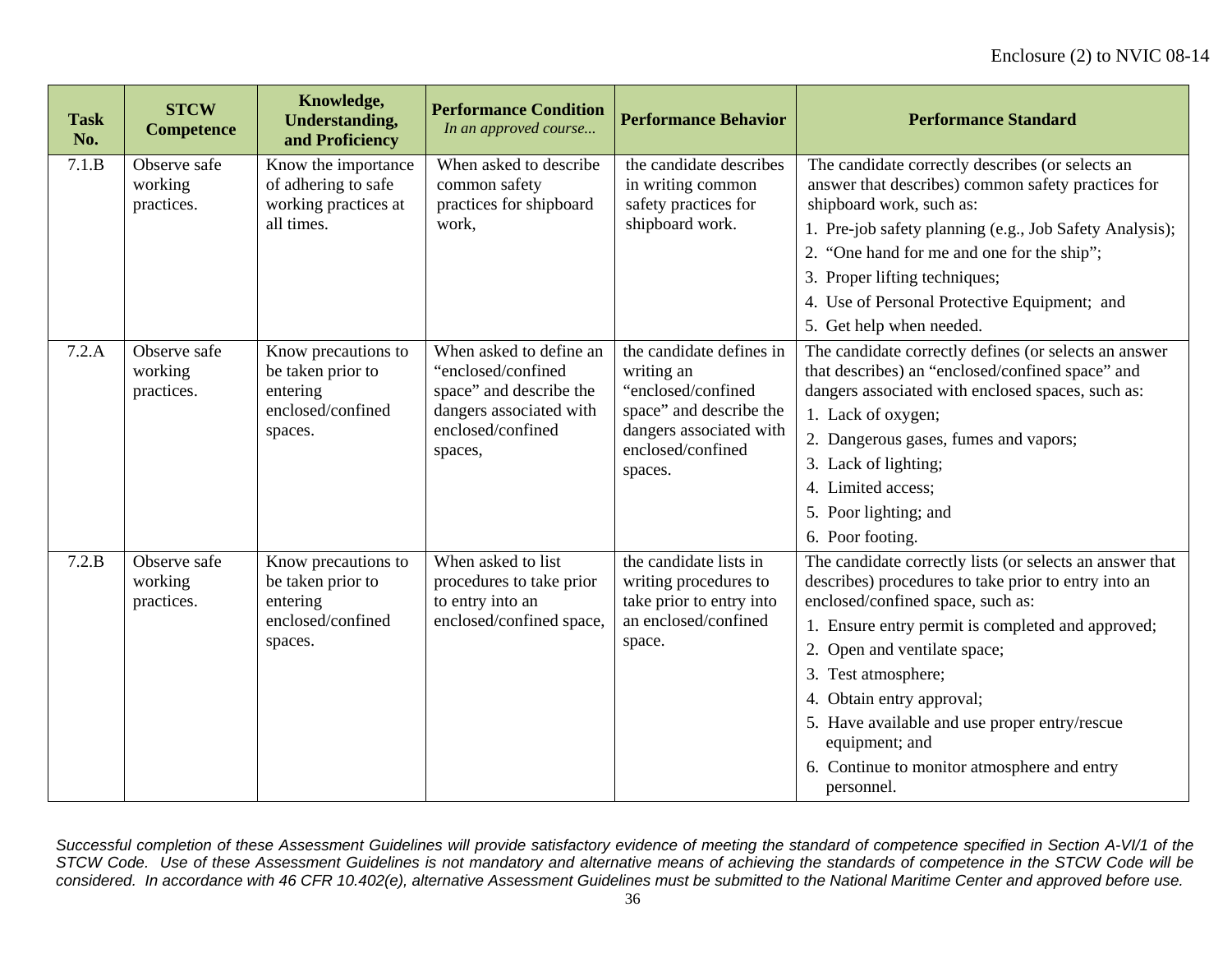| Task No. | STCW Competence | Knowledge, Understanding, and Proficiency | Performance Condition *In an approved course...* | Performance Behavior | Performance Standard |
|---|---|---|---|---|---|
| 7.1.B | Observe safe working practices. | Know the importance of adhering to safe working practices at all times. | When asked to describe common safety practices for shipboard work, | the candidate describes in writing common safety practices for shipboard work. | The candidate correctly describes (or selects an answer that describes) common safety practices for shipboard work, such as:<br>1. Pre-job safety planning (e.g., Job Safety Analysis);<br>2. "One hand for me and one for the ship";<br>3. Proper lifting techniques;<br>4. Use of Personal Protective Equipment; and<br>5. Get help when needed. |
| 7.2.A | Observe safe working practices. | Know precautions to be taken prior to entering enclosed/confined spaces. | When asked to define an "enclosed/confined space" and describe the dangers associated with enclosed/confined spaces, | the candidate defines in writing an "enclosed/confined space" and describe the dangers associated with enclosed/confined spaces. | The candidate correctly defines (or selects an answer that describes) an "enclosed/confined space" and dangers associated with enclosed spaces, such as:<br>1. Lack of oxygen;<br>2. Dangerous gases, fumes and vapors;<br>3. Lack of lighting;<br>4. Limited access;<br>5. Poor lighting; and<br>6. Poor footing. |
| 7.2.B | Observe safe working practices. | Know precautions to be taken prior to entering enclosed/confined spaces. | When asked to list procedures to take prior to entry into an enclosed/confined space, | the candidate lists in writing procedures to take prior to entry into an enclosed/confined space. | The candidate correctly lists (or selects an answer that describes) procedures to take prior to entry into an enclosed/confined space, such as:<br>1. Ensure entry permit is completed and approved;<br>2. Open and ventilate space;<br>3. Test atmosphere;<br>4. Obtain entry approval;<br>5. Have available and use proper entry/rescue equipment; and<br>6. Continue to monitor atmosphere and entry personnel. |

*Successful completion of these Assessment Guidelines will provide satisfactory evidence of meeting the standard of competence specified in Section A-VI/1 of the STCW Code. Use of these Assessment Guidelines is not mandatory and alternative means of achieving the standards of competence in the STCW Code will be considered. In accordance with 46 CFR 10.402(e), alternative Assessment Guidelines must be submitted to the National Maritime Center and approved before use.*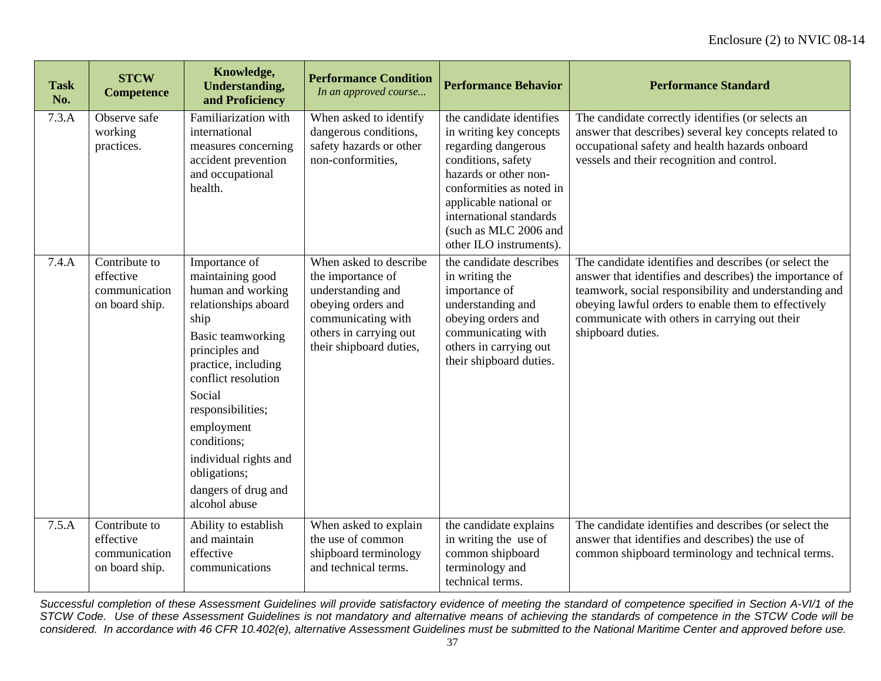| Task No. | STCW Competence | Knowledge, Understanding, and Proficiency | Performance Condition *In an approved course...* | Performance Behavior | Performance Standard |
|---|---|---|---|---|---|
| 7.3.A | Observe safe working practices. | Familiarization with international measures concerning accident prevention and occupational health. | When asked to identify dangerous conditions, safety hazards or other non-conformities, | the candidate identifies in writing key concepts regarding dangerous conditions, safety hazards or other non-conformities as noted in applicable national or international standards (such as MLC 2006 and other ILO instruments). | The candidate correctly identifies (or selects an answer that describes) several key concepts related to occupational safety and health hazards onboard vessels and their recognition and control. |
| 7.4.A | Contribute to effective communication on board ship. | Importance of maintaining good human and working relationships aboard ship<br>Basic teamworking principles and practice, including conflict resolution<br>Social responsibilities;<br>employment conditions;<br>individual rights and obligations;<br>dangers of drug and alcohol abuse | When asked to describe the importance of understanding and obeying orders and communicating with others in carrying out their shipboard duties, | the candidate describes in writing the importance of understanding and obeying orders and communicating with others in carrying out their shipboard duties. | The candidate identifies and describes (or select the answer that identifies and describes) the importance of teamwork, social responsibility and understanding and obeying lawful orders to enable them to effectively communicate with others in carrying out their shipboard duties. |
| 7.5.A | Contribute to effective communication on board ship. | Ability to establish and maintain effective communications | When asked to explain the use of common shipboard terminology and technical terms. | the candidate explains in writing the use of common shipboard terminology and technical terms. | The candidate identifies and describes (or select the answer that identifies and describes) the use of common shipboard terminology and technical terms. |

*Successful completion of these Assessment Guidelines will provide satisfactory evidence of meeting the standard of competence specified in Section A-VI/1 of the STCW Code. Use of these Assessment Guidelines is not mandatory and alternative means of achieving the standards of competence in the STCW Code will be considered. In accordance with 46 CFR 10.402(e), alternative Assessment Guidelines must be submitted to the National Maritime Center and approved before use.*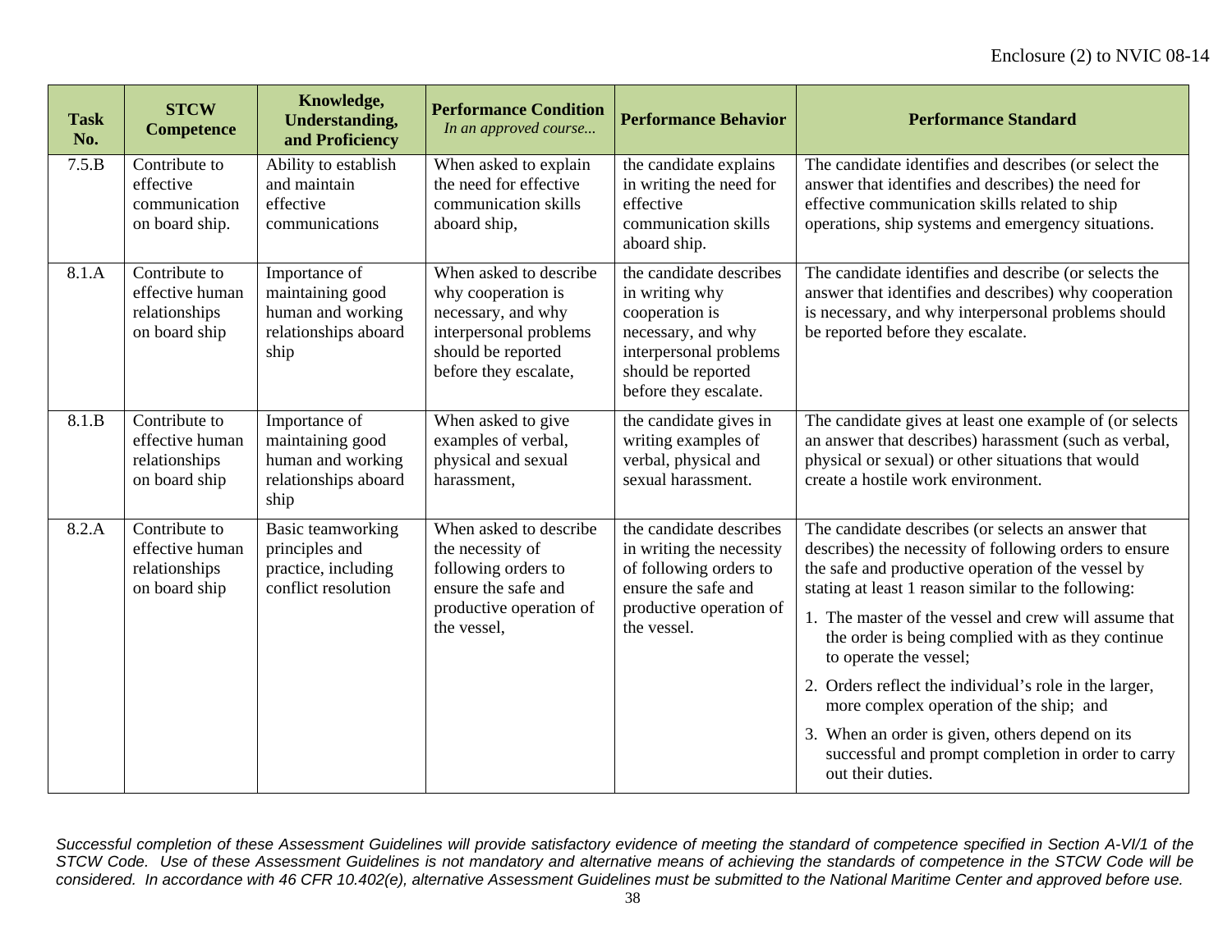| Task No. | STCW Competence | Knowledge, Understanding, and Proficiency | Performance Condition *In an approved course...* | Performance Behavior | Performance Standard |
|---|---|---|---|---|---|
| 7.5.B | Contribute to effective communication on board ship. | Ability to establish and maintain effective communications | When asked to explain the need for effective communication skills aboard ship, | the candidate explains in writing the need for effective communication skills aboard ship. | The candidate identifies and describes (or select the answer that identifies and describes) the need for effective communication skills related to ship operations, ship systems and emergency situations. |
| 8.1.A | Contribute to effective human relationships on board ship | Importance of maintaining good human and working relationships aboard ship | When asked to describe why cooperation is necessary, and why interpersonal problems should be reported before they escalate, | the candidate describes in writing why cooperation is necessary, and why interpersonal problems should be reported before they escalate. | The candidate identifies and describe (or selects the answer that identifies and describes) why cooperation is necessary, and why interpersonal problems should be reported before they escalate. |
| 8.1.B | Contribute to effective human relationships on board ship | Importance of maintaining good human and working relationships aboard ship | When asked to give examples of verbal, physical and sexual harassment, | the candidate gives in writing examples of verbal, physical and sexual harassment. | The candidate gives at least one example of (or selects an answer that describes) harassment (such as verbal, physical or sexual) or other situations that would create a hostile work environment. |
| 8.2.A | Contribute to effective human relationships on board ship | Basic teamworking principles and practice, including conflict resolution | When asked to describe the necessity of following orders to ensure the safe and productive operation of the vessel, | the candidate describes in writing the necessity of following orders to ensure the safe and productive operation of the vessel. | The candidate describes (or selects an answer that describes) the necessity of following orders to ensure the safe and productive operation of the vessel by stating at least 1 reason similar to the following:<br>1. The master of the vessel and crew will assume that the order is being complied with as they continue to operate the vessel;<br>2. Orders reflect the individual's role in the larger, more complex operation of the ship; and<br>3. When an order is given, others depend on its successful and prompt completion in order to carry out their duties. |

*Successful completion of these Assessment Guidelines will provide satisfactory evidence of meeting the standard of competence specified in Section A-VI/1 of the STCW Code. Use of these Assessment Guidelines is not mandatory and alternative means of achieving the standards of competence in the STCW Code will be considered. In accordance with 46 CFR 10.402(e), alternative Assessment Guidelines must be submitted to the National Maritime Center and approved before use.*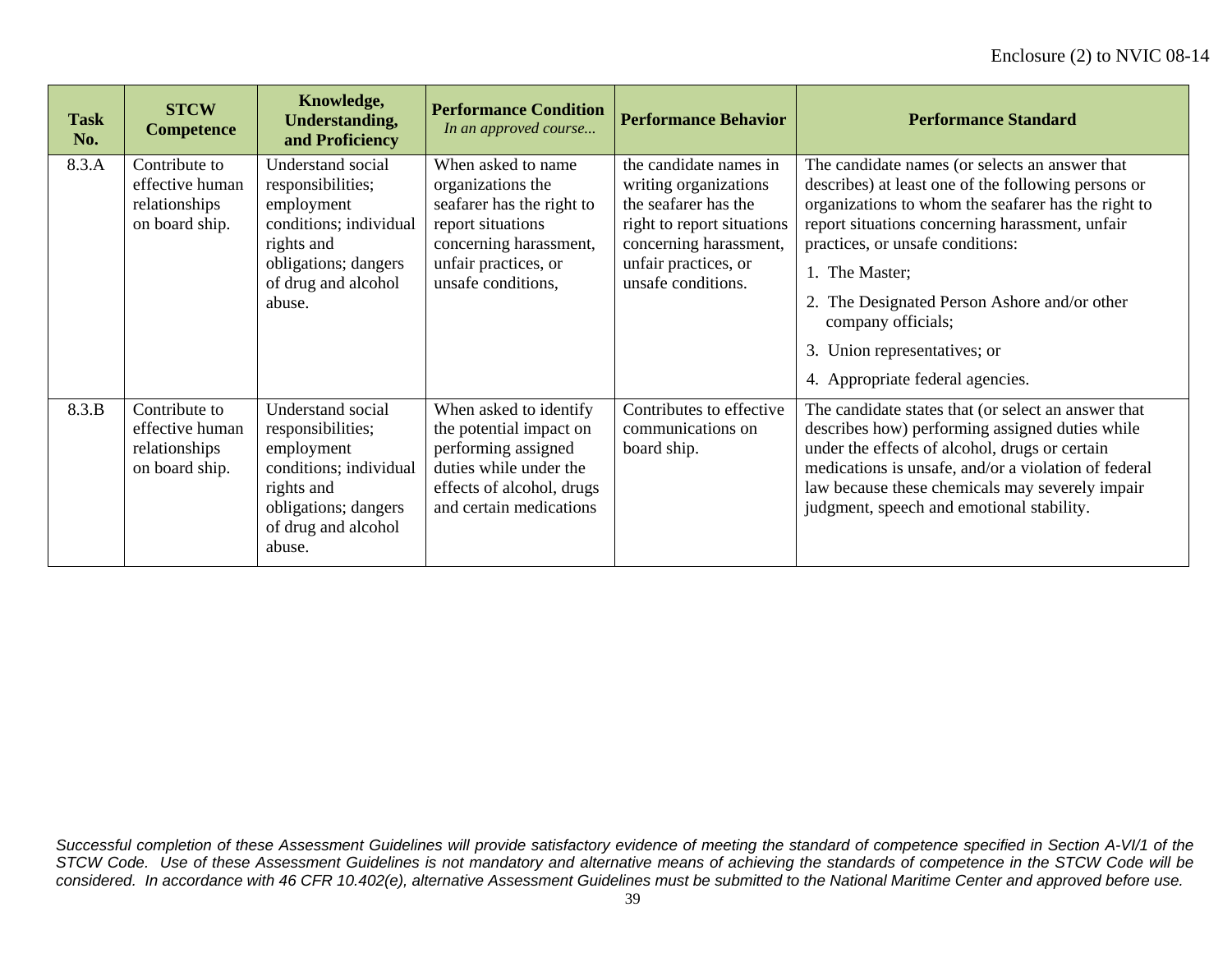| Task No. | STCW Competence | Knowledge, Understanding, and Proficiency | Performance Condition *In an approved course...* | Performance Behavior | Performance Standard |
|---|---|---|---|---|---|
| 8.3.A | Contribute to effective human relationships on board ship. | Understand social responsibilities; employment conditions; individual rights and obligations; dangers of drug and alcohol abuse. | When asked to name organizations the seafarer has the right to report situations concerning harassment, unfair practices, or unsafe conditions, | the candidate names in writing organizations the seafarer has the right to report situations concerning harassment, unfair practices, or unsafe conditions. | The candidate names (or selects an answer that describes) at least one of the following persons or organizations to whom the seafarer has the right to report situations concerning harassment, unfair practices, or unsafe conditions:<br>1. The Master;<br>2. The Designated Person Ashore and/or other company officials;<br>3. Union representatives; or<br>4. Appropriate federal agencies. |
| 8.3.B | Contribute to effective human relationships on board ship. | Understand social responsibilities; employment conditions; individual rights and obligations; dangers of drug and alcohol abuse. | When asked to identify the potential impact on performing assigned duties while under the effects of alcohol, drugs and certain medications | Contributes to effective communications on board ship. | The candidate states that (or select an answer that describes how) performing assigned duties while under the effects of alcohol, drugs or certain medications is unsafe, and/or a violation of federal law because these chemicals may severely impair judgment, speech and emotional stability. |

*Successful completion of these Assessment Guidelines will provide satisfactory evidence of meeting the standard of competence specified in Section A-VI/1 of the STCW Code. Use of these Assessment Guidelines is not mandatory and alternative means of achieving the standards of competence in the STCW Code will be considered. In accordance with 46 CFR 10.402(e), alternative Assessment Guidelines must be submitted to the National Maritime Center and approved before use.*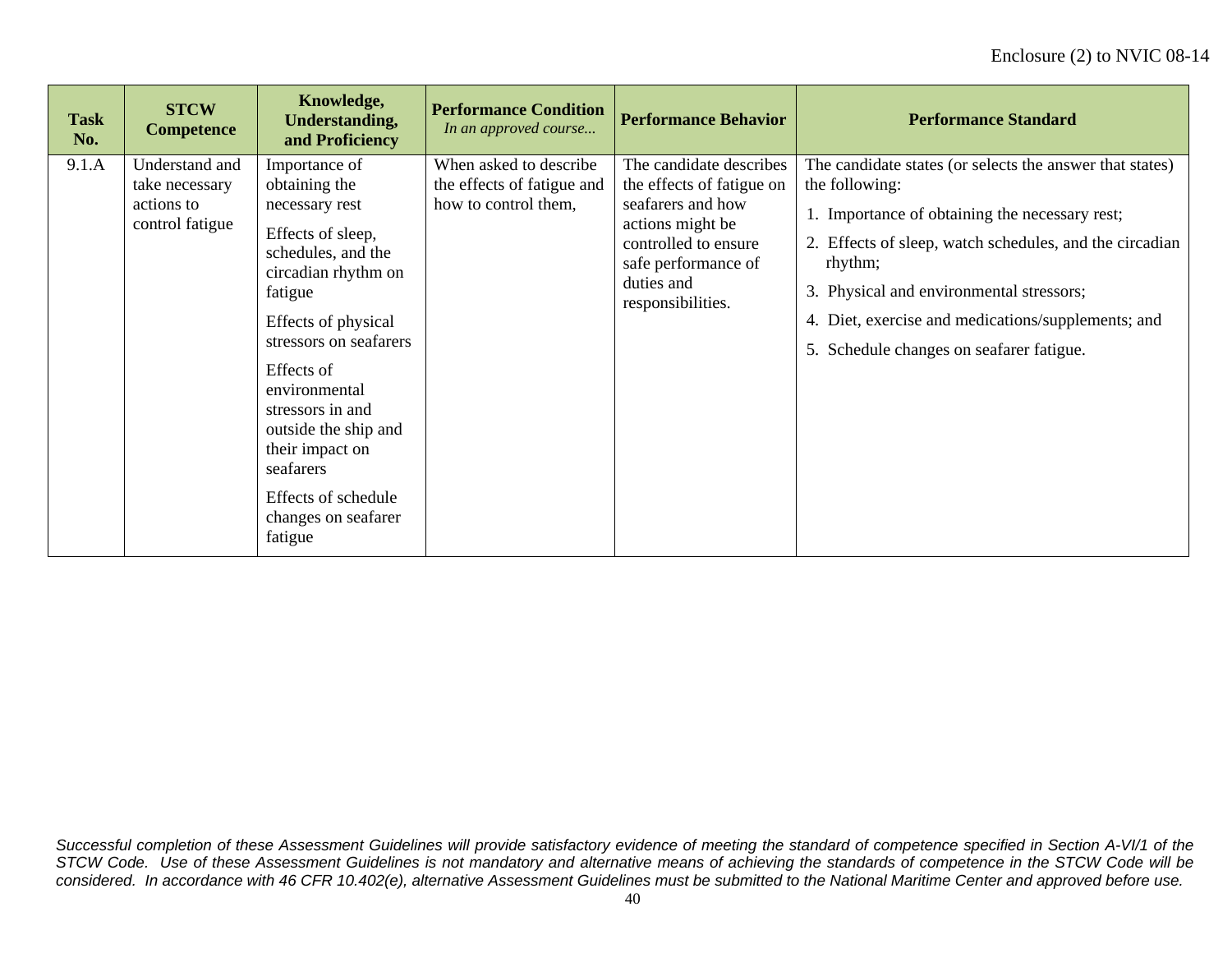| Task No. | STCW Competence | Knowledge, Understanding, and Proficiency | Performance Condition *In an approved course...* | Performance Behavior | Performance Standard |
|---|---|---|---|---|---|
| 9.1.A | Understand and take necessary actions to control fatigue | Importance of obtaining the necessary rest<br><br>Effects of sleep, schedules, and the circadian rhythm on fatigue<br><br>Effects of physical stressors on seafarers<br><br>Effects of environmental stressors in and outside the ship and their impact on seafarers<br><br>Effects of schedule changes on seafarer fatigue | When asked to describe the effects of fatigue and how to control them, | The candidate describes the effects of fatigue on seafarers and how actions might be controlled to ensure safe performance of duties and responsibilities. | The candidate states (or selects the answer that states) the following:<br><br>1. Importance of obtaining the necessary rest;<br><br>2. Effects of sleep, watch schedules, and the circadian rhythm;<br><br>3. Physical and environmental stressors;<br><br>4. Diet, exercise and medications/supplements; and<br><br>5. Schedule changes on seafarer fatigue. |

*Successful completion of these Assessment Guidelines will provide satisfactory evidence of meeting the standard of competence specified in Section A-VI/1 of the STCW Code. Use of these Assessment Guidelines is not mandatory and alternative means of achieving the standards of competence in the STCW Code will be considered. In accordance with 46 CFR 10.402(e), alternative Assessment Guidelines must be submitted to the National Maritime Center and approved before use.*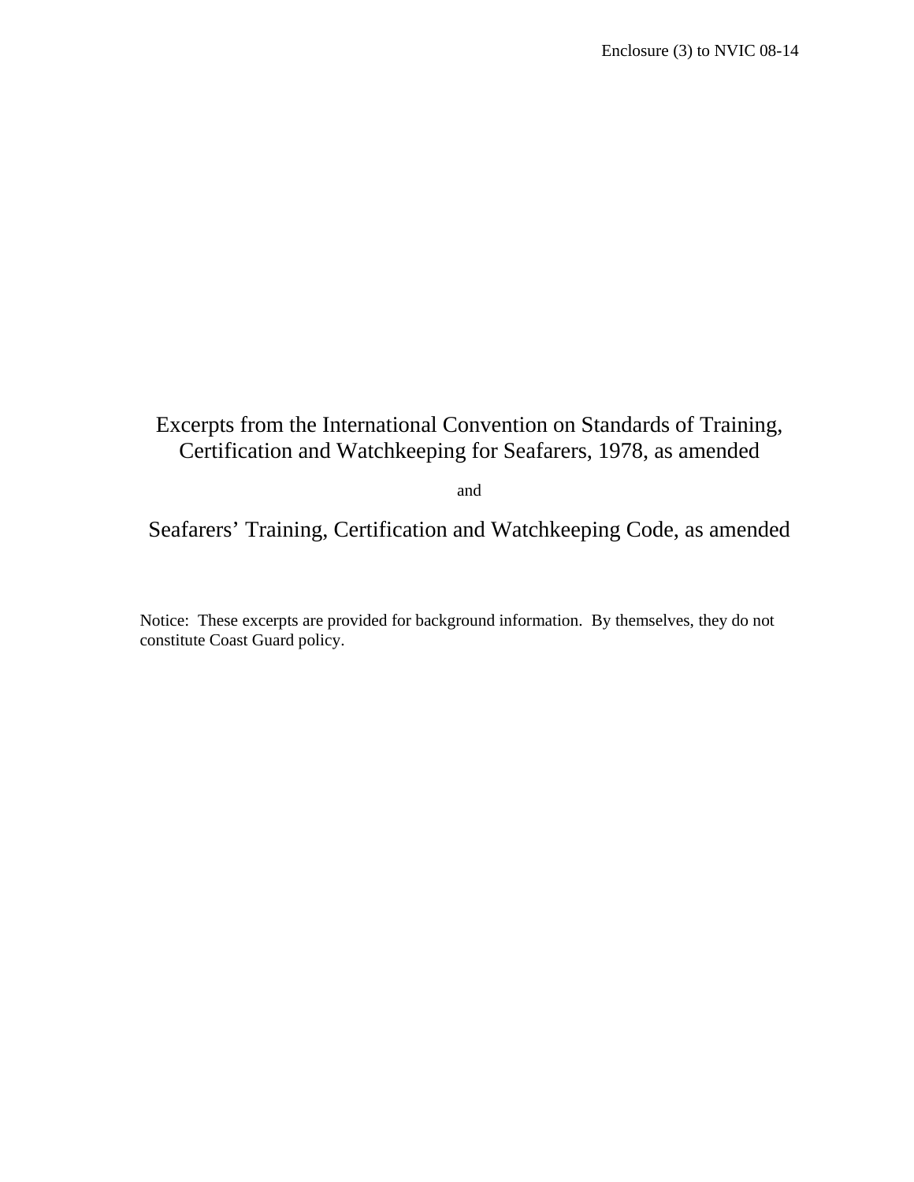Enclosure (3) to NVIC 08-14

# Excerpts from the International Convention on Standards of Training, Certification and Watchkeeping for Seafarers, 1978, as amended

and

# Seafarers' Training, Certification and Watchkeeping Code, as amended

Notice: These excerpts are provided for background information. By themselves, they do not constitute Coast Guard policy.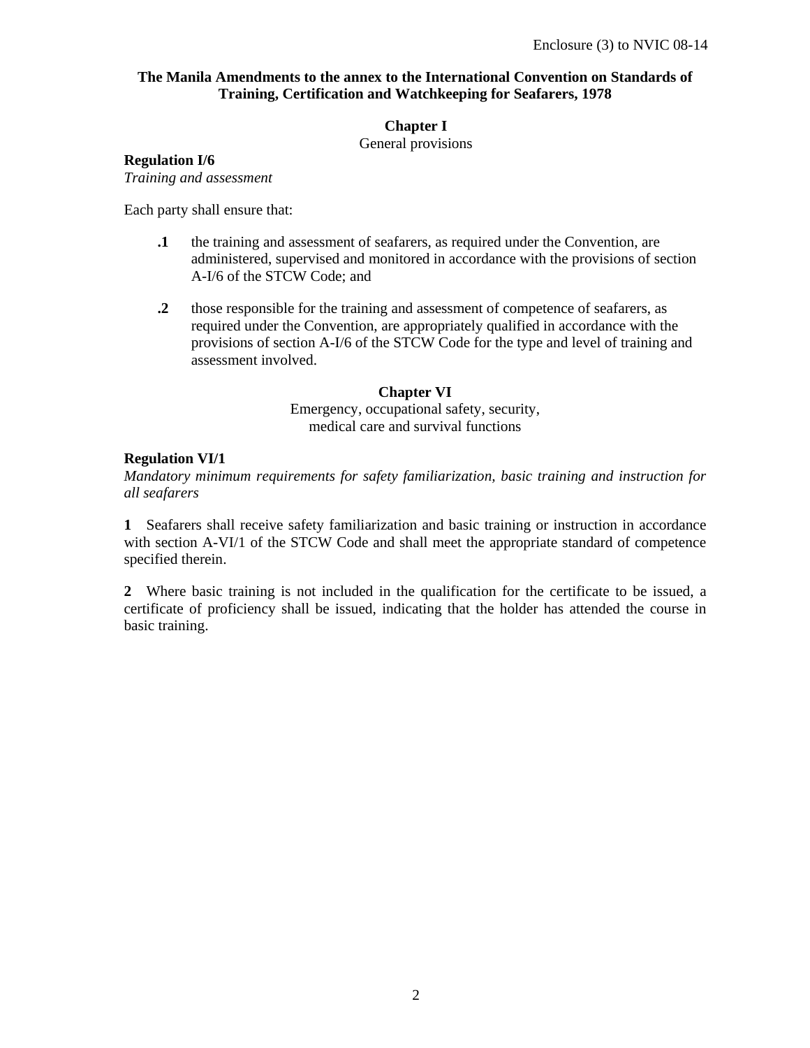**The Manila Amendments to the annex to the International Convention on Standards of Training, Certification and Watchkeeping for Seafarers, 1978**

## Chapter I

General provisions

### Regulation I/6

*Training and assessment*

Each party shall ensure that:

**.1** the training and assessment of seafarers, as required under the Convention, are administered, supervised and monitored in accordance with the provisions of section A-I/6 of the STCW Code; and

**.2** those responsible for the training and assessment of competence of seafarers, as required under the Convention, are appropriately qualified in accordance with the provisions of section A-I/6 of the STCW Code for the type and level of training and assessment involved.

## Chapter VI

Emergency, occupational safety, security, medical care and survival functions

### Regulation VI/1

*Mandatory minimum requirements for safety familiarization, basic training and instruction for all seafarers*

**1** Seafarers shall receive safety familiarization and basic training or instruction in accordance with section A-VI/1 of the STCW Code and shall meet the appropriate standard of competence specified therein.

**2** Where basic training is not included in the qualification for the certificate to be issued, a certificate of proficiency shall be issued, indicating that the holder has attended the course in basic training.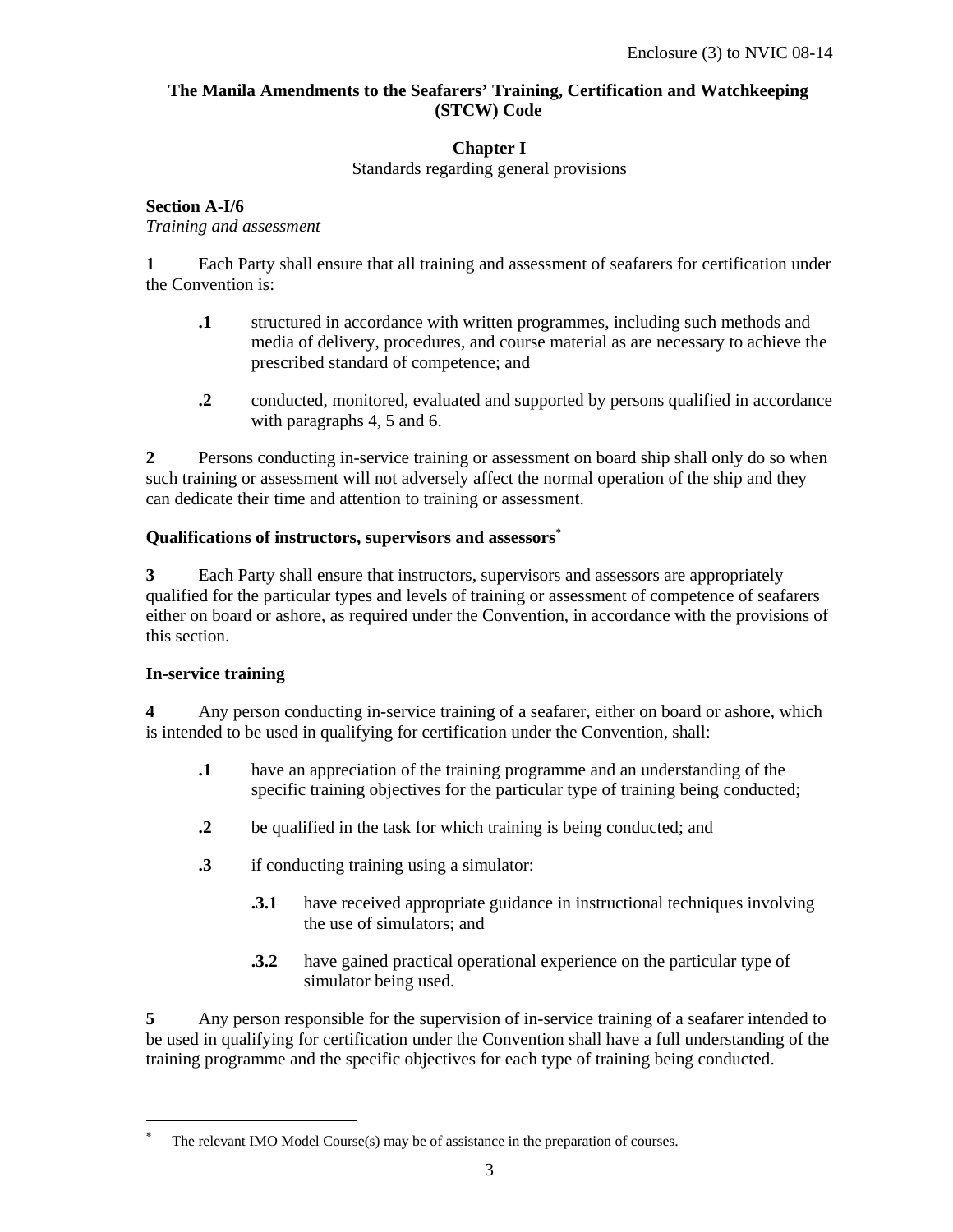**The Manila Amendments to the Seafarers' Training, Certification and Watchkeeping (STCW) Code**

## Chapter I

Standards regarding general provisions

### Section A-I/6

*Training and assessment*

**1** Each Party shall ensure that all training and assessment of seafarers for certification under the Convention is:

- **.1** structured in accordance with written programmes, including such methods and media of delivery, procedures, and course material as are necessary to achieve the prescribed standard of competence; and
- **.2** conducted, monitored, evaluated and supported by persons qualified in accordance with paragraphs 4, 5 and 6.

**2** Persons conducting in-service training or assessment on board ship shall only do so when such training or assessment will not adversely affect the normal operation of the ship and they can dedicate their time and attention to training or assessment.

**Qualifications of instructors, supervisors and assessors***

**3** Each Party shall ensure that instructors, supervisors and assessors are appropriately qualified for the particular types and levels of training or assessment of competence of seafarers either on board or ashore, as required under the Convention, in accordance with the provisions of this section.

**In-service training**

**4** Any person conducting in-service training of a seafarer, either on board or ashore, which is intended to be used in qualifying for certification under the Convention, shall:

- **.1** have an appreciation of the training programme and an understanding of the specific training objectives for the particular type of training being conducted;
- **.2** be qualified in the task for which training is being conducted; and
- **.3** if conducting training using a simulator:
  - **.3.1** have received appropriate guidance in instructional techniques involving the use of simulators; and
  - **.3.2** have gained practical operational experience on the particular type of simulator being used.

**5** Any person responsible for the supervision of in-service training of a seafarer intended to be used in qualifying for certification under the Convention shall have a full understanding of the training programme and the specific objectives for each type of training being conducted.

---

* The relevant IMO Model Course(s) may be of assistance in the preparation of courses.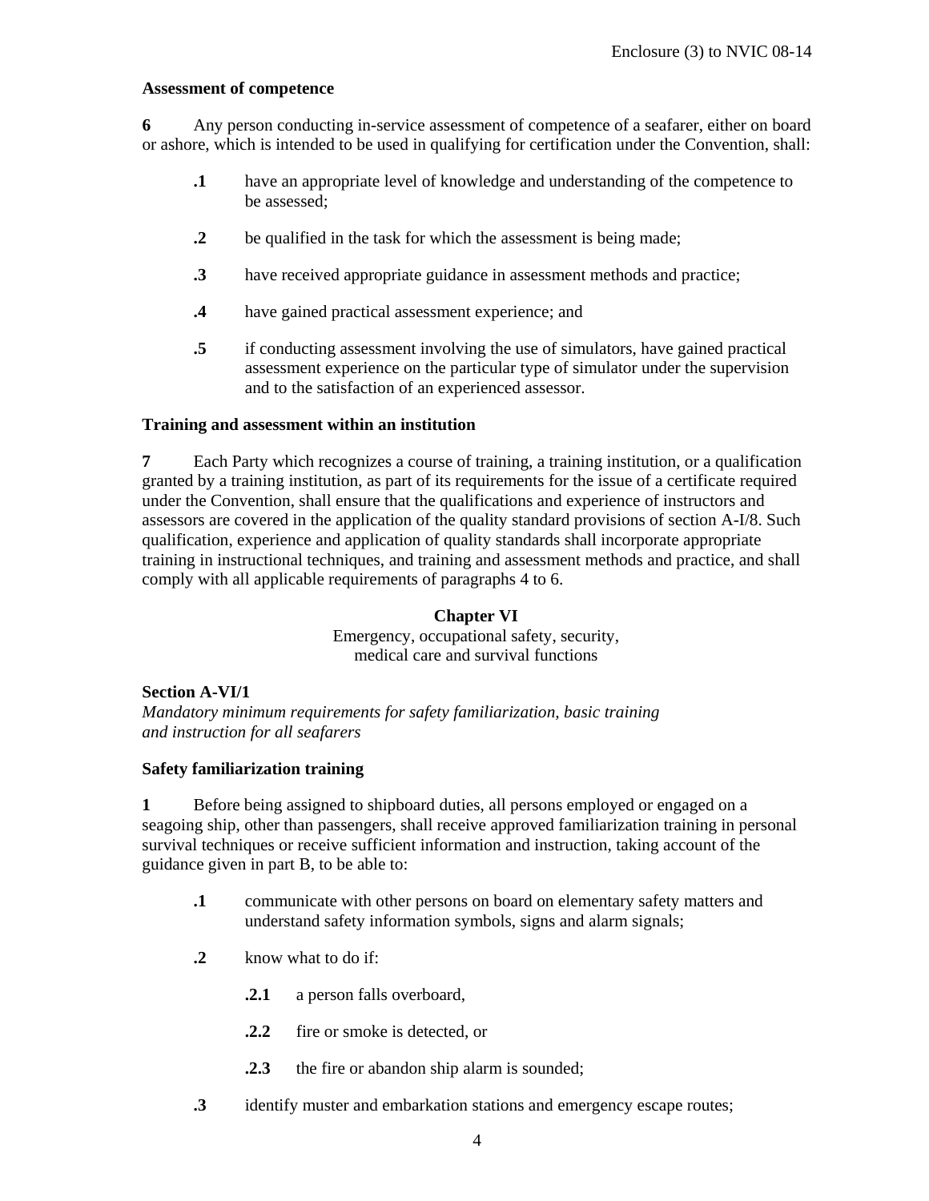**Assessment of competence**

**6** Any person conducting in-service assessment of competence of a seafarer, either on board or ashore, which is intended to be used in qualifying for certification under the Convention, shall:

- **.1** have an appropriate level of knowledge and understanding of the competence to be assessed;
- **.2** be qualified in the task for which the assessment is being made;
- **.3** have received appropriate guidance in assessment methods and practice;
- **.4** have gained practical assessment experience; and
- **.5** if conducting assessment involving the use of simulators, have gained practical assessment experience on the particular type of simulator under the supervision and to the satisfaction of an experienced assessor.

**Training and assessment within an institution**

**7** Each Party which recognizes a course of training, a training institution, or a qualification granted by a training institution, as part of its requirements for the issue of a certificate required under the Convention, shall ensure that the qualifications and experience of instructors and assessors are covered in the application of the quality standard provisions of section A-I/8. Such qualification, experience and application of quality standards shall incorporate appropriate training in instructional techniques, and training and assessment methods and practice, and shall comply with all applicable requirements of paragraphs 4 to 6.

## Chapter VI

Emergency, occupational safety, security, medical care and survival functions

### Section A-VI/1

*Mandatory minimum requirements for safety familiarization, basic training and instruction for all seafarers*

**Safety familiarization training**

**1** Before being assigned to shipboard duties, all persons employed or engaged on a seagoing ship, other than passengers, shall receive approved familiarization training in personal survival techniques or receive sufficient information and instruction, taking account of the guidance given in part B, to be able to:

- **.1** communicate with other persons on board on elementary safety matters and understand safety information symbols, signs and alarm signals;
- **.2** know what to do if:
  - **.2.1** a person falls overboard,
  - **.2.2** fire or smoke is detected, or
  - **.2.3** the fire or abandon ship alarm is sounded;
- **.3** identify muster and embarkation stations and emergency escape routes;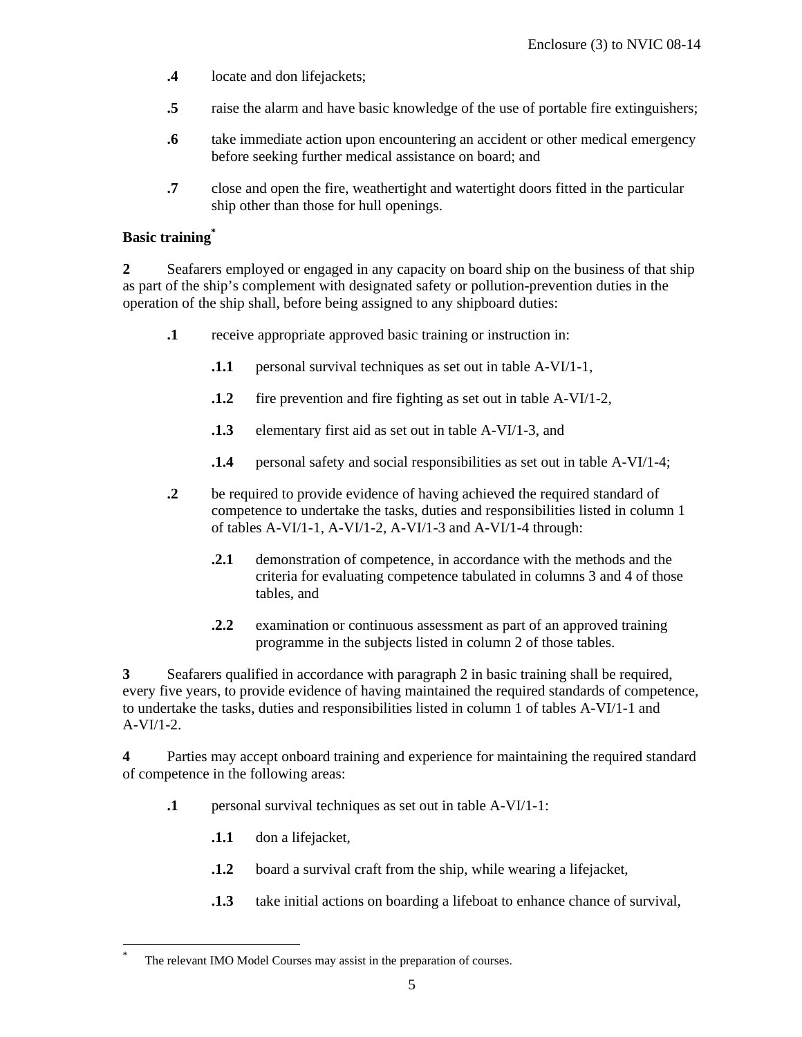**.4** locate and don lifejackets;

**.5** raise the alarm and have basic knowledge of the use of portable fire extinguishers;

**.6** take immediate action upon encountering an accident or other medical emergency before seeking further medical assistance on board; and

**.7** close and open the fire, weathertight and watertight doors fitted in the particular ship other than those for hull openings.

**Basic training***

**2** Seafarers employed or engaged in any capacity on board ship on the business of that ship as part of the ship's complement with designated safety or pollution-prevention duties in the operation of the ship shall, before being assigned to any shipboard duties:

**.1** receive appropriate approved basic training or instruction in:

**.1.1** personal survival techniques as set out in table A-VI/1-1,

**.1.2** fire prevention and fire fighting as set out in table A-VI/1-2,

**.1.3** elementary first aid as set out in table A-VI/1-3, and

**.1.4** personal safety and social responsibilities as set out in table A-VI/1-4;

**.2** be required to provide evidence of having achieved the required standard of competence to undertake the tasks, duties and responsibilities listed in column 1 of tables A-VI/1-1, A-VI/1-2, A-VI/1-3 and A-VI/1-4 through:

**.2.1** demonstration of competence, in accordance with the methods and the criteria for evaluating competence tabulated in columns 3 and 4 of those tables, and

**.2.2** examination or continuous assessment as part of an approved training programme in the subjects listed in column 2 of those tables.

**3** Seafarers qualified in accordance with paragraph 2 in basic training shall be required, every five years, to provide evidence of having maintained the required standards of competence, to undertake the tasks, duties and responsibilities listed in column 1 of tables A-VI/1-1 and A-VI/1-2.

**4** Parties may accept onboard training and experience for maintaining the required standard of competence in the following areas:

**.1** personal survival techniques as set out in table A-VI/1-1:

**.1.1** don a lifejacket,

**.1.2** board a survival craft from the ship, while wearing a lifejacket,

**.1.3** take initial actions on boarding a lifeboat to enhance chance of survival,

* The relevant IMO Model Courses may assist in the preparation of courses.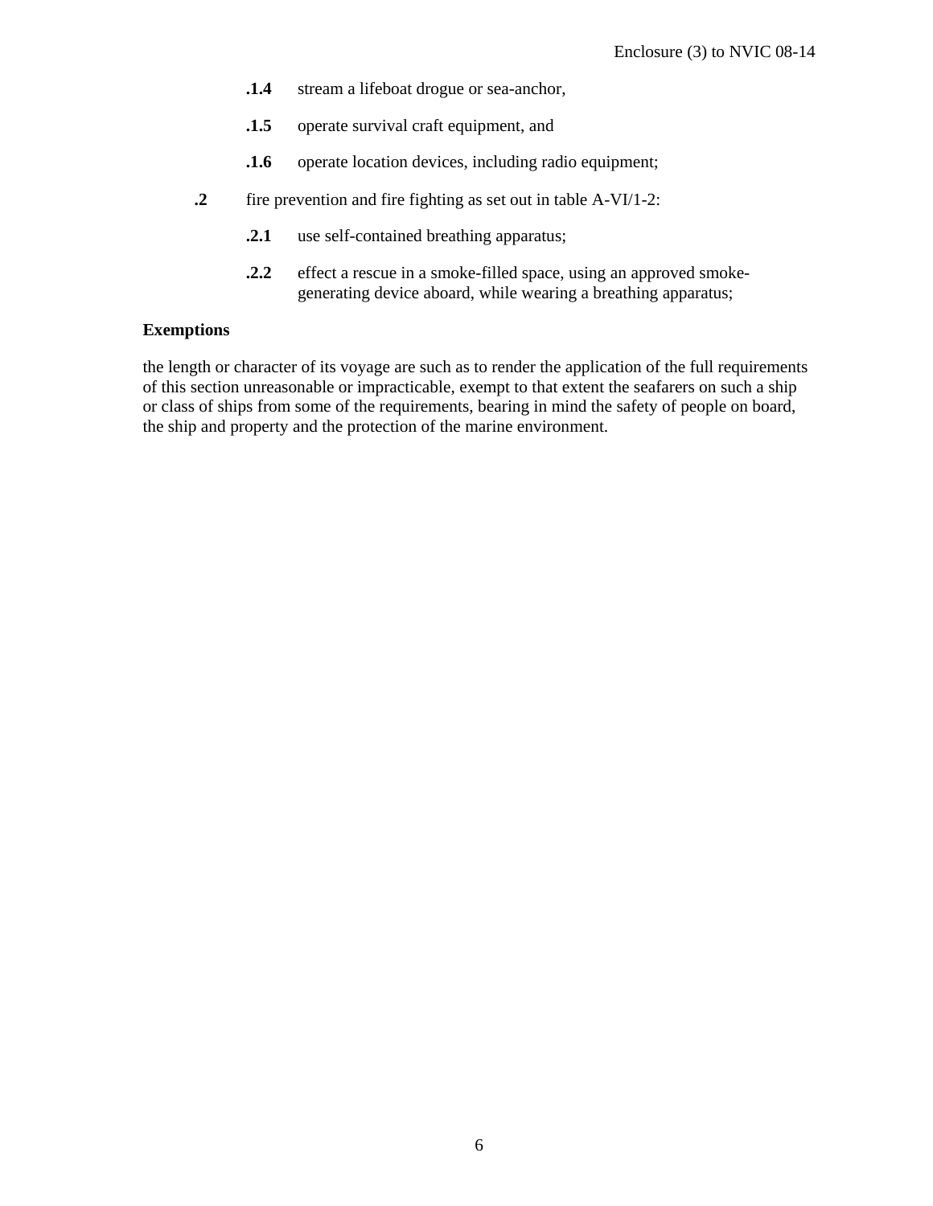**.1.4** stream a lifeboat drogue or sea-anchor,

**.1.5** operate survival craft equipment, and

**.1.6** operate location devices, including radio equipment;

**.2** fire prevention and fire fighting as set out in table A-VI/1-2:

**.2.1** use self-contained breathing apparatus;

**.2.2** effect a rescue in a smoke-filled space, using an approved smoke-generating device aboard, while wearing a breathing apparatus;

**Exemptions**

the length or character of its voyage are such as to render the application of the full requirements of this section unreasonable or impracticable, exempt to that extent the seafarers on such a ship or class of ships from some of the requirements, bearing in mind the safety of people on board, the ship and property and the protection of the marine environment.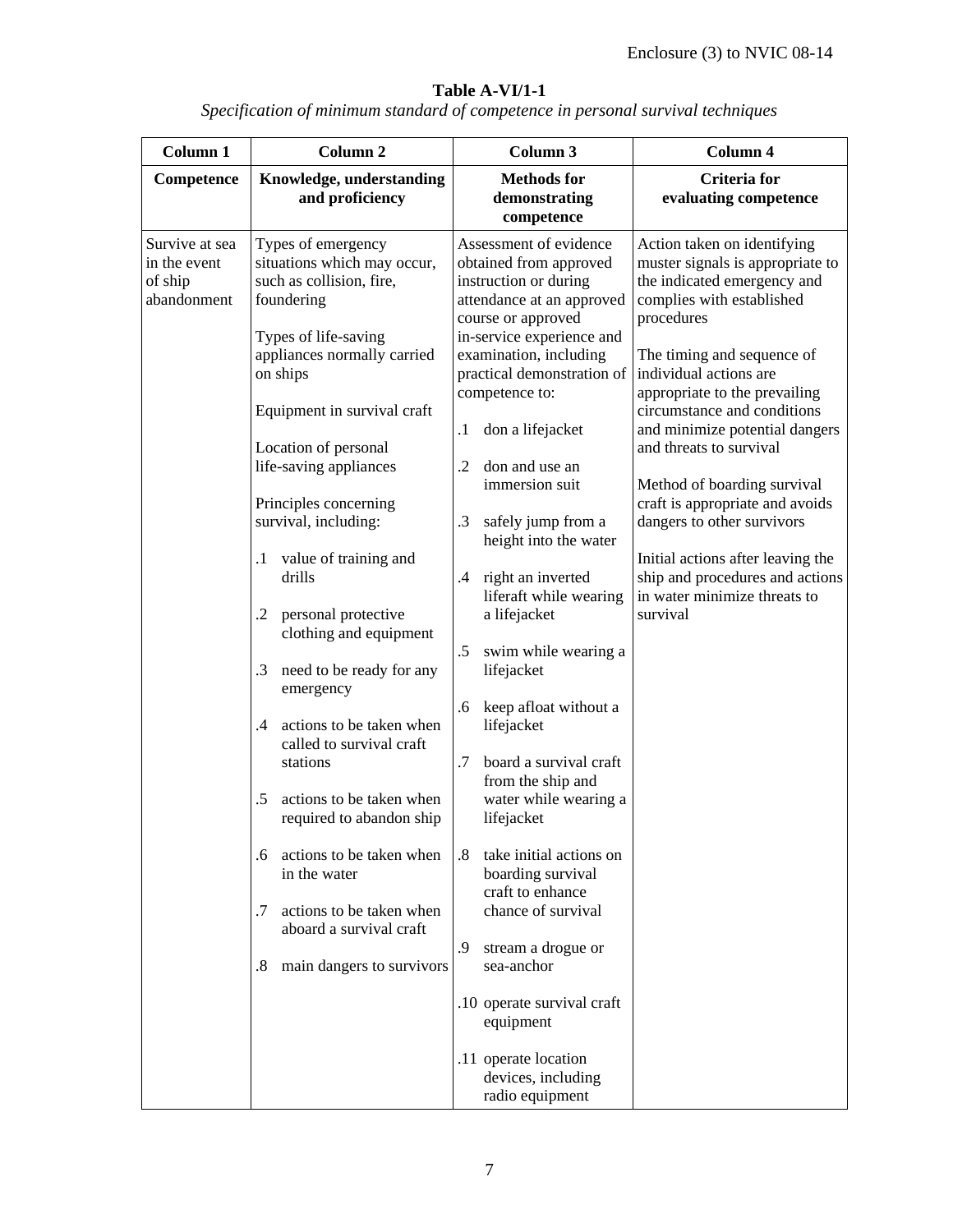**Table A-VI/1-1**

*Specification of minimum standard of competence in personal survival techniques*

| Column 1 | Column 2 | Column 3 | Column 4 |
|---|---|---|---|
| **Competence** | **Knowledge, understanding and proficiency** | **Methods for demonstrating competence** | **Criteria for evaluating competence** |
| Survive at sea in the event of ship abandonment | Types of emergency situations which may occur, such as collision, fire, foundering<br><br>Types of life-saving appliances normally carried on ships<br><br>Equipment in survival craft<br><br>Location of personal life-saving appliances<br><br>Principles concerning survival, including:<br><br>.1 value of training and drills<br><br>.2 personal protective clothing and equipment<br><br>.3 need to be ready for any emergency<br><br>.4 actions to be taken when called to survival craft stations<br><br>.5 actions to be taken when required to abandon ship<br><br>.6 actions to be taken when in the water<br><br>.7 actions to be taken when aboard a survival craft<br><br>.8 main dangers to survivors | Assessment of evidence obtained from approved instruction or during attendance at an approved course or approved in-service experience and examination, including practical demonstration of competence to:<br><br>.1 don a lifejacket<br><br>.2 don and use an immersion suit<br><br>.3 safely jump from a height into the water<br><br>.4 right an inverted liferaft while wearing a lifejacket<br><br>.5 swim while wearing a lifejacket<br><br>.6 keep afloat without a lifejacket<br><br>.7 board a survival craft from the ship and water while wearing a lifejacket<br><br>.8 take initial actions on boarding survival craft to enhance chance of survival<br><br>.9 stream a drogue or sea-anchor<br><br>.10 operate survival craft equipment<br><br>.11 operate location devices, including radio equipment | Action taken on identifying muster signals is appropriate to the indicated emergency and complies with established procedures<br><br>The timing and sequence of individual actions are appropriate to the prevailing circumstance and conditions and minimize potential dangers and threats to survival<br><br>Method of boarding survival craft is appropriate and avoids dangers to other survivors<br><br>Initial actions after leaving the ship and procedures and actions in water minimize threats to survival |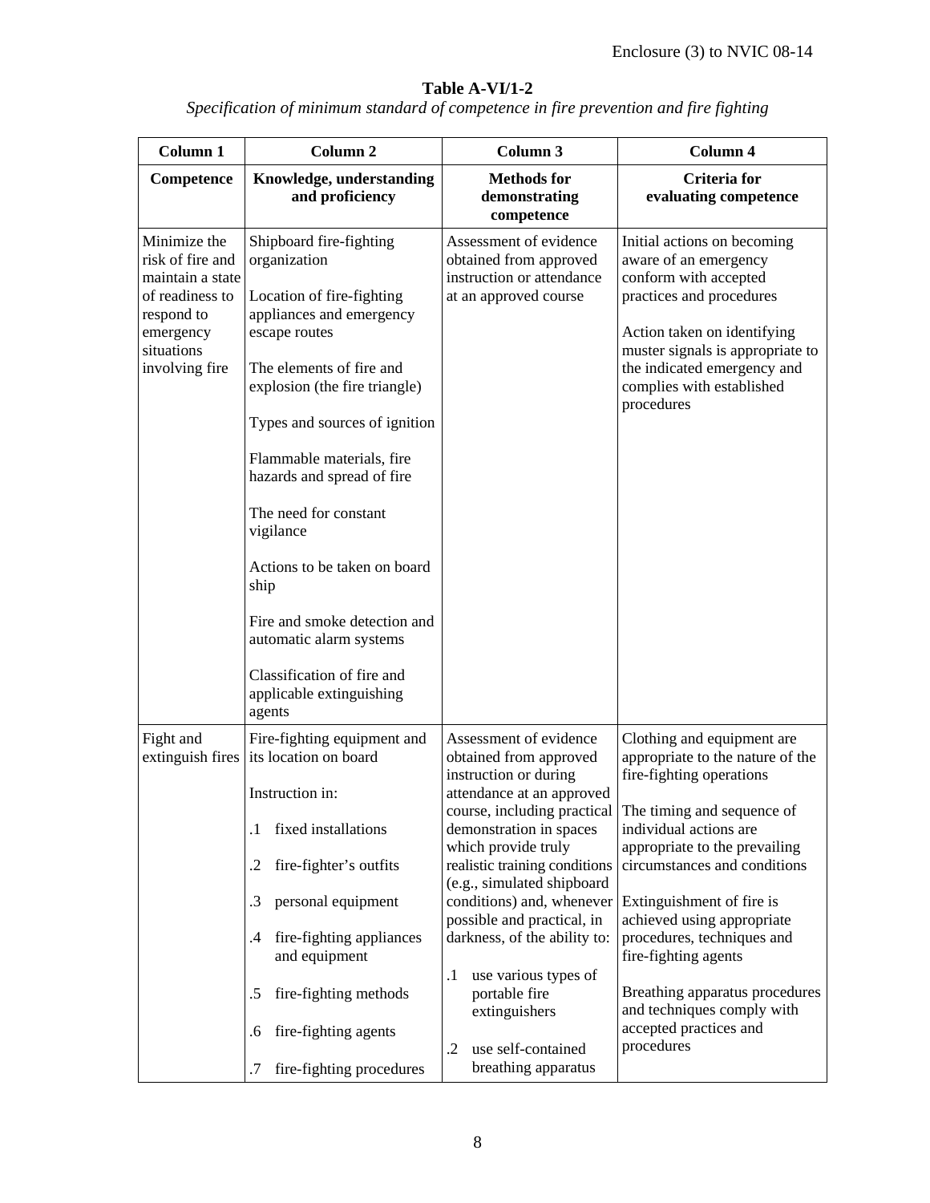**Table A-VI/1-2**

*Specification of minimum standard of competence in fire prevention and fire fighting*

| Column 1 | Column 2 | Column 3 | Column 4 |
|---|---|---|---|
| **Competence** | **Knowledge, understanding and proficiency** | **Methods for demonstrating competence** | **Criteria for evaluating competence** |
| Minimize the risk of fire and maintain a state of readiness to respond to emergency situations involving fire | Shipboard fire-fighting organization<br><br>Location of fire-fighting appliances and emergency escape routes<br><br>The elements of fire and explosion (the fire triangle)<br><br>Types and sources of ignition<br><br>Flammable materials, fire hazards and spread of fire<br><br>The need for constant vigilance<br><br>Actions to be taken on board ship<br><br>Fire and smoke detection and automatic alarm systems<br><br>Classification of fire and applicable extinguishing agents | Assessment of evidence obtained from approved instruction or attendance at an approved course | Initial actions on becoming aware of an emergency conform with accepted practices and procedures<br><br>Action taken on identifying muster signals is appropriate to the indicated emergency and complies with established procedures |
| Fight and extinguish fires | Fire-fighting equipment and its location on board<br><br>Instruction in:<br><br>.1 fixed installations<br><br>.2 fire-fighter's outfits<br><br>.3 personal equipment<br><br>.4 fire-fighting appliances and equipment<br><br>.5 fire-fighting methods<br><br>.6 fire-fighting agents<br><br>.7 fire-fighting procedures | Assessment of evidence obtained from approved instruction or during attendance at an approved course, including practical demonstration in spaces which provide truly realistic training conditions (e.g., simulated shipboard conditions) and, whenever possible and practical, in darkness, of the ability to:<br><br>.1 use various types of portable fire extinguishers<br><br>.2 use self-contained breathing apparatus | Clothing and equipment are appropriate to the nature of the fire-fighting operations<br><br>The timing and sequence of individual actions are appropriate to the prevailing circumstances and conditions<br><br>Extinguishment of fire is achieved using appropriate procedures, techniques and fire-fighting agents<br><br>Breathing apparatus procedures and techniques comply with accepted practices and procedures |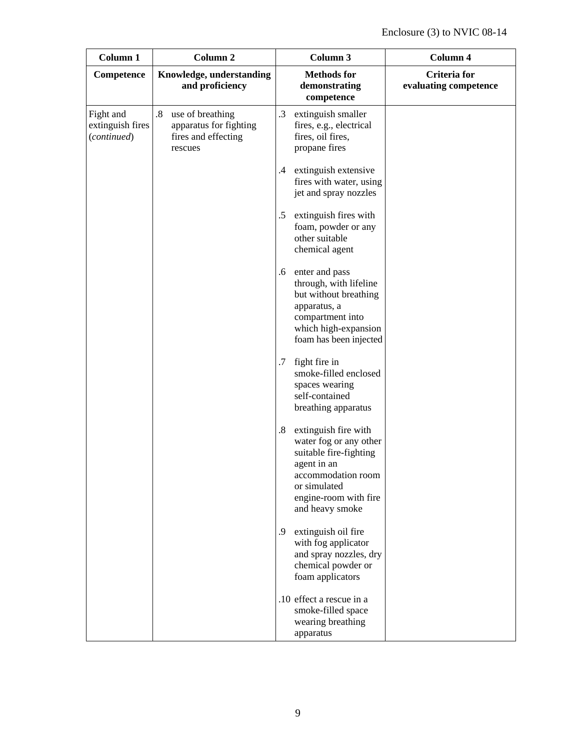| Column 1 | Column 2 | Column 3 | Column 4 |
|---|---|---|---|
| **Competence** | **Knowledge, understanding and proficiency** | **Methods for demonstrating competence** | **Criteria for evaluating competence** |
| Fight and extinguish fires (*continued*) | .8 use of breathing apparatus for fighting fires and effecting rescues | .3 extinguish smaller fires, e.g., electrical fires, oil fires, propane fires<br><br>.4 extinguish extensive fires with water, using jet and spray nozzles<br><br>.5 extinguish fires with foam, powder or any other suitable chemical agent<br><br>.6 enter and pass through, with lifeline but without breathing apparatus, a compartment into which high-expansion foam has been injected<br><br>.7 fight fire in smoke-filled enclosed spaces wearing self-contained breathing apparatus<br><br>.8 extinguish fire with water fog or any other suitable fire-fighting agent in an accommodation room or simulated engine-room with fire and heavy smoke<br><br>.9 extinguish oil fire with fog applicator and spray nozzles, dry chemical powder or foam applicators<br><br>.10 effect a rescue in a smoke-filled space wearing breathing apparatus | |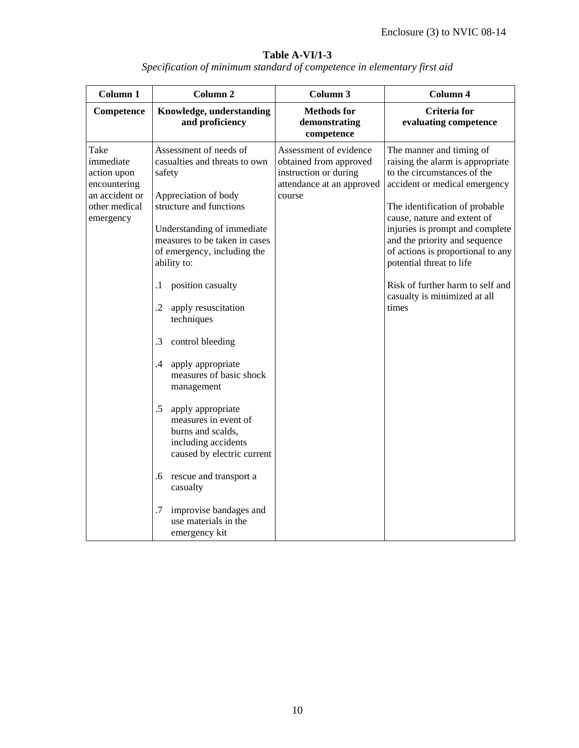**Table A-VI/1-3**

*Specification of minimum standard of competence in elementary first aid*

| Column 1 | Column 2 | Column 3 | Column 4 |
|---|---|---|---|
| **Competence** | **Knowledge, understanding and proficiency** | **Methods for demonstrating competence** | **Criteria for evaluating competence** |
| Take immediate action upon encountering an accident or other medical emergency | Assessment of needs of casualties and threats to own safety<br><br>Appreciation of body structure and functions<br><br>Understanding of immediate measures to be taken in cases of emergency, including the ability to:<br><br>.1 position casualty<br><br>.2 apply resuscitation techniques<br><br>.3 control bleeding<br><br>.4 apply appropriate measures of basic shock management<br><br>.5 apply appropriate measures in event of burns and scalds, including accidents caused by electric current<br><br>.6 rescue and transport a casualty<br><br>.7 improvise bandages and use materials in the emergency kit | Assessment of evidence obtained from approved instruction or during attendance at an approved course | The manner and timing of raising the alarm is appropriate to the circumstances of the accident or medical emergency<br><br>The identification of probable cause, nature and extent of injuries is prompt and complete and the priority and sequence of actions is proportional to any potential threat to life<br><br>Risk of further harm to self and casualty is minimized at all times |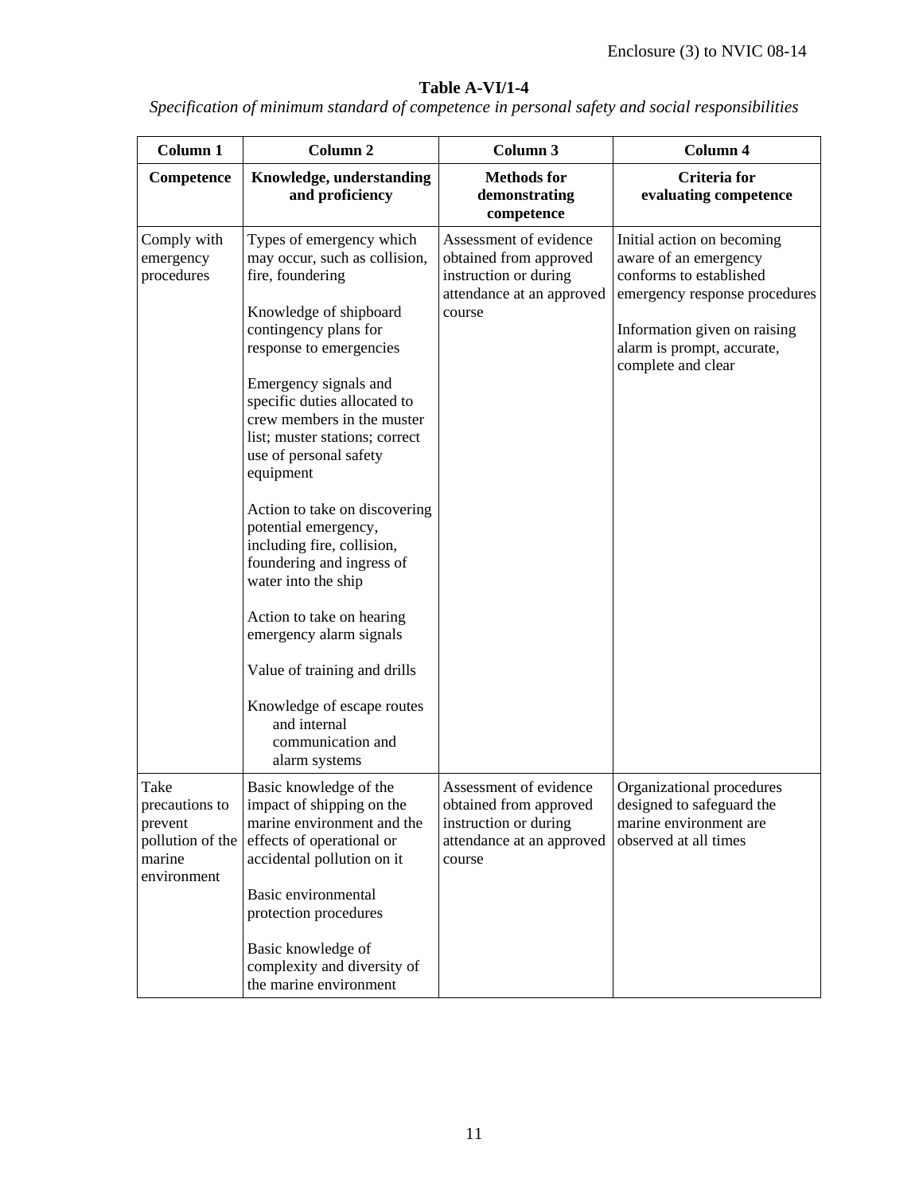**Table A-VI/1-4**

*Specification of minimum standard of competence in personal safety and social responsibilities*

| Column 1 | Column 2 | Column 3 | Column 4 |
|---|---|---|---|
| **Competence** | **Knowledge, understanding and proficiency** | **Methods for demonstrating competence** | **Criteria for evaluating competence** |
| Comply with emergency procedures | Types of emergency which may occur, such as collision, fire, foundering<br><br>Knowledge of shipboard contingency plans for response to emergencies<br><br>Emergency signals and specific duties allocated to crew members in the muster list; muster stations; correct use of personal safety equipment<br><br>Action to take on discovering potential emergency, including fire, collision, foundering and ingress of water into the ship<br><br>Action to take on hearing emergency alarm signals<br><br>Value of training and drills<br><br>Knowledge of escape routes and internal communication and alarm systems | Assessment of evidence obtained from approved instruction or during attendance at an approved course | Initial action on becoming aware of an emergency conforms to established emergency response procedures<br><br>Information given on raising alarm is prompt, accurate, complete and clear |
| Take precautions to prevent pollution of the marine environment | Basic knowledge of the impact of shipping on the marine environment and the effects of operational or accidental pollution on it<br><br>Basic environmental protection procedures<br><br>Basic knowledge of complexity and diversity of the marine environment | Assessment of evidence obtained from approved instruction or during attendance at an approved course | Organizational procedures designed to safeguard the marine environment are observed at all times |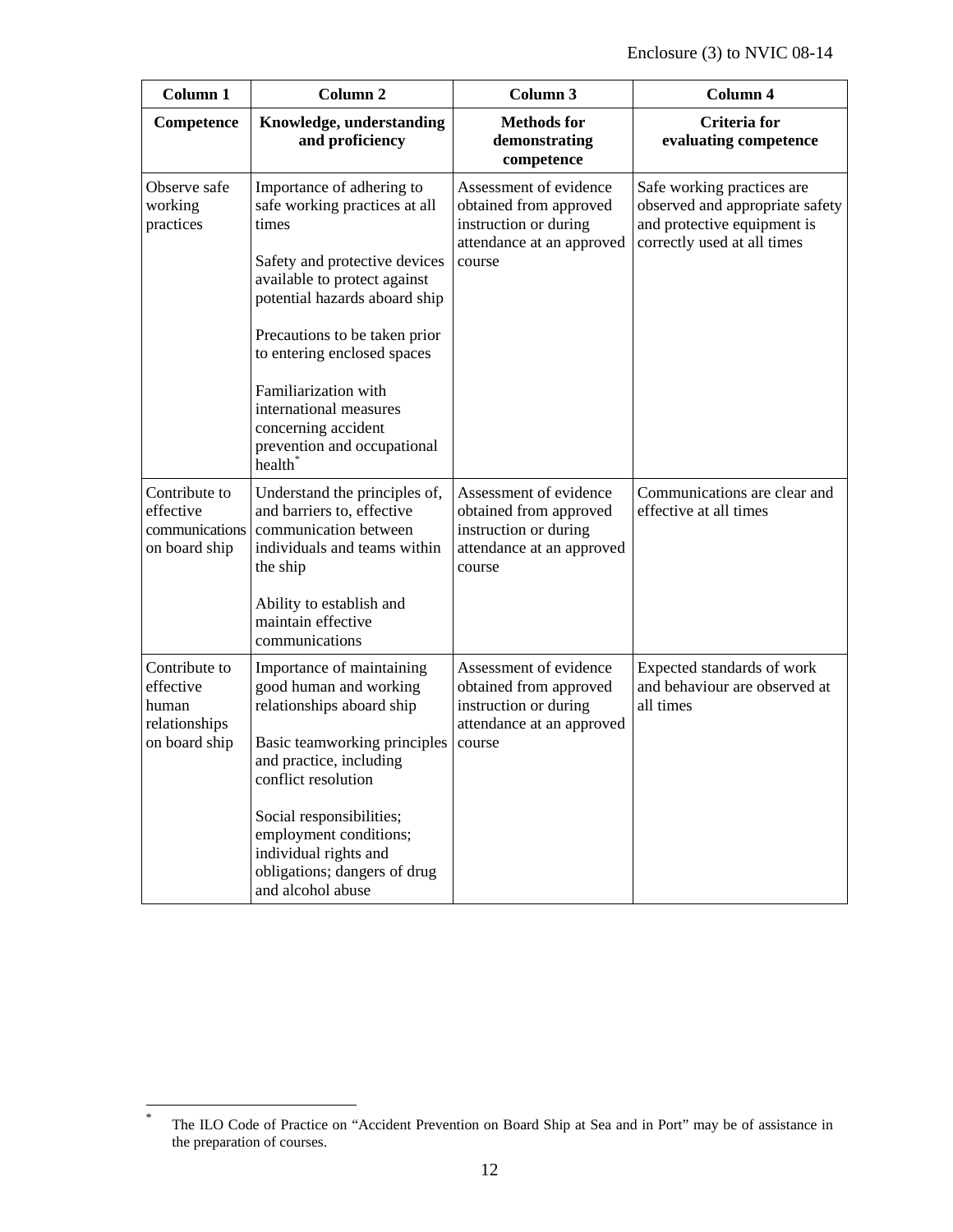| Column 1 | Column 2 | Column 3 | Column 4 |
|---|---|---|---|
| **Competence** | **Knowledge, understanding and proficiency** | **Methods for demonstrating competence** | **Criteria for evaluating competence** |
| Observe safe working practices | Importance of adhering to safe working practices at all times<br><br>Safety and protective devices available to protect against potential hazards aboard ship<br><br>Precautions to be taken prior to entering enclosed spaces<br><br>Familiarization with international measures concerning accident prevention and occupational health* | Assessment of evidence obtained from approved instruction or during attendance at an approved course | Safe working practices are observed and appropriate safety and protective equipment is correctly used at all times |
| Contribute to effective communications on board ship | Understand the principles of, and barriers to, effective communication between individuals and teams within the ship<br><br>Ability to establish and maintain effective communications | Assessment of evidence obtained from approved instruction or during attendance at an approved course | Communications are clear and effective at all times |
| Contribute to effective human relationships on board ship | Importance of maintaining good human and working relationships aboard ship<br><br>Basic teamworking principles and practice, including conflict resolution<br><br>Social responsibilities; employment conditions; individual rights and obligations; dangers of drug and alcohol abuse | Assessment of evidence obtained from approved instruction or during attendance at an approved course | Expected standards of work and behaviour are observed at all times |

* The ILO Code of Practice on "Accident Prevention on Board Ship at Sea and in Port" may be of assistance in the preparation of courses.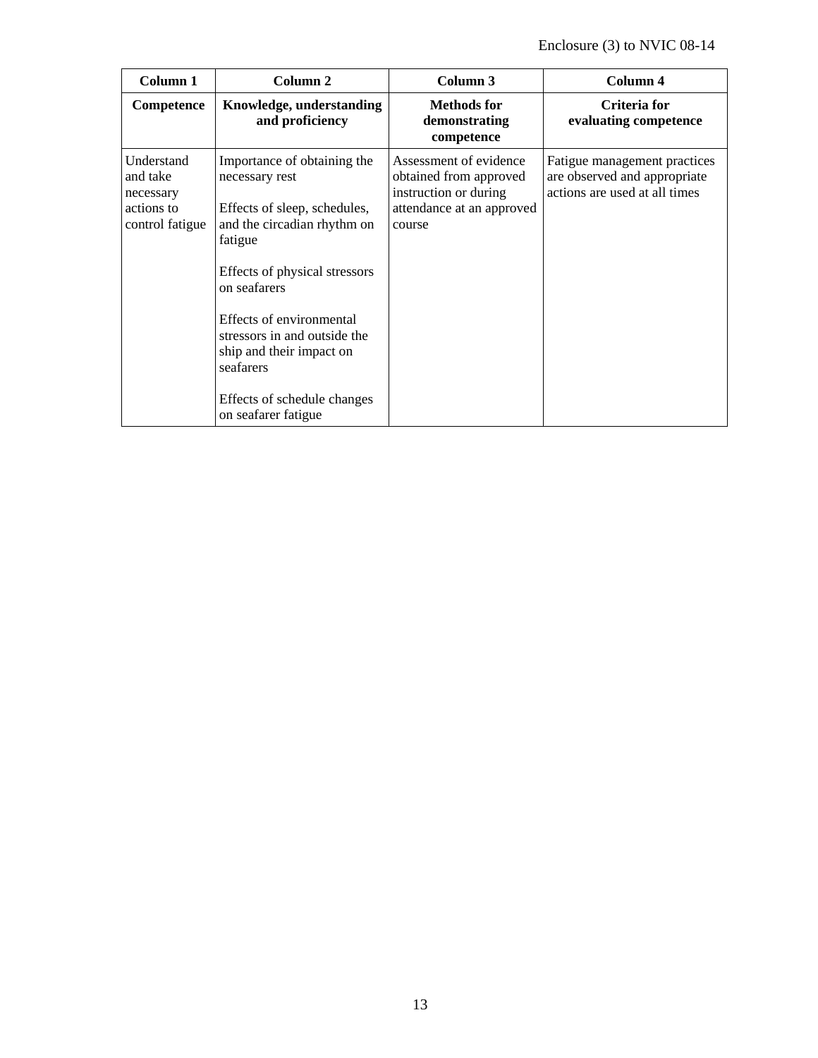| Column 1 | Column 2 | Column 3 | Column 4 |
|---|---|---|---|
| **Competence** | **Knowledge, understanding and proficiency** | **Methods for demonstrating competence** | **Criteria for evaluating competence** |
| Understand and take necessary actions to control fatigue | Importance of obtaining the necessary rest<br><br>Effects of sleep, schedules, and the circadian rhythm on fatigue<br><br>Effects of physical stressors on seafarers<br><br>Effects of environmental stressors in and outside the ship and their impact on seafarers<br><br>Effects of schedule changes on seafarer fatigue | Assessment of evidence obtained from approved instruction or during attendance at an approved course | Fatigue management practices are observed and appropriate actions are used at all times |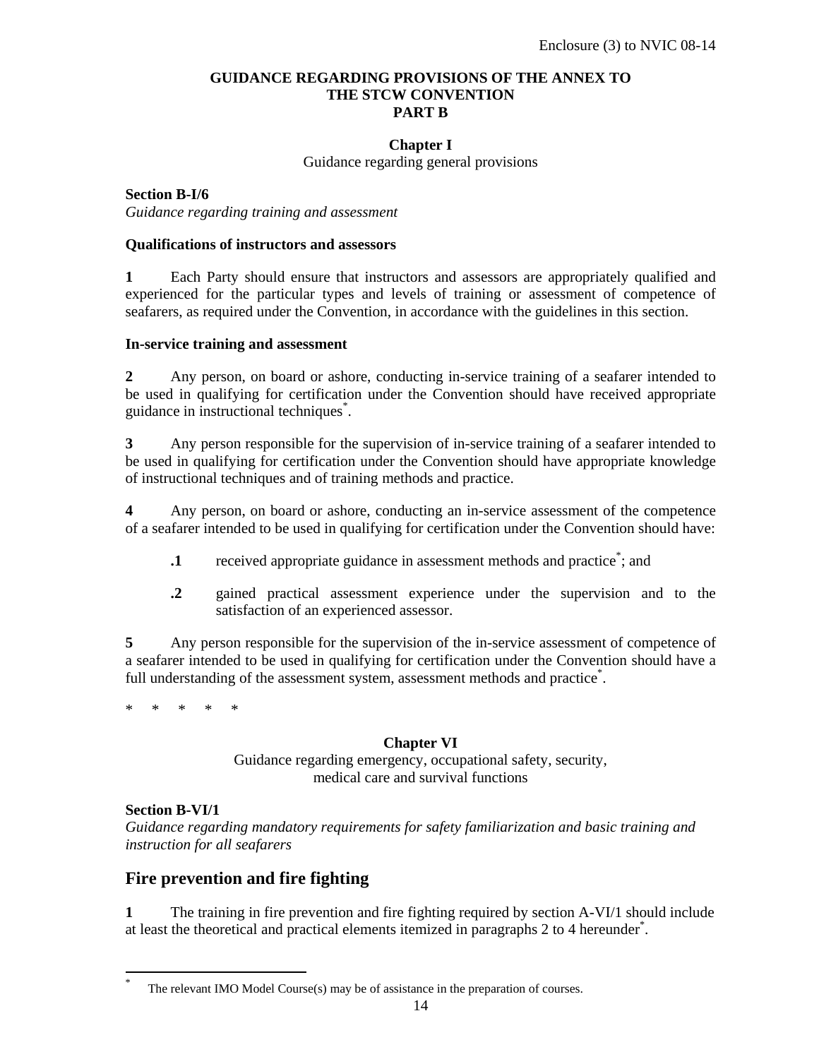**GUIDANCE REGARDING PROVISIONS OF THE ANNEX TO THE STCW CONVENTION PART B**

**Chapter I**

Guidance regarding general provisions

**Section B-I/6**

*Guidance regarding training and assessment*

**Qualifications of instructors and assessors**

**1** Each Party should ensure that instructors and assessors are appropriately qualified and experienced for the particular types and levels of training or assessment of competence of seafarers, as required under the Convention, in accordance with the guidelines in this section.

**In-service training and assessment**

**2** Any person, on board or ashore, conducting in-service training of a seafarer intended to be used in qualifying for certification under the Convention should have received appropriate guidance in instructional techniques*.

**3** Any person responsible for the supervision of in-service training of a seafarer intended to be used in qualifying for certification under the Convention should have appropriate knowledge of instructional techniques and of training methods and practice.

**4** Any person, on board or ashore, conducting an in-service assessment of the competence of a seafarer intended to be used in qualifying for certification under the Convention should have:

**.1** received appropriate guidance in assessment methods and practice*; and

**.2** gained practical assessment experience under the supervision and to the satisfaction of an experienced assessor.

**5** Any person responsible for the supervision of the in-service assessment of competence of a seafarer intended to be used in qualifying for certification under the Convention should have a full understanding of the assessment system, assessment methods and practice*.

\* \* \* \* \*

**Chapter VI**

Guidance regarding emergency, occupational safety, security, medical care and survival functions

**Section B-VI/1**

*Guidance regarding mandatory requirements for safety familiarization and basic training and instruction for all seafarers*

## Fire prevention and fire fighting

**1** The training in fire prevention and fire fighting required by section A-VI/1 should include at least the theoretical and practical elements itemized in paragraphs 2 to 4 hereunder*.

---

\* The relevant IMO Model Course(s) may be of assistance in the preparation of courses.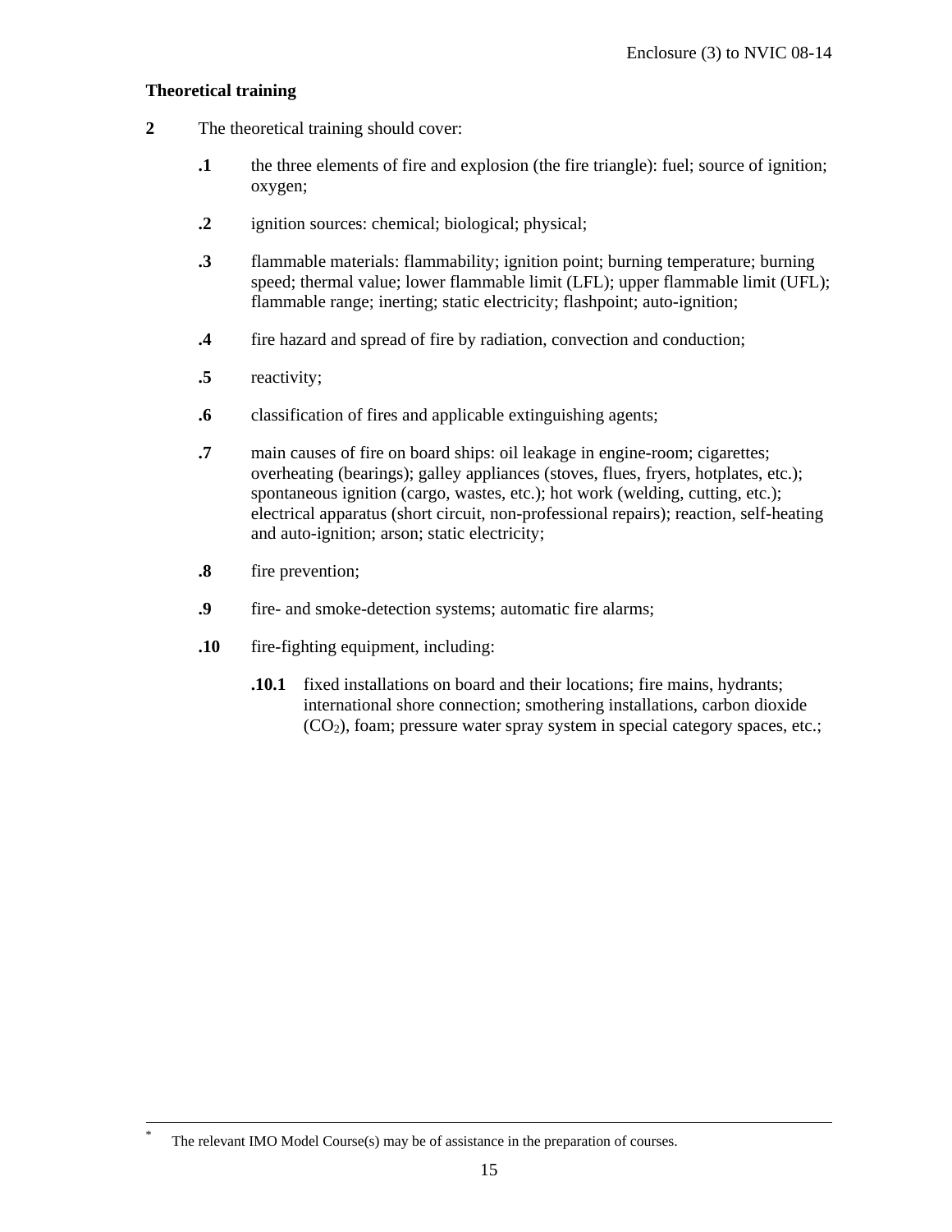**Theoretical training**

**2** The theoretical training should cover:

- **.1** the three elements of fire and explosion (the fire triangle): fuel; source of ignition; oxygen;
- **.2** ignition sources: chemical; biological; physical;
- **.3** flammable materials: flammability; ignition point; burning temperature; burning speed; thermal value; lower flammable limit (LFL); upper flammable limit (UFL); flammable range; inerting; static electricity; flashpoint; auto-ignition;
- **.4** fire hazard and spread of fire by radiation, convection and conduction;
- **.5** reactivity;
- **.6** classification of fires and applicable extinguishing agents;
- **.7** main causes of fire on board ships: oil leakage in engine-room; cigarettes; overheating (bearings); galley appliances (stoves, flues, fryers, hotplates, etc.); spontaneous ignition (cargo, wastes, etc.); hot work (welding, cutting, etc.); electrical apparatus (short circuit, non-professional repairs); reaction, self-heating and auto-ignition; arson; static electricity;
- **.8** fire prevention;
- **.9** fire- and smoke-detection systems; automatic fire alarms;
- **.10** fire-fighting equipment, including:
  - **.10.1** fixed installations on board and their locations; fire mains, hydrants; international shore connection; smothering installations, carbon dioxide ($CO_2$), foam; pressure water spray system in special category spaces, etc.;

---

* The relevant IMO Model Course(s) may be of assistance in the preparation of courses.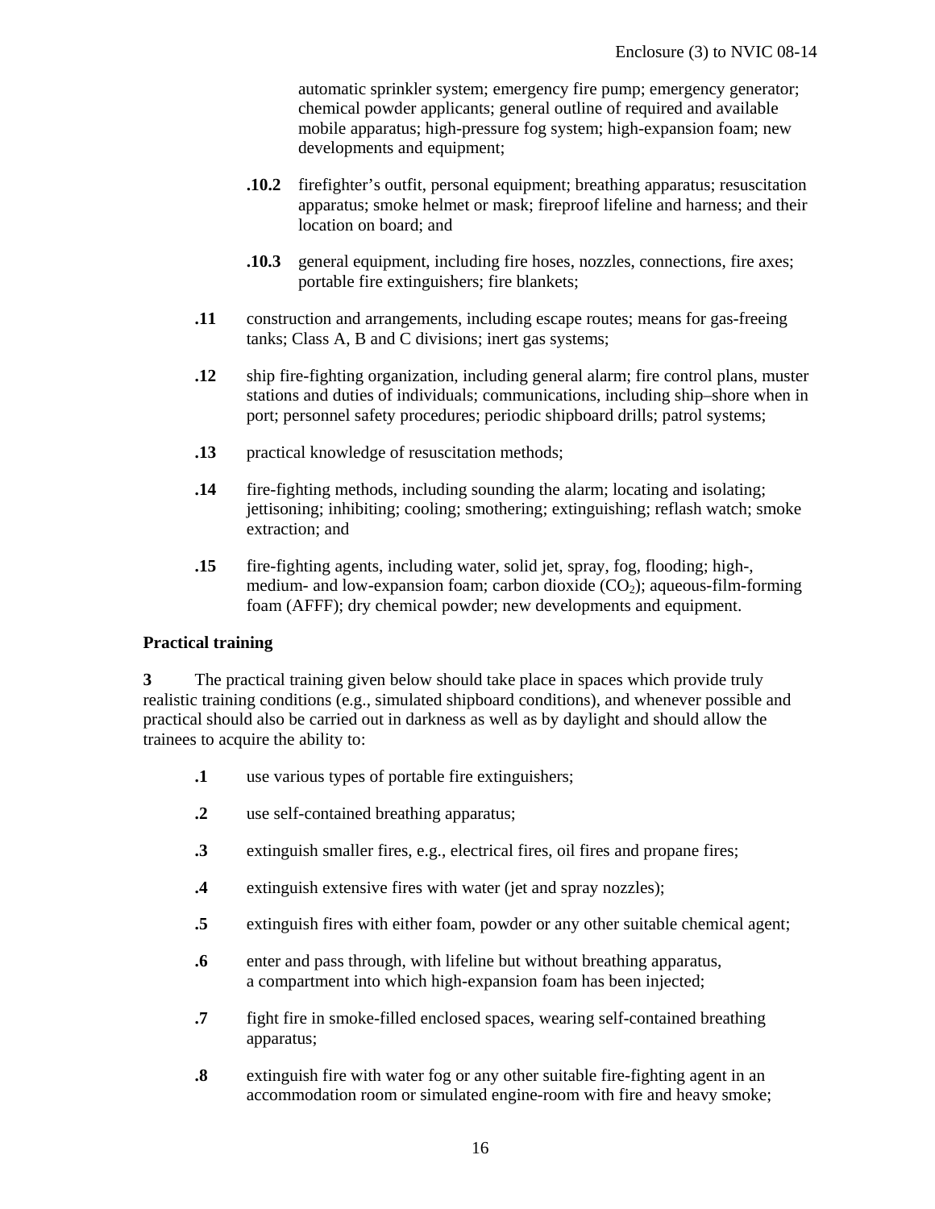automatic sprinkler system; emergency fire pump; emergency generator; chemical powder applicants; general outline of required and available mobile apparatus; high-pressure fog system; high-expansion foam; new developments and equipment;

**.10.2** firefighter's outfit, personal equipment; breathing apparatus; resuscitation apparatus; smoke helmet or mask; fireproof lifeline and harness; and their location on board; and

**.10.3** general equipment, including fire hoses, nozzles, connections, fire axes; portable fire extinguishers; fire blankets;

**.11** construction and arrangements, including escape routes; means for gas-freeing tanks; Class A, B and C divisions; inert gas systems;

**.12** ship fire-fighting organization, including general alarm; fire control plans, muster stations and duties of individuals; communications, including ship–shore when in port; personnel safety procedures; periodic shipboard drills; patrol systems;

**.13** practical knowledge of resuscitation methods;

**.14** fire-fighting methods, including sounding the alarm; locating and isolating; jettisoning; inhibiting; cooling; smothering; extinguishing; reflash watch; smoke extraction; and

**.15** fire-fighting agents, including water, solid jet, spray, fog, flooding; high-, medium- and low-expansion foam; carbon dioxide ($CO_2$); aqueous-film-forming foam (AFFF); dry chemical powder; new developments and equipment.

**Practical training**

**3** The practical training given below should take place in spaces which provide truly realistic training conditions (e.g., simulated shipboard conditions), and whenever possible and practical should also be carried out in darkness as well as by daylight and should allow the trainees to acquire the ability to:

**.1** use various types of portable fire extinguishers;

**.2** use self-contained breathing apparatus;

**.3** extinguish smaller fires, e.g., electrical fires, oil fires and propane fires;

**.4** extinguish extensive fires with water (jet and spray nozzles);

**.5** extinguish fires with either foam, powder or any other suitable chemical agent;

**.6** enter and pass through, with lifeline but without breathing apparatus, a compartment into which high-expansion foam has been injected;

**.7** fight fire in smoke-filled enclosed spaces, wearing self-contained breathing apparatus;

**.8** extinguish fire with water fog or any other suitable fire-fighting agent in an accommodation room or simulated engine-room with fire and heavy smoke;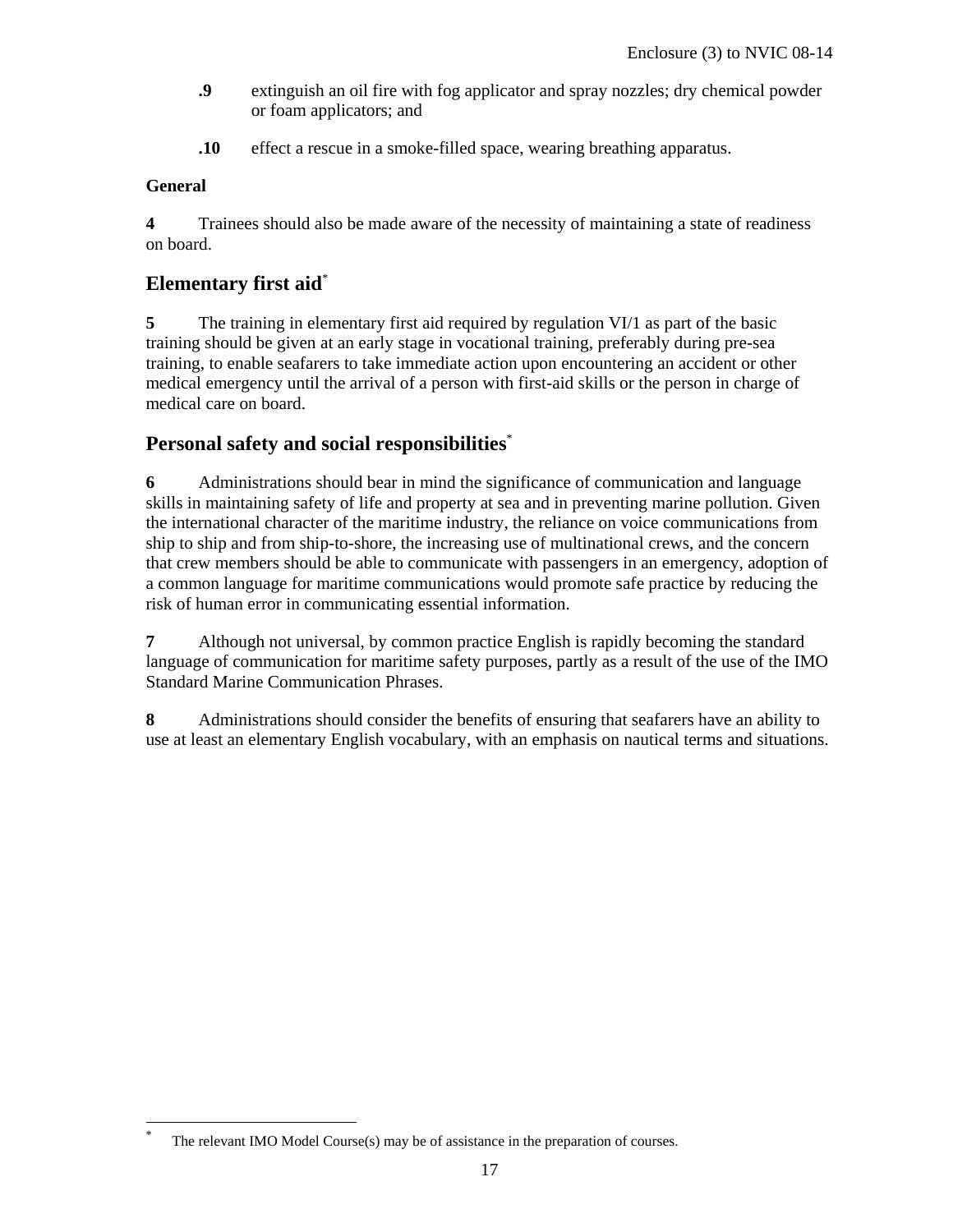**.9** extinguish an oil fire with fog applicator and spray nozzles; dry chemical powder or foam applicators; and

**.10** effect a rescue in a smoke-filled space, wearing breathing apparatus.

**General**

**4** Trainees should also be made aware of the necessity of maintaining a state of readiness on board.

## Elementary first aid*

**5** The training in elementary first aid required by regulation VI/1 as part of the basic training should be given at an early stage in vocational training, preferably during pre-sea training, to enable seafarers to take immediate action upon encountering an accident or other medical emergency until the arrival of a person with first-aid skills or the person in charge of medical care on board.

## Personal safety and social responsibilities*

**6** Administrations should bear in mind the significance of communication and language skills in maintaining safety of life and property at sea and in preventing marine pollution. Given the international character of the maritime industry, the reliance on voice communications from ship to ship and from ship-to-shore, the increasing use of multinational crews, and the concern that crew members should be able to communicate with passengers in an emergency, adoption of a common language for maritime communications would promote safe practice by reducing the risk of human error in communicating essential information.

**7** Although not universal, by common practice English is rapidly becoming the standard language of communication for maritime safety purposes, partly as a result of the use of the IMO Standard Marine Communication Phrases.

**8** Administrations should consider the benefits of ensuring that seafarers have an ability to use at least an elementary English vocabulary, with an emphasis on nautical terms and situations.

---

* The relevant IMO Model Course(s) may be of assistance in the preparation of courses.